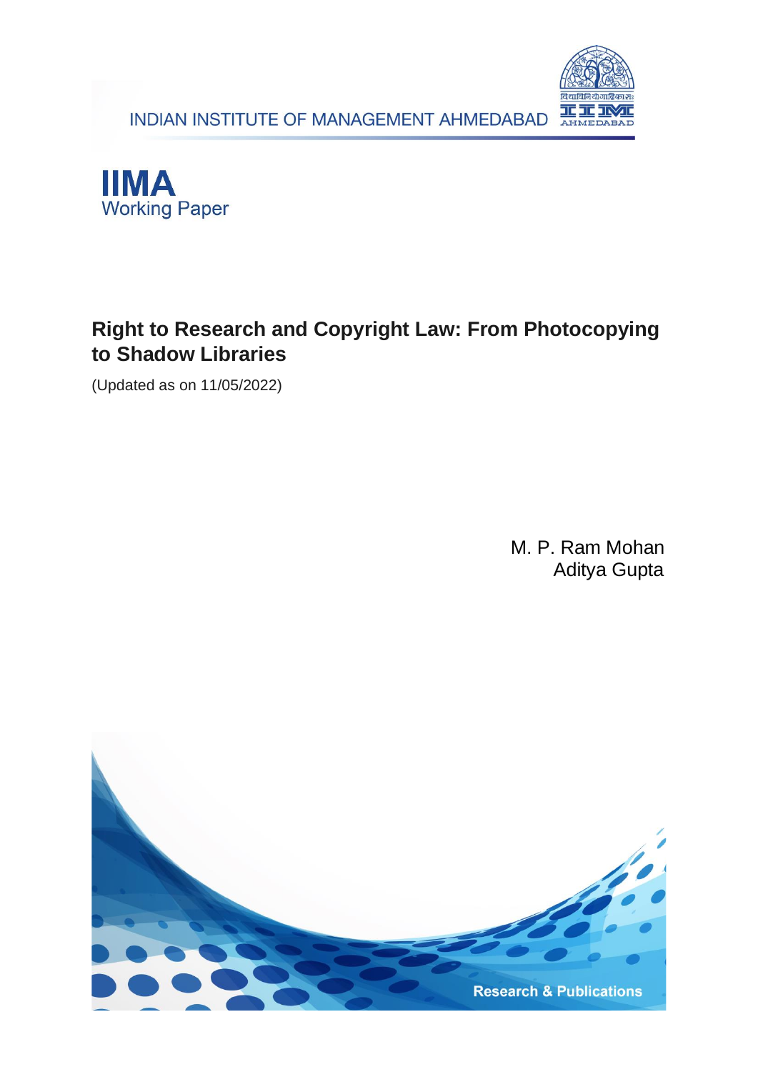INDIAN INSTITUTE OF MANAGEMENT AHMEDABAD

**IIMA**
Working Paper

# Right to Research and Copyright Law: From Photocopying to Shadow Libraries

(Updated as on 11/05/2022)

M. P. Ram Mohan
Aditya Gupta

Research & Publications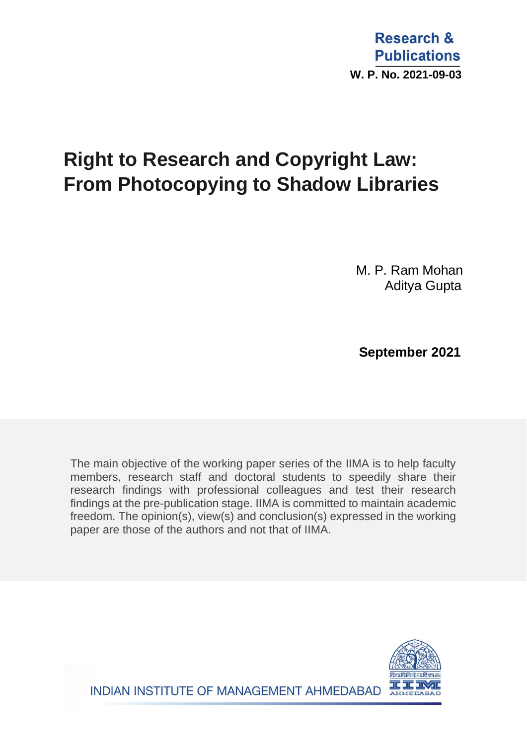Research & Publications

W. P. No. 2021-09-03

# Right to Research and Copyright Law: From Photocopying to Shadow Libraries

M. P. Ram Mohan

Aditya Gupta

**September 2021**

The main objective of the working paper series of the IIMA is to help faculty members, research staff and doctoral students to speedily share their research findings with professional colleagues and test their research findings at the pre-publication stage. IIMA is committed to maintain academic freedom. The opinion(s), view(s) and conclusion(s) expressed in the working paper are those of the authors and not that of IIMA.

INDIAN INSTITUTE OF MANAGEMENT AHMEDABAD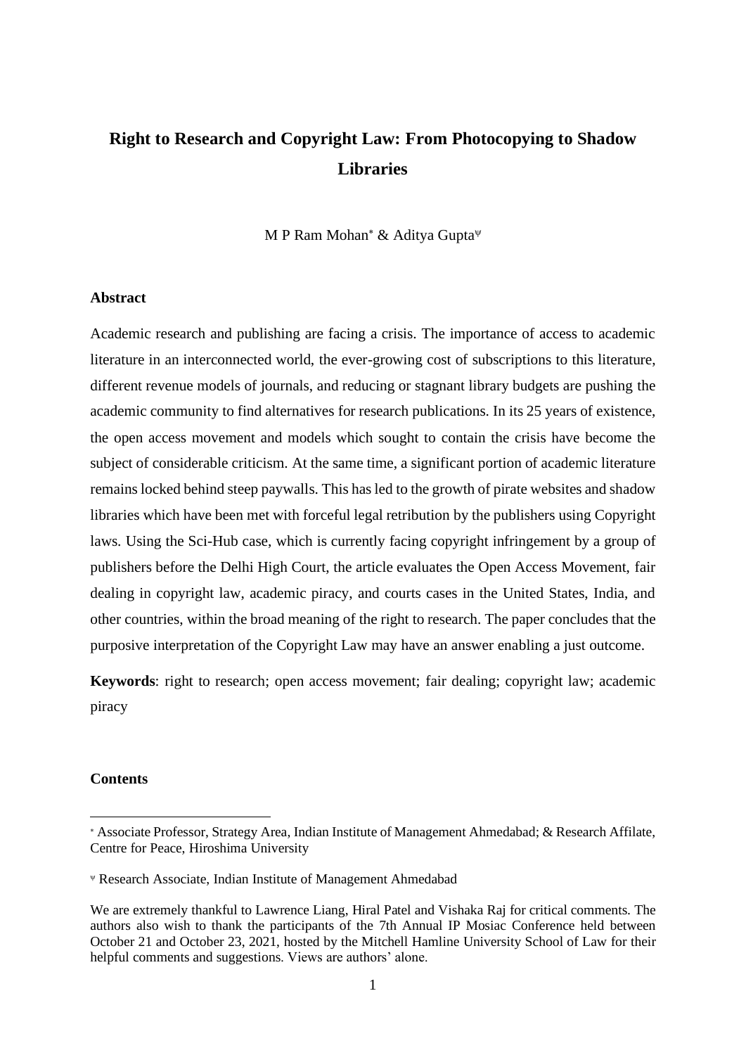# Right to Research and Copyright Law: From Photocopying to Shadow Libraries

M P Ram Mohan[*] & Aditya Gupta[ψ]

**Abstract**

Academic research and publishing are facing a crisis. The importance of access to academic literature in an interconnected world, the ever-growing cost of subscriptions to this literature, different revenue models of journals, and reducing or stagnant library budgets are pushing the academic community to find alternatives for research publications. In its 25 years of existence, the open access movement and models which sought to contain the crisis have become the subject of considerable criticism. At the same time, a significant portion of academic literature remains locked behind steep paywalls. This has led to the growth of pirate websites and shadow libraries which have been met with forceful legal retribution by the publishers using Copyright laws. Using the Sci-Hub case, which is currently facing copyright infringement by a group of publishers before the Delhi High Court, the article evaluates the Open Access Movement, fair dealing in copyright law, academic piracy, and courts cases in the United States, India, and other countries, within the broad meaning of the right to research. The paper concludes that the purposive interpretation of the Copyright Law may have an answer enabling a just outcome.

**Keywords**: right to research; open access movement; fair dealing; copyright law; academic piracy

**Contents**

---

[*] Associate Professor, Strategy Area, Indian Institute of Management Ahmedabad; & Research Affilate, Centre for Peace, Hiroshima University

[ψ] Research Associate, Indian Institute of Management Ahmedabad

We are extremely thankful to Lawrence Liang, Hiral Patel and Vishaka Raj for critical comments. The authors also wish to thank the participants of the 7th Annual IP Mosiac Conference held between October 21 and October 23, 2021, hosted by the Mitchell Hamline University School of Law for their helpful comments and suggestions. Views are authors' alone.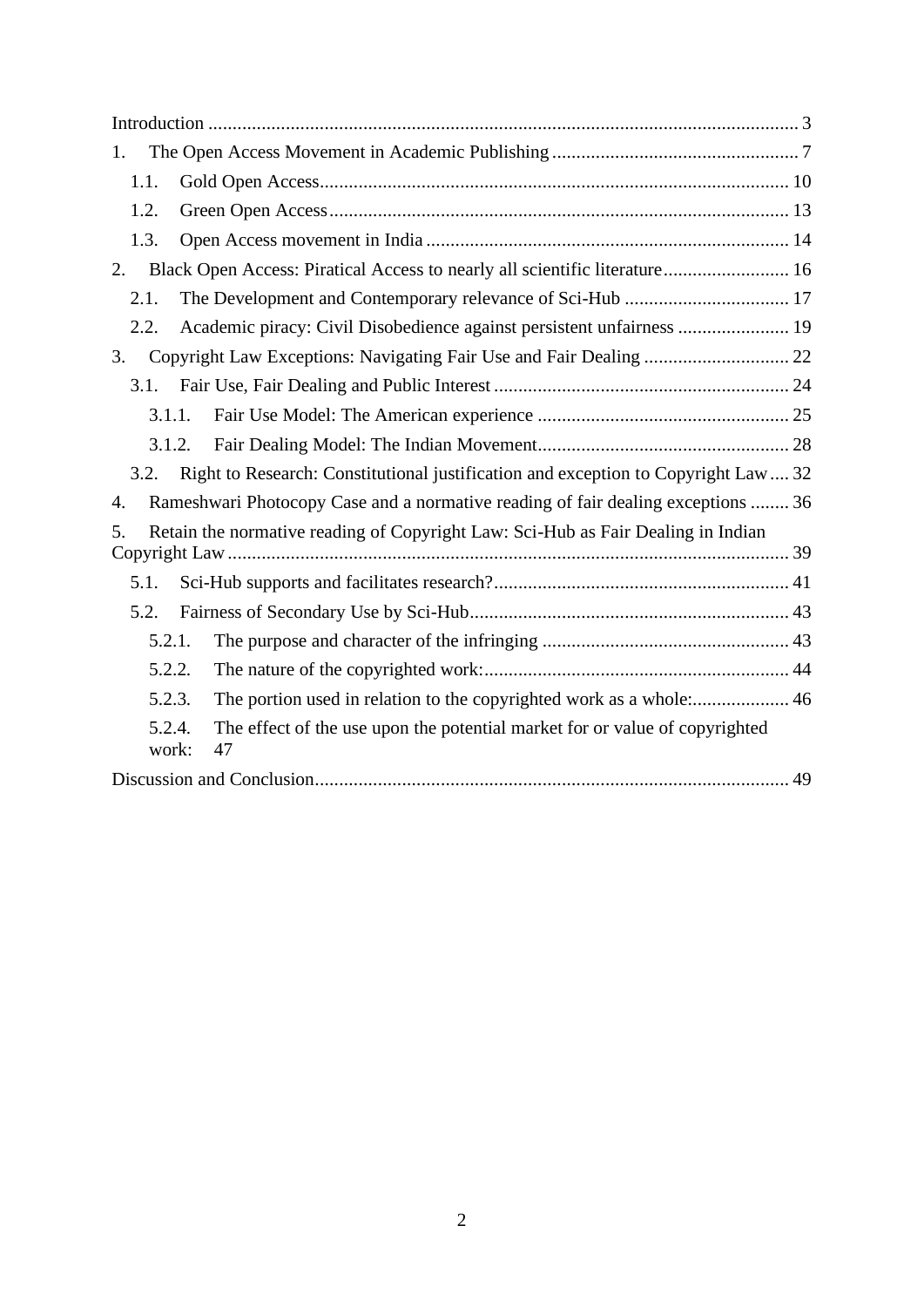Introduction ........................................................................................................................ 3

1. The Open Access Movement in Academic Publishing ................................................... 7
   - 1.1. Gold Open Access................................................................................................ 10
   - 1.2. Green Open Access .............................................................................................. 13
   - 1.3. Open Access movement in India ........................................................................... 14
2. Black Open Access: Piratical Access to nearly all scientific literature.......................... 16
   - 2.1. The Development and Contemporary relevance of Sci-Hub .................................. 17
   - 2.2. Academic piracy: Civil Disobedience against persistent unfairness ....................... 19
3. Copyright Law Exceptions: Navigating Fair Use and Fair Dealing .............................. 22
   - 3.1. Fair Use, Fair Dealing and Public Interest ............................................................. 24
     - 3.1.1. Fair Use Model: The American experience .................................................... 25
     - 3.1.2. Fair Dealing Model: The Indian Movement.................................................... 28
   - 3.2. Right to Research: Constitutional justification and exception to Copyright Law .... 32
4. Rameshwari Photocopy Case and a normative reading of fair dealing exceptions ........ 36
5. Retain the normative reading of Copyright Law: Sci-Hub as Fair Dealing in Indian Copyright Law .................................................................................................................... 39
   - 5.1. Sci-Hub supports and facilitates research?............................................................. 41
   - 5.2. Fairness of Secondary Use by Sci-Hub.................................................................. 43
     - 5.2.1. The purpose and character of the infringing ................................................... 43
     - 5.2.2. The nature of the copyrighted work:............................................................... 44
     - 5.2.3. The portion used in relation to the copyrighted work as a whole:.................... 46
     - 5.2.4. The effect of the use upon the potential market for or value of copyrighted work: 47

Discussion and Conclusion................................................................................................. 49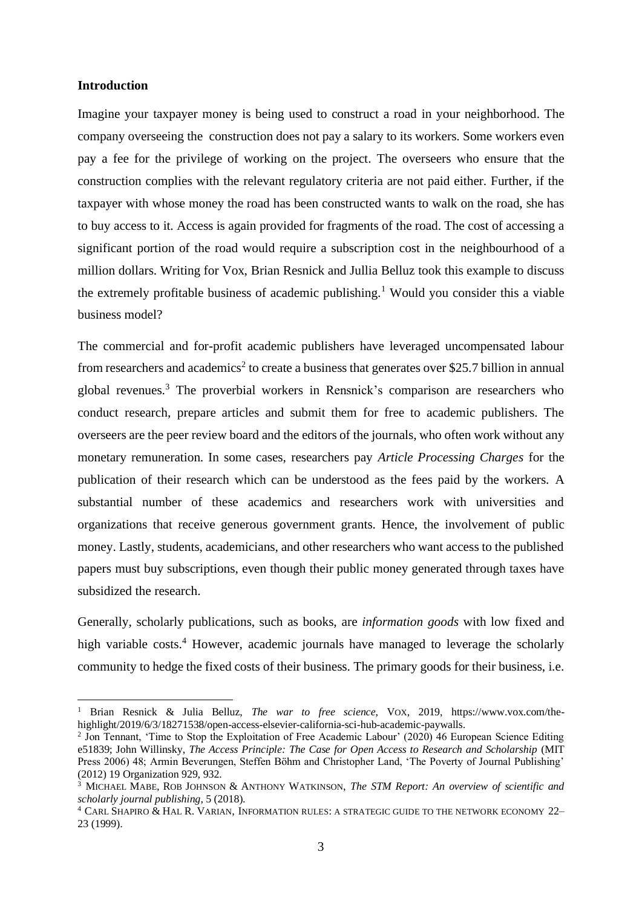**Introduction**

Imagine your taxpayer money is being used to construct a road in your neighborhood. The company overseeing the construction does not pay a salary to its workers. Some workers even pay a fee for the privilege of working on the project. The overseers who ensure that the construction complies with the relevant regulatory criteria are not paid either. Further, if the taxpayer with whose money the road has been constructed wants to walk on the road, she has to buy access to it. Access is again provided for fragments of the road. The cost of accessing a significant portion of the road would require a subscription cost in the neighbourhood of a million dollars. Writing for Vox, Brian Resnick and Jullia Belluz took this example to discuss the extremely profitable business of academic publishing.[1] Would you consider this a viable business model?

The commercial and for-profit academic publishers have leveraged uncompensated labour from researchers and academics[2] to create a business that generates over $25.7 billion in annual global revenues.[3] The proverbial workers in Rensnick's comparison are researchers who conduct research, prepare articles and submit them for free to academic publishers. The overseers are the peer review board and the editors of the journals, who often work without any monetary remuneration. In some cases, researchers pay *Article Processing Charges* for the publication of their research which can be understood as the fees paid by the workers. A substantial number of these academics and researchers work with universities and organizations that receive generous government grants. Hence, the involvement of public money. Lastly, students, academicians, and other researchers who want access to the published papers must buy subscriptions, even though their public money generated through taxes have subsidized the research.

Generally, scholarly publications, such as books, are *information goods* with low fixed and high variable costs.[4] However, academic journals have managed to leverage the scholarly community to hedge the fixed costs of their business. The primary goods for their business, i.e.

---

[1] Brian Resnick & Julia Belluz, *The war to free science*, VOX, 2019, https://www.vox.com/the-highlight/2019/6/3/18271538/open-access-elsevier-california-sci-hub-academic-paywalls.

[2] Jon Tennant, 'Time to Stop the Exploitation of Free Academic Labour' (2020) 46 European Science Editing e51839; John Willinsky, *The Access Principle: The Case for Open Access to Research and Scholarship* (MIT Press 2006) 48; Armin Beverungen, Steffen Böhm and Christopher Land, 'The Poverty of Journal Publishing' (2012) 19 Organization 929, 932.

[3] MICHAEL MABE, ROB JOHNSON & ANTHONY WATKINSON, *The STM Report: An overview of scientific and scholarly journal publishing*, 5 (2018).

[4] CARL SHAPIRO & HAL R. VARIAN, INFORMATION RULES: A STRATEGIC GUIDE TO THE NETWORK ECONOMY 22–23 (1999).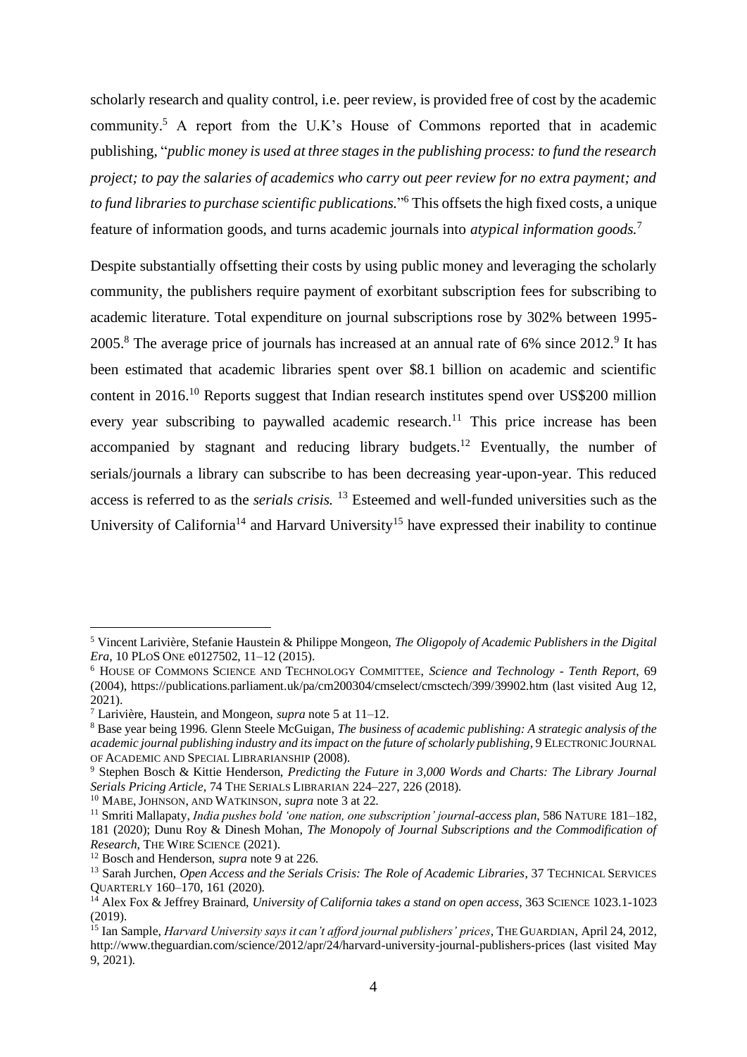scholarly research and quality control, i.e. peer review, is provided free of cost by the academic community.[5] A report from the U.K's House of Commons reported that in academic publishing, "*public money is used at three stages in the publishing process: to fund the research project; to pay the salaries of academics who carry out peer review for no extra payment; and to fund libraries to purchase scientific publications.*"[6] This offsets the high fixed costs, a unique feature of information goods, and turns academic journals into *atypical information goods.*[7]

Despite substantially offsetting their costs by using public money and leveraging the scholarly community, the publishers require payment of exorbitant subscription fees for subscribing to academic literature. Total expenditure on journal subscriptions rose by 302% between 1995-2005.[8] The average price of journals has increased at an annual rate of 6% since 2012.[9] It has been estimated that academic libraries spent over $8.1 billion on academic and scientific content in 2016.[10] Reports suggest that Indian research institutes spend over US$200 million every year subscribing to paywalled academic research.[11] This price increase has been accompanied by stagnant and reducing library budgets.[12] Eventually, the number of serials/journals a library can subscribe to has been decreasing year-upon-year. This reduced access is referred to as the *serials crisis.* [13] Esteemed and well-funded universities such as the University of California[14] and Harvard University[15] have expressed their inability to continue

---

[5] Vincent Larivière, Stefanie Haustein & Philippe Mongeon, *The Oligopoly of Academic Publishers in the Digital Era*, 10 PLoS ONE e0127502, 11–12 (2015).

[6] HOUSE OF COMMONS SCIENCE AND TECHNOLOGY COMMITTEE, *Science and Technology - Tenth Report*, 69 (2004), https://publications.parliament.uk/pa/cm200304/cmselect/cmsctech/399/39902.htm (last visited Aug 12, 2021).

[7] Larivière, Haustein, and Mongeon, *supra* note 5 at 11–12.

[8] Base year being 1996. Glenn Steele McGuigan, *The business of academic publishing: A strategic analysis of the academic journal publishing industry and its impact on the future of scholarly publishing*, 9 ELECTRONIC JOURNAL OF ACADEMIC AND SPECIAL LIBRARIANSHIP (2008).

[9] Stephen Bosch & Kittie Henderson, *Predicting the Future in 3,000 Words and Charts: The Library Journal Serials Pricing Article*, 74 THE SERIALS LIBRARIAN 224–227, 226 (2018).

[10] MABE, JOHNSON, AND WATKINSON, *supra* note 3 at 22.

[11] Smriti Mallapaty, *India pushes bold 'one nation, one subscription' journal-access plan*, 586 NATURE 181–182, 181 (2020); Dunu Roy & Dinesh Mohan, *The Monopoly of Journal Subscriptions and the Commodification of Research*, THE WIRE SCIENCE (2021).

[12] Bosch and Henderson, *supra* note 9 at 226.

[13] Sarah Jurchen, *Open Access and the Serials Crisis: The Role of Academic Libraries*, 37 TECHNICAL SERVICES QUARTERLY 160–170, 161 (2020).

[14] Alex Fox & Jeffrey Brainard, *University of California takes a stand on open access*, 363 SCIENCE 1023.1-1023 (2019).

[15] Ian Sample, *Harvard University says it can't afford journal publishers' prices*, THE GUARDIAN, April 24, 2012, http://www.theguardian.com/science/2012/apr/24/harvard-university-journal-publishers-prices (last visited May 9, 2021).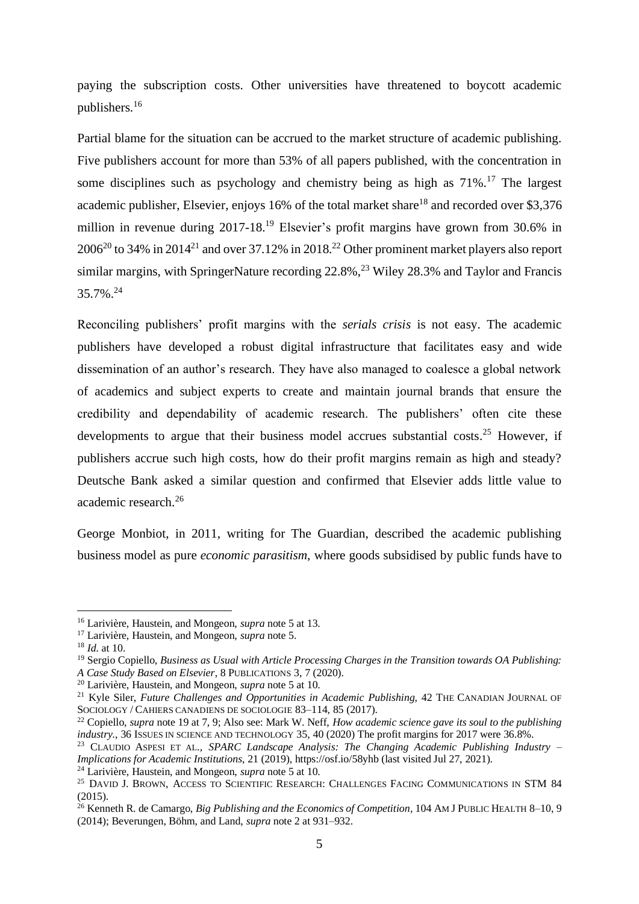paying the subscription costs. Other universities have threatened to boycott academic publishers.[16]

Partial blame for the situation can be accrued to the market structure of academic publishing. Five publishers account for more than 53% of all papers published, with the concentration in some disciplines such as psychology and chemistry being as high as 71%.[17] The largest academic publisher, Elsevier, enjoys 16% of the total market share[18] and recorded over $3,376 million in revenue during 2017-18.[19] Elsevier's profit margins have grown from 30.6% in 2006[20] to 34% in 2014[21] and over 37.12% in 2018.[22] Other prominent market players also report similar margins, with SpringerNature recording 22.8%,[23] Wiley 28.3% and Taylor and Francis 35.7%.[24]

Reconciling publishers' profit margins with the *serials crisis* is not easy. The academic publishers have developed a robust digital infrastructure that facilitates easy and wide dissemination of an author's research. They have also managed to coalesce a global network of academics and subject experts to create and maintain journal brands that ensure the credibility and dependability of academic research. The publishers' often cite these developments to argue that their business model accrues substantial costs.[25] However, if publishers accrue such high costs, how do their profit margins remain as high and steady? Deutsche Bank asked a similar question and confirmed that Elsevier adds little value to academic research.[26]

George Monbiot, in 2011, writing for The Guardian, described the academic publishing business model as pure *economic parasitism,* where goods subsidised by public funds have to

---

[16] Larivière, Haustein, and Mongeon, *supra* note 5 at 13.

[17] Larivière, Haustein, and Mongeon, *supra* note 5.

[18] *Id.* at 10.

[19] Sergio Copiello, *Business as Usual with Article Processing Charges in the Transition towards OA Publishing: A Case Study Based on Elsevier*, 8 PUBLICATIONS 3, 7 (2020).

[20] Larivière, Haustein, and Mongeon, *supra* note 5 at 10.

[21] Kyle Siler, *Future Challenges and Opportunities in Academic Publishing*, 42 THE CANADIAN JOURNAL OF SOCIOLOGY / CAHIERS CANADIENS DE SOCIOLOGIE 83–114, 85 (2017).

[22] Copiello, *supra* note 19 at 7, 9; Also see: Mark W. Neff, *How academic science gave its soul to the publishing industry.*, 36 ISSUES IN SCIENCE AND TECHNOLOGY 35, 40 (2020) The profit margins for 2017 were 36.8%.

[23] CLAUDIO ASPESI ET AL., *SPARC Landscape Analysis: The Changing Academic Publishing Industry – Implications for Academic Institutions*, 21 (2019), https://osf.io/58yhb (last visited Jul 27, 2021).

[24] Larivière, Haustein, and Mongeon, *supra* note 5 at 10.

[25] DAVID J. BROWN, ACCESS TO SCIENTIFIC RESEARCH: CHALLENGES FACING COMMUNICATIONS IN STM 84 (2015).

[26] Kenneth R. de Camargo, *Big Publishing and the Economics of Competition*, 104 AM J PUBLIC HEALTH 8–10, 9 (2014); Beverungen, Böhm, and Land, *supra* note 2 at 931–932.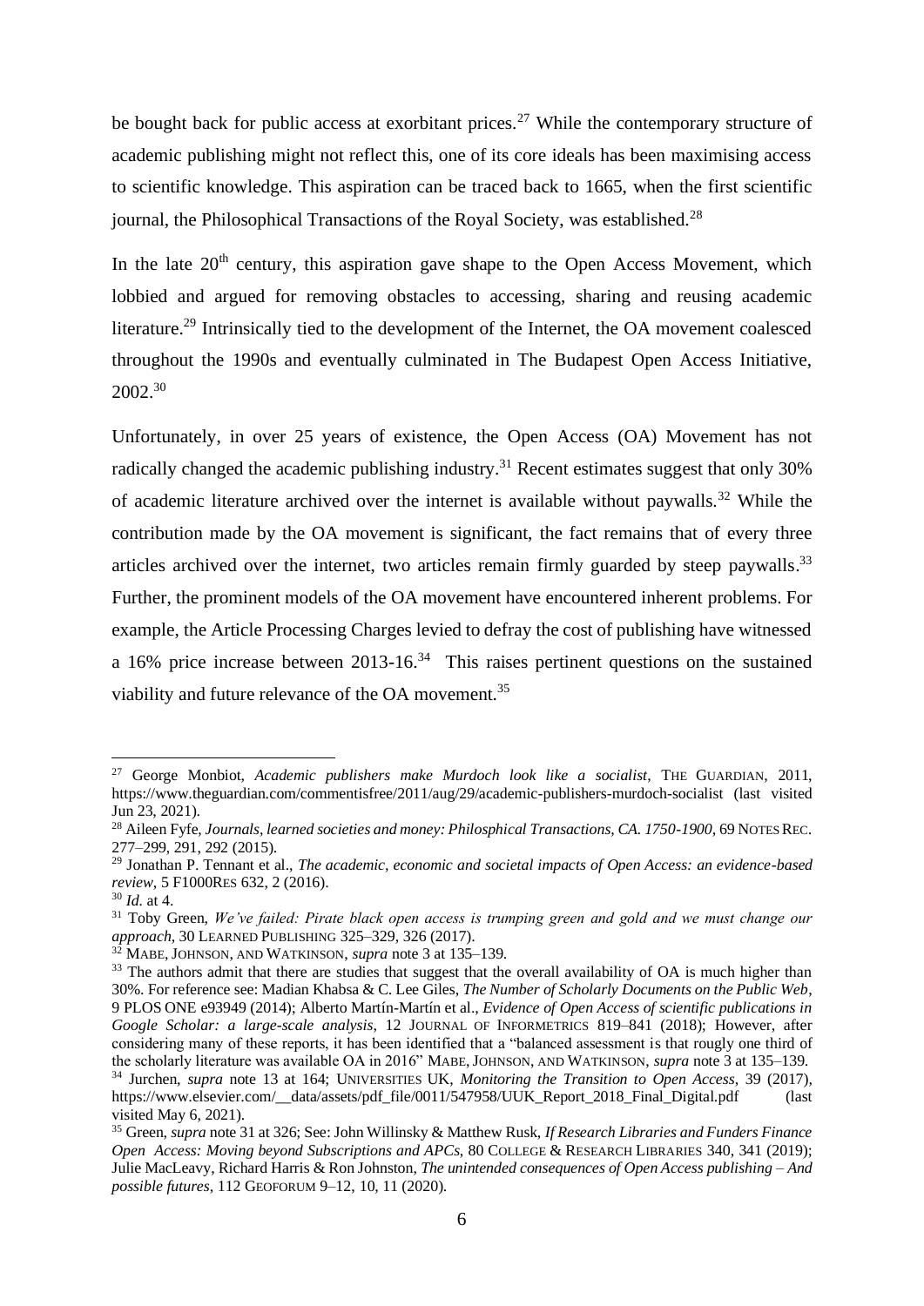be bought back for public access at exorbitant prices.[27] While the contemporary structure of academic publishing might not reflect this, one of its core ideals has been maximising access to scientific knowledge. This aspiration can be traced back to 1665, when the first scientific journal, the Philosophical Transactions of the Royal Society, was established.[28]

In the late 20th century, this aspiration gave shape to the Open Access Movement, which lobbied and argued for removing obstacles to accessing, sharing and reusing academic literature.[29] Intrinsically tied to the development of the Internet, the OA movement coalesced throughout the 1990s and eventually culminated in The Budapest Open Access Initiative, 2002.[30]

Unfortunately, in over 25 years of existence, the Open Access (OA) Movement has not radically changed the academic publishing industry.[31] Recent estimates suggest that only 30% of academic literature archived over the internet is available without paywalls.[32] While the contribution made by the OA movement is significant, the fact remains that of every three articles archived over the internet, two articles remain firmly guarded by steep paywalls.[33] Further, the prominent models of the OA movement have encountered inherent problems. For example, the Article Processing Charges levied to defray the cost of publishing have witnessed a 16% price increase between 2013-16.[34] This raises pertinent questions on the sustained viability and future relevance of the OA movement.[35]

---

[27] George Monbiot, *Academic publishers make Murdoch look like a socialist*, THE GUARDIAN, 2011, https://www.theguardian.com/commentisfree/2011/aug/29/academic-publishers-murdoch-socialist (last visited Jun 23, 2021).

[28] Aileen Fyfe, *Journals, learned societies and money: Philosphical Transactions, CA. 1750-1900*, 69 NOTES REC. 277–299, 291, 292 (2015).

[29] Jonathan P. Tennant et al., *The academic, economic and societal impacts of Open Access: an evidence-based review*, 5 F1000RES 632, 2 (2016).

[30] *Id.* at 4.

[31] Toby Green, *We've failed: Pirate black open access is trumping green and gold and we must change our approach*, 30 LEARNED PUBLISHING 325–329, 326 (2017).

[32] MABE, JOHNSON, AND WATKINSON, *supra* note 3 at 135–139.

[33] The authors admit that there are studies that suggest that the overall availability of OA is much higher than 30%. For reference see: Madian Khabsa & C. Lee Giles, *The Number of Scholarly Documents on the Public Web*, 9 PLOS ONE e93949 (2014); Alberto Martín-Martín et al., *Evidence of Open Access of scientific publications in Google Scholar: a large-scale analysis*, 12 JOURNAL OF INFORMETRICS 819–841 (2018); However, after considering many of these reports, it has been identified that a "balanced assessment is that rougly one third of the scholarly literature was available OA in 2016" MABE, JOHNSON, AND WATKINSON, *supra* note 3 at 135–139.

[34] Jurchen, *supra* note 13 at 164; UNIVERSITIES UK, *Monitoring the Transition to Open Access*, 39 (2017), https://www.elsevier.com/__data/assets/pdf_file/0011/547958/UUK_Report_2018_Final_Digital.pdf (last visited May 6, 2021).

[35] Green, *supra* note 31 at 326; See: John Willinsky & Matthew Rusk, *If Research Libraries and Funders Finance Open Access: Moving beyond Subscriptions and APCs*, 80 COLLEGE & RESEARCH LIBRARIES 340, 341 (2019); Julie MacLeavy, Richard Harris & Ron Johnston, *The unintended consequences of Open Access publishing – And possible futures*, 112 GEOFORUM 9–12, 10, 11 (2020).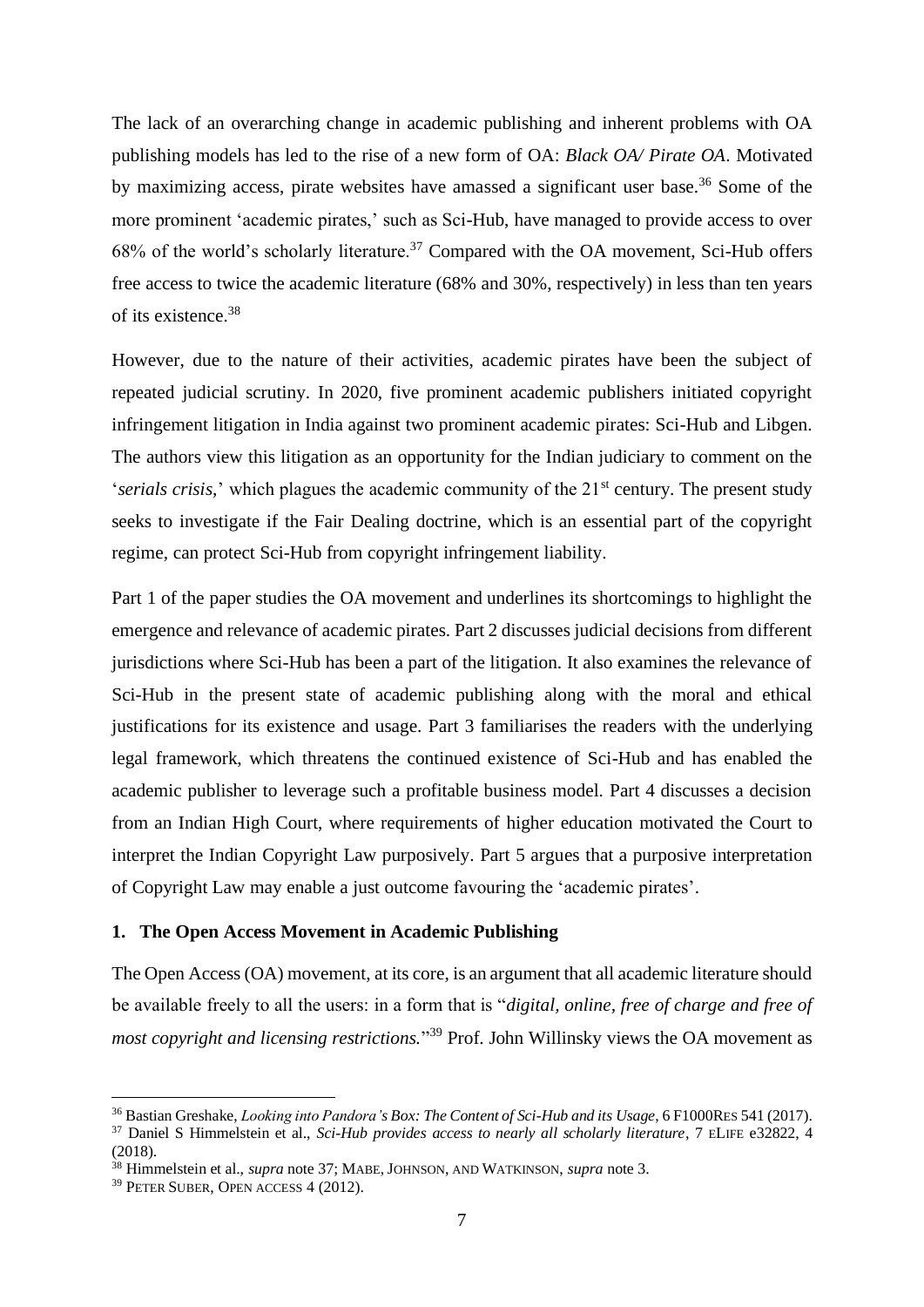The lack of an overarching change in academic publishing and inherent problems with OA publishing models has led to the rise of a new form of OA: *Black OA/ Pirate OA*. Motivated by maximizing access, pirate websites have amassed a significant user base.[36] Some of the more prominent 'academic pirates,' such as Sci-Hub, have managed to provide access to over 68% of the world's scholarly literature.[37] Compared with the OA movement, Sci-Hub offers free access to twice the academic literature (68% and 30%, respectively) in less than ten years of its existence.[38]

However, due to the nature of their activities, academic pirates have been the subject of repeated judicial scrutiny. In 2020, five prominent academic publishers initiated copyright infringement litigation in India against two prominent academic pirates: Sci-Hub and Libgen. The authors view this litigation as an opportunity for the Indian judiciary to comment on the '*serials crisis,*' which plagues the academic community of the 21st century. The present study seeks to investigate if the Fair Dealing doctrine, which is an essential part of the copyright regime, can protect Sci-Hub from copyright infringement liability.

Part 1 of the paper studies the OA movement and underlines its shortcomings to highlight the emergence and relevance of academic pirates. Part 2 discusses judicial decisions from different jurisdictions where Sci-Hub has been a part of the litigation. It also examines the relevance of Sci-Hub in the present state of academic publishing along with the moral and ethical justifications for its existence and usage. Part 3 familiarises the readers with the underlying legal framework, which threatens the continued existence of Sci-Hub and has enabled the academic publisher to leverage such a profitable business model. Part 4 discusses a decision from an Indian High Court, where requirements of higher education motivated the Court to interpret the Indian Copyright Law purposively. Part 5 argues that a purposive interpretation of Copyright Law may enable a just outcome favouring the 'academic pirates'.

## 1. The Open Access Movement in Academic Publishing

The Open Access (OA) movement, at its core, is an argument that all academic literature should be available freely to all the users: in a form that is "*digital, online, free of charge and free of most copyright and licensing restrictions.*"[39] Prof. John Willinsky views the OA movement as

---

[36] Bastian Greshake, *Looking into Pandora's Box: The Content of Sci-Hub and its Usage*, 6 F1000RES 541 (2017).

[37] Daniel S Himmelstein et al., *Sci-Hub provides access to nearly all scholarly literature*, 7 ELIFE e32822, 4 (2018).

[38] Himmelstein et al., *supra* note 37; MABE, JOHNSON, AND WATKINSON, *supra* note 3.

[39] PETER SUBER, OPEN ACCESS 4 (2012).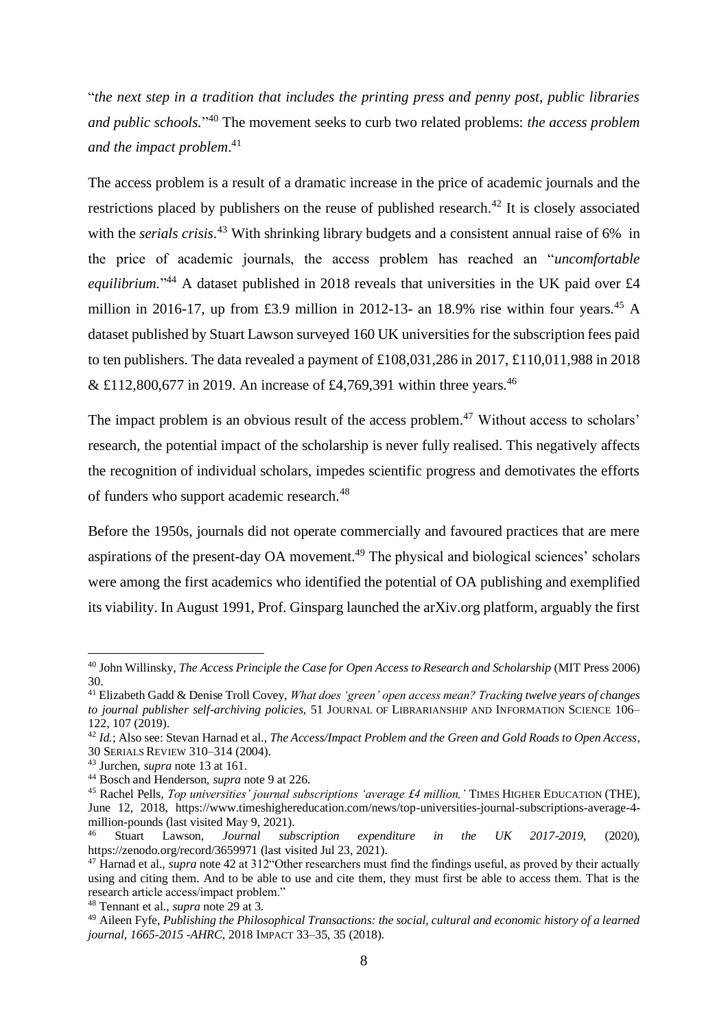"*the next step in a tradition that includes the printing press and penny post, public libraries and public schools.*"[40] The movement seeks to curb two related problems: *the access problem and the impact problem*.[41]

The access problem is a result of a dramatic increase in the price of academic journals and the restrictions placed by publishers on the reuse of published research.[42] It is closely associated with the *serials crisis*.[43] With shrinking library budgets and a consistent annual raise of 6% in the price of academic journals, the access problem has reached an "*uncomfortable equilibrium.*"[44] A dataset published in 2018 reveals that universities in the UK paid over £4 million in 2016-17, up from £3.9 million in 2012-13- an 18.9% rise within four years.[45] A dataset published by Stuart Lawson surveyed 160 UK universities for the subscription fees paid to ten publishers. The data revealed a payment of £108,031,286 in 2017, £110,011,988 in 2018 & £112,800,677 in 2019. An increase of £4,769,391 within three years.[46]

The impact problem is an obvious result of the access problem.[47] Without access to scholars' research, the potential impact of the scholarship is never fully realised. This negatively affects the recognition of individual scholars, impedes scientific progress and demotivates the efforts of funders who support academic research.[48]

Before the 1950s, journals did not operate commercially and favoured practices that are mere aspirations of the present-day OA movement.[49] The physical and biological sciences' scholars were among the first academics who identified the potential of OA publishing and exemplified its viability. In August 1991, Prof. Ginsparg launched the arXiv.org platform, arguably the first

---

[40] John Willinsky, *The Access Principle the Case for Open Access to Research and Scholarship* (MIT Press 2006) 30.

[41] Elizabeth Gadd & Denise Troll Covey, *What does 'green' open access mean? Tracking twelve years of changes to journal publisher self-archiving policies*, 51 JOURNAL OF LIBRARIANSHIP AND INFORMATION SCIENCE 106–122, 107 (2019).

[42] *Id.*; Also see: Stevan Harnad et al., *The Access/Impact Problem and the Green and Gold Roads to Open Access*, 30 SERIALS REVIEW 310–314 (2004).

[43] Jurchen, *supra* note 13 at 161.

[44] Bosch and Henderson, *supra* note 9 at 226.

[45] Rachel Pells, *Top universities' journal subscriptions 'average £4 million,'* TIMES HIGHER EDUCATION (THE), June 12, 2018, https://www.timeshighereducation.com/news/top-universities-journal-subscriptions-average-4-million-pounds (last visited May 9, 2021).

[46] Stuart Lawson, *Journal subscription expenditure in the UK 2017-2019*, (2020), https://zenodo.org/record/3659971 (last visited Jul 23, 2021).

[47] Harnad et al., *supra* note 42 at 312"Other researchers must find the findings useful, as proved by their actually using and citing them. And to be able to use and cite them, they must first be able to access them. That is the research article access/impact problem."

[48] Tennant et al., *supra* note 29 at 3.

[49] Aileen Fyfe, *Publishing the Philosophical Transactions: the social, cultural and economic history of a learned journal, 1665-2015 -AHRC*, 2018 IMPACT 33–35, 35 (2018).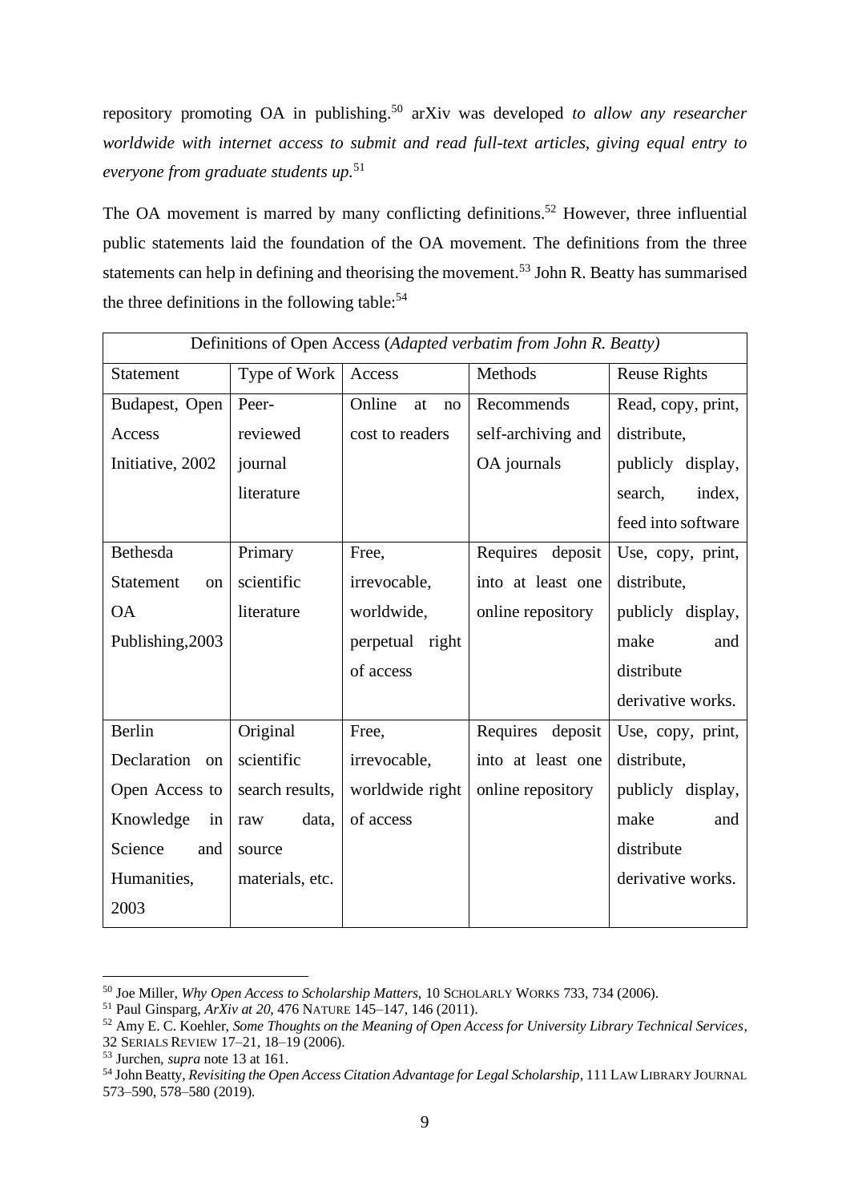repository promoting OA in publishing.[50] arXiv was developed *to allow any researcher worldwide with internet access to submit and read full-text articles, giving equal entry to everyone from graduate students up.*[51]

The OA movement is marred by many conflicting definitions.[52] However, three influential public statements laid the foundation of the OA movement. The definitions from the three statements can help in defining and theorising the movement.[53] John R. Beatty has summarised the three definitions in the following table:[54]

| Definitions of Open Access (*Adapted verbatim from John R. Beatty)* | | | | |
|---|---|---|---|---|
| Statement | Type of Work | Access | Methods | Reuse Rights |
| Budapest, Open Access Initiative, 2002 | Peer-reviewed journal literature | Online at no cost to readers | Recommends self-archiving and OA journals | Read, copy, print, distribute, publicly display, search, index, feed into software |
| Bethesda Statement on OA Publishing,2003 | Primary scientific literature | Free, irrevocable, worldwide, perpetual right of access | Requires deposit into at least one online repository | Use, copy, print, distribute, publicly display, make and distribute derivative works. |
| Berlin Declaration on Open Access to Knowledge in Science and Humanities, 2003 | Original scientific search results, raw data, source materials, etc. | Free, irrevocable, worldwide right of access | Requires deposit into at least one online repository | Use, copy, print, distribute, publicly display, make and distribute derivative works. |

[50] Joe Miller, *Why Open Access to Scholarship Matters*, 10 SCHOLARLY WORKS 733, 734 (2006).
[51] Paul Ginsparg, *ArXiv at 20*, 476 NATURE 145–147, 146 (2011).
[52] Amy E. C. Koehler, *Some Thoughts on the Meaning of Open Access for University Library Technical Services*, 32 SERIALS REVIEW 17–21, 18–19 (2006).
[53] Jurchen, *supra* note 13 at 161.
[54] John Beatty, *Revisiting the Open Access Citation Advantage for Legal Scholarship*, 111 LAW LIBRARY JOURNAL 573–590, 578–580 (2019).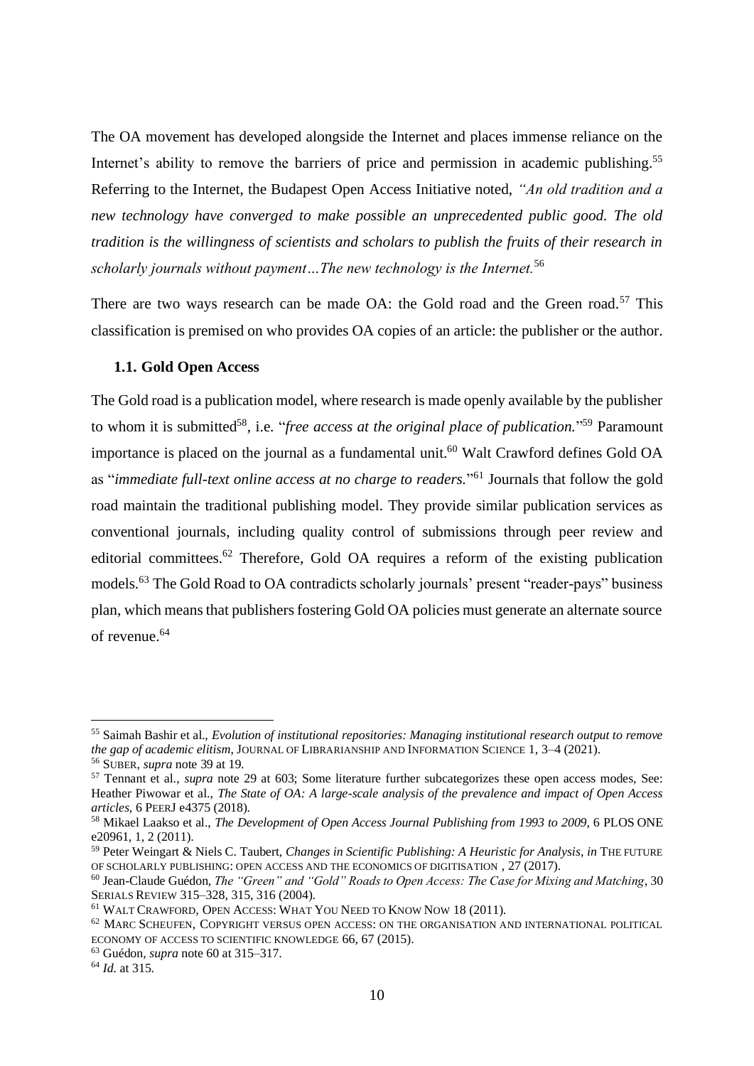The OA movement has developed alongside the Internet and places immense reliance on the Internet's ability to remove the barriers of price and permission in academic publishing.[55] Referring to the Internet, the Budapest Open Access Initiative noted, *"An old tradition and a new technology have converged to make possible an unprecedented public good. The old tradition is the willingness of scientists and scholars to publish the fruits of their research in scholarly journals without payment…The new technology is the Internet.*[56]

There are two ways research can be made OA: the Gold road and the Green road.[57] This classification is premised on who provides OA copies of an article: the publisher or the author.

### 1.1. Gold Open Access

The Gold road is a publication model, where research is made openly available by the publisher to whom it is submitted[58], i.e. "*free access at the original place of publication.*"[59] Paramount importance is placed on the journal as a fundamental unit.[60] Walt Crawford defines Gold OA as "*immediate full-text online access at no charge to readers.*"[61] Journals that follow the gold road maintain the traditional publishing model. They provide similar publication services as conventional journals, including quality control of submissions through peer review and editorial committees.[62] Therefore, Gold OA requires a reform of the existing publication models.[63] The Gold Road to OA contradicts scholarly journals' present "reader-pays" business plan, which means that publishers fostering Gold OA policies must generate an alternate source of revenue.[64]

---

[55] Saimah Bashir et al., *Evolution of institutional repositories: Managing institutional research output to remove the gap of academic elitism*, JOURNAL OF LIBRARIANSHIP AND INFORMATION SCIENCE 1, 3–4 (2021).

[56] SUBER, *supra* note 39 at 19.

[57] Tennant et al., *supra* note 29 at 603; Some literature further subcategorizes these open access modes, See: Heather Piwowar et al., *The State of OA: A large-scale analysis of the prevalence and impact of Open Access articles*, 6 PEERJ e4375 (2018).

[58] Mikael Laakso et al., *The Development of Open Access Journal Publishing from 1993 to 2009*, 6 PLOS ONE e20961, 1, 2 (2011).

[59] Peter Weingart & Niels C. Taubert, *Changes in Scientific Publishing: A Heuristic for Analysis*, *in* THE FUTURE OF SCHOLARLY PUBLISHING: OPEN ACCESS AND THE ECONOMICS OF DIGITISATION , 27 (2017).

[60] Jean-Claude Guédon, *The "Green" and "Gold" Roads to Open Access: The Case for Mixing and Matching*, 30 SERIALS REVIEW 315–328, 315, 316 (2004).

[61] WALT CRAWFORD, OPEN ACCESS: WHAT YOU NEED TO KNOW NOW 18 (2011).

[62] MARC SCHEUFEN, COPYRIGHT VERSUS OPEN ACCESS: ON THE ORGANISATION AND INTERNATIONAL POLITICAL ECONOMY OF ACCESS TO SCIENTIFIC KNOWLEDGE 66, 67 (2015).

[63] Guédon, *supra* note 60 at 315–317.

[64] *Id.* at 315.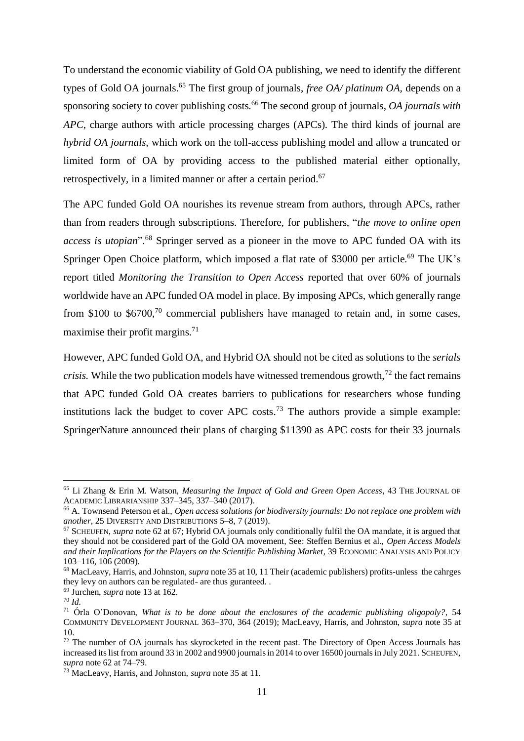To understand the economic viability of Gold OA publishing, we need to identify the different types of Gold OA journals.[65] The first group of journals, *free OA/ platinum OA,* depends on a sponsoring society to cover publishing costs.[66] The second group of journals, *OA journals with APC*, charge authors with article processing charges (APCs). The third kinds of journal are *hybrid OA journals,* which work on the toll-access publishing model and allow a truncated or limited form of OA by providing access to the published material either optionally, retrospectively, in a limited manner or after a certain period.[67]

The APC funded Gold OA nourishes its revenue stream from authors, through APCs, rather than from readers through subscriptions. Therefore, for publishers, "*the move to online open access is utopian*".[68] Springer served as a pioneer in the move to APC funded OA with its Springer Open Choice platform, which imposed a flat rate of \$3000 per article.[69] The UK's report titled *Monitoring the Transition to Open Access* reported that over 60% of journals worldwide have an APC funded OA model in place. By imposing APCs, which generally range from \$100 to \$6700,[70] commercial publishers have managed to retain and, in some cases, maximise their profit margins.[71]

However, APC funded Gold OA, and Hybrid OA should not be cited as solutions to the *serials crisis.* While the two publication models have witnessed tremendous growth,[72] the fact remains that APC funded Gold OA creates barriers to publications for researchers whose funding institutions lack the budget to cover APC costs.[73] The authors provide a simple example: SpringerNature announced their plans of charging \$11390 as APC costs for their 33 journals

---

[65] Li Zhang & Erin M. Watson, *Measuring the Impact of Gold and Green Open Access*, 43 THE JOURNAL OF ACADEMIC LIBRARIANSHIP 337–345, 337–340 (2017).

[66] A. Townsend Peterson et al., *Open access solutions for biodiversity journals: Do not replace one problem with another*, 25 DIVERSITY AND DISTRIBUTIONS 5–8, 7 (2019).

[67] SCHEUFEN, *supra* note 62 at 67; Hybrid OA journals only conditionally fulfil the OA mandate, it is argued that they should not be considered part of the Gold OA movement, See: Steffen Bernius et al., *Open Access Models and their Implications for the Players on the Scientific Publishing Market*, 39 ECONOMIC ANALYSIS AND POLICY 103–116, 106 (2009).

[68] MacLeavy, Harris, and Johnston, *supra* note 35 at 10, 11 Their (academic publishers) profits-unless the cahrges they levy on authors can be regulated- are thus guranteed. .

[69] Jurchen, *supra* note 13 at 162.

[70] *Id.*

[71] Órla O'Donovan, *What is to be done about the enclosures of the academic publishing oligopoly?*, 54 COMMUNITY DEVELOPMENT JOURNAL 363–370, 364 (2019); MacLeavy, Harris, and Johnston, *supra* note 35 at 10.

[72] The number of OA journals has skyrocketed in the recent past. The Directory of Open Access Journals has increased its list from around 33 in 2002 and 9900 journals in 2014 to over 16500 journals in July 2021. SCHEUFEN, *supra* note 62 at 74–79.

[73] MacLeavy, Harris, and Johnston, *supra* note 35 at 11.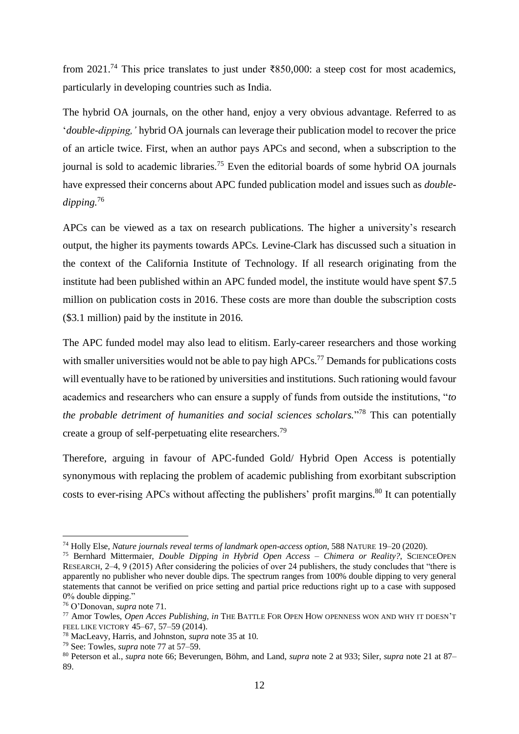from 2021.[74] This price translates to just under ₹850,000: a steep cost for most academics, particularly in developing countries such as India.

The hybrid OA journals, on the other hand, enjoy a very obvious advantage. Referred to as '*double-dipping,'* hybrid OA journals can leverage their publication model to recover the price of an article twice. First, when an author pays APCs and second, when a subscription to the journal is sold to academic libraries.[75] Even the editorial boards of some hybrid OA journals have expressed their concerns about APC funded publication model and issues such as *double-dipping.*[76]

APCs can be viewed as a tax on research publications. The higher a university's research output, the higher its payments towards APCs. Levine-Clark has discussed such a situation in the context of the California Institute of Technology. If all research originating from the institute had been published within an APC funded model, the institute would have spent $7.5 million on publication costs in 2016. These costs are more than double the subscription costs ($3.1 million) paid by the institute in 2016.

The APC funded model may also lead to elitism. Early-career researchers and those working with smaller universities would not be able to pay high APCs.[77] Demands for publications costs will eventually have to be rationed by universities and institutions. Such rationing would favour academics and researchers who can ensure a supply of funds from outside the institutions, "*to the probable detriment of humanities and social sciences scholars.*"[78] This can potentially create a group of self-perpetuating elite researchers.[79]

Therefore, arguing in favour of APC-funded Gold/ Hybrid Open Access is potentially synonymous with replacing the problem of academic publishing from exorbitant subscription costs to ever-rising APCs without affecting the publishers' profit margins.[80] It can potentially

---

[74] Holly Else, *Nature journals reveal terms of landmark open-access option*, 588 NATURE 19–20 (2020).

[75] Bernhard Mittermaier, *Double Dipping in Hybrid Open Access – Chimera or Reality?*, SCIENCEOPEN RESEARCH, 2–4, 9 (2015) After considering the policies of over 24 publishers, the study concludes that "there is apparently no publisher who never double dips. The spectrum ranges from 100% double dipping to very general statements that cannot be verified on price setting and partial price reductions right up to a case with supposed 0% double dipping."

[76] O'Donovan, *supra* note 71.

[77] Amor Towles, *Open Acces Publishing*, *in* THE BATTLE FOR OPEN HOW OPENNESS WON AND WHY IT DOESN'T FEEL LIKE VICTORY 45–67, 57–59 (2014).

[78] MacLeavy, Harris, and Johnston, *supra* note 35 at 10.

[79] See: Towles, *supra* note 77 at 57–59.

[80] Peterson et al., *supra* note 66; Beverungen, Böhm, and Land, *supra* note 2 at 933; Siler, *supra* note 21 at 87–89.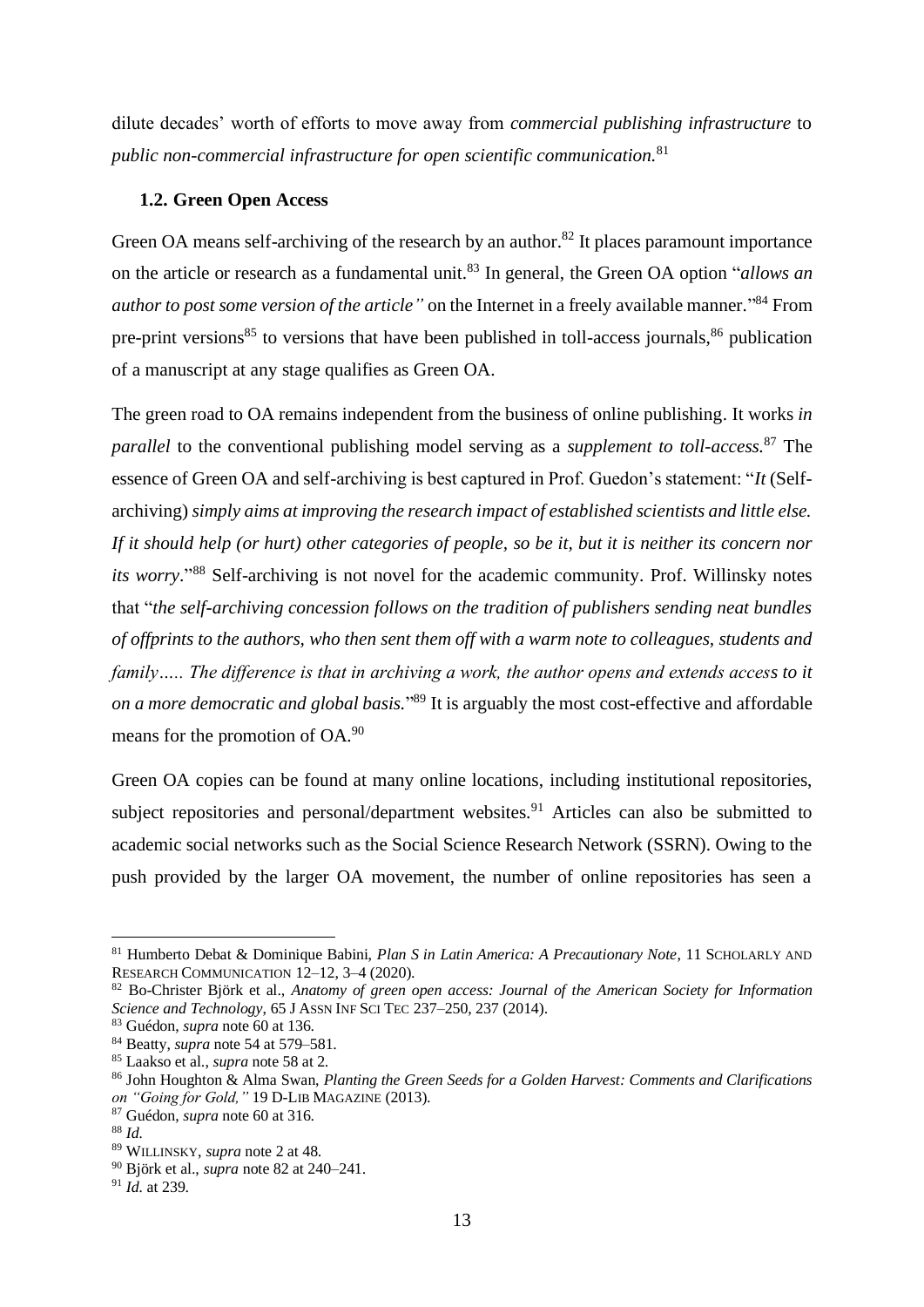dilute decades' worth of efforts to move away from *commercial publishing infrastructure* to *public non-commercial infrastructure for open scientific communication.*[81]

### 1.2. Green Open Access

Green OA means self-archiving of the research by an author.[82] It places paramount importance on the article or research as a fundamental unit.[83] In general, the Green OA option "*allows an author to post some version of the article"* on the Internet in a freely available manner."[84] From pre-print versions[85] to versions that have been published in toll-access journals,[86] publication of a manuscript at any stage qualifies as Green OA.

The green road to OA remains independent from the business of online publishing. It works *in parallel* to the conventional publishing model serving as a *supplement to toll-access.*[87] The essence of Green OA and self-archiving is best captured in Prof. Guedon's statement: "*It* (Self-archiving) *simply aims at improving the research impact of established scientists and little else. If it should help (or hurt) other categories of people, so be it, but it is neither its concern nor its worry*."[88] Self-archiving is not novel for the academic community. Prof. Willinsky notes that "*the self-archiving concession follows on the tradition of publishers sending neat bundles of offprints to the authors, who then sent them off with a warm note to colleagues, students and family….. The difference is that in archiving a work, the author opens and extends access to it on a more democratic and global basis.*"[89] It is arguably the most cost-effective and affordable means for the promotion of OA.[90]

Green OA copies can be found at many online locations, including institutional repositories, subject repositories and personal/department websites.[91] Articles can also be submitted to academic social networks such as the Social Science Research Network (SSRN). Owing to the push provided by the larger OA movement, the number of online repositories has seen a

---

[81] Humberto Debat & Dominique Babini, *Plan S in Latin America: A Precautionary Note*, 11 SCHOLARLY AND RESEARCH COMMUNICATION 12–12, 3–4 (2020).

[82] Bo-Christer Björk et al., *Anatomy of green open access: Journal of the American Society for Information Science and Technology*, 65 J ASSN INF SCI TEC 237–250, 237 (2014).

[83] Guédon, *supra* note 60 at 136.

[84] Beatty, *supra* note 54 at 579–581.

[85] Laakso et al., *supra* note 58 at 2.

[86] John Houghton & Alma Swan, *Planting the Green Seeds for a Golden Harvest: Comments and Clarifications on "Going for Gold,"* 19 D-LIB MAGAZINE (2013).

[87] Guédon, *supra* note 60 at 316.

[88] *Id.*

[89] WILLINSKY, *supra* note 2 at 48.

[90] Björk et al., *supra* note 82 at 240–241.

[91] *Id.* at 239.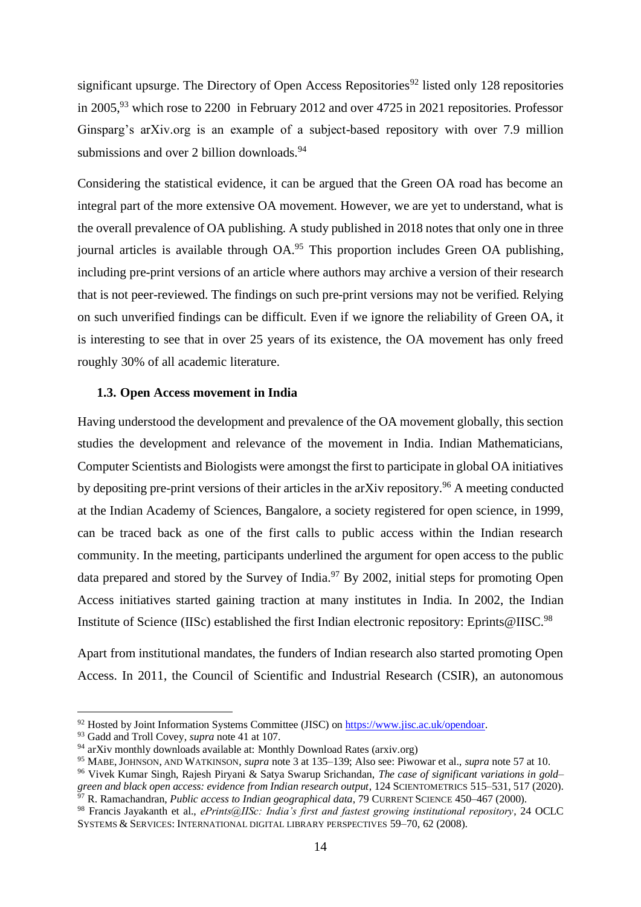significant upsurge. The Directory of Open Access Repositories[92] listed only 128 repositories in 2005,[93] which rose to 2200 in February 2012 and over 4725 in 2021 repositories. Professor Ginsparg's arXiv.org is an example of a subject-based repository with over 7.9 million submissions and over 2 billion downloads.[94]

Considering the statistical evidence, it can be argued that the Green OA road has become an integral part of the more extensive OA movement. However, we are yet to understand, what is the overall prevalence of OA publishing. A study published in 2018 notes that only one in three journal articles is available through OA.[95] This proportion includes Green OA publishing, including pre-print versions of an article where authors may archive a version of their research that is not peer-reviewed. The findings on such pre-print versions may not be verified. Relying on such unverified findings can be difficult. Even if we ignore the reliability of Green OA, it is interesting to see that in over 25 years of its existence, the OA movement has only freed roughly 30% of all academic literature.

### 1.3. Open Access movement in India

Having understood the development and prevalence of the OA movement globally, this section studies the development and relevance of the movement in India. Indian Mathematicians, Computer Scientists and Biologists were amongst the first to participate in global OA initiatives by depositing pre-print versions of their articles in the arXiv repository.[96] A meeting conducted at the Indian Academy of Sciences, Bangalore, a society registered for open science, in 1999, can be traced back as one of the first calls to public access within the Indian research community. In the meeting, participants underlined the argument for open access to the public data prepared and stored by the Survey of India.[97] By 2002, initial steps for promoting Open Access initiatives started gaining traction at many institutes in India. In 2002, the Indian Institute of Science (IISc) established the first Indian electronic repository: Eprints@IISC.[98]

Apart from institutional mandates, the funders of Indian research also started promoting Open Access. In 2011, the Council of Scientific and Industrial Research (CSIR), an autonomous

---

[92] Hosted by Joint Information Systems Committee (JISC) on https://www.jisc.ac.uk/opendoar.

[93] Gadd and Troll Covey, *supra* note 41 at 107.

[94] arXiv monthly downloads available at: Monthly Download Rates (arxiv.org)

[95] MABE, JOHNSON, AND WATKINSON, *supra* note 3 at 135–139; Also see: Piwowar et al., *supra* note 57 at 10.

[96] Vivek Kumar Singh, Rajesh Piryani & Satya Swarup Srichandan, *The case of significant variations in gold–green and black open access: evidence from Indian research output*, 124 SCIENTOMETRICS 515–531, 517 (2020).

[97] R. Ramachandran, *Public access to Indian geographical data*, 79 CURRENT SCIENCE 450–467 (2000).

[98] Francis Jayakanth et al., *ePrints@IISc: India's first and fastest growing institutional repository*, 24 OCLC SYSTEMS & SERVICES: INTERNATIONAL DIGITAL LIBRARY PERSPECTIVES 59–70, 62 (2008).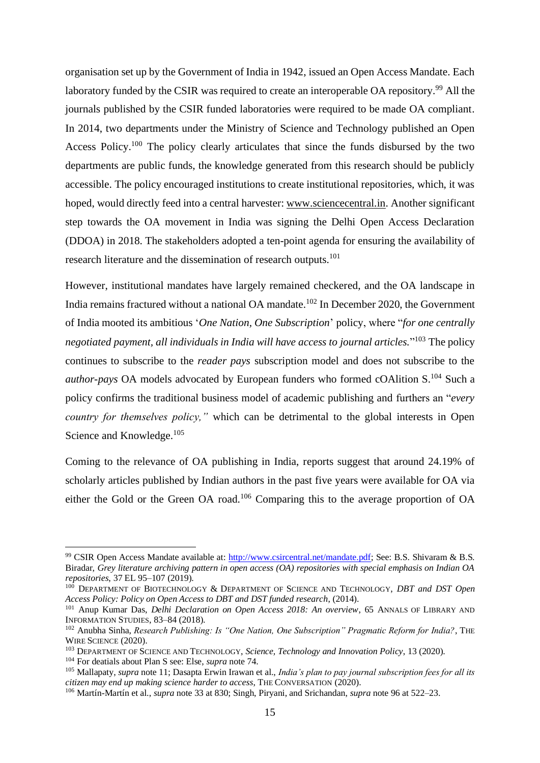organisation set up by the Government of India in 1942, issued an Open Access Mandate. Each laboratory funded by the CSIR was required to create an interoperable OA repository.[99] All the journals published by the CSIR funded laboratories were required to be made OA compliant. In 2014, two departments under the Ministry of Science and Technology published an Open Access Policy.[100] The policy clearly articulates that since the funds disbursed by the two departments are public funds, the knowledge generated from this research should be publicly accessible. The policy encouraged institutions to create institutional repositories, which, it was hoped, would directly feed into a central harvester: www.sciencecentral.in. Another significant step towards the OA movement in India was signing the Delhi Open Access Declaration (DDOA) in 2018. The stakeholders adopted a ten-point agenda for ensuring the availability of research literature and the dissemination of research outputs.[101]

However, institutional mandates have largely remained checkered, and the OA landscape in India remains fractured without a national OA mandate.[102] In December 2020, the Government of India mooted its ambitious '*One Nation, One Subscription*' policy, where "*for one centrally negotiated payment, all individuals in India will have access to journal articles.*"[103] The policy continues to subscribe to the *reader pays* subscription model and does not subscribe to the *author-pays* OA models advocated by European funders who formed cOAlition S.[104] Such a policy confirms the traditional business model of academic publishing and furthers an "*every country for themselves policy,"* which can be detrimental to the global interests in Open Science and Knowledge.[105]

Coming to the relevance of OA publishing in India, reports suggest that around 24.19% of scholarly articles published by Indian authors in the past five years were available for OA via either the Gold or the Green OA road.[106] Comparing this to the average proportion of OA

---

[99] CSIR Open Access Mandate available at: http://www.csircentral.net/mandate.pdf; See: B.S. Shivaram & B.S. Biradar, *Grey literature archiving pattern in open access (OA) repositories with special emphasis on Indian OA repositories*, 37 EL 95–107 (2019).

[100] Department of Biotechnology & Department of Science and Technology, *DBT and DST Open Access Policy: Policy on Open Access to DBT and DST funded research*, (2014).

[101] Anup Kumar Das, *Delhi Declaration on Open Access 2018: An overview*, 65 Annals of Library and Information Studies, 83–84 (2018).

[102] Anubha Sinha, *Research Publishing: Is "One Nation, One Subscription" Pragmatic Reform for India?*, The Wire Science (2020).

[103] Department of Science and Technology, *Science, Technology and Innovation Policy*, 13 (2020).

[104] For deatials about Plan S see: Else, *supra* note 74.

[105] Mallapaty, *supra* note 11; Dasapta Erwin Irawan et al., *India's plan to pay journal subscription fees for all its citizen may end up making science harder to access*, The Conversation (2020).

[106] Martín-Martín et al., *supra* note 33 at 830; Singh, Piryani, and Srichandan, *supra* note 96 at 522–23.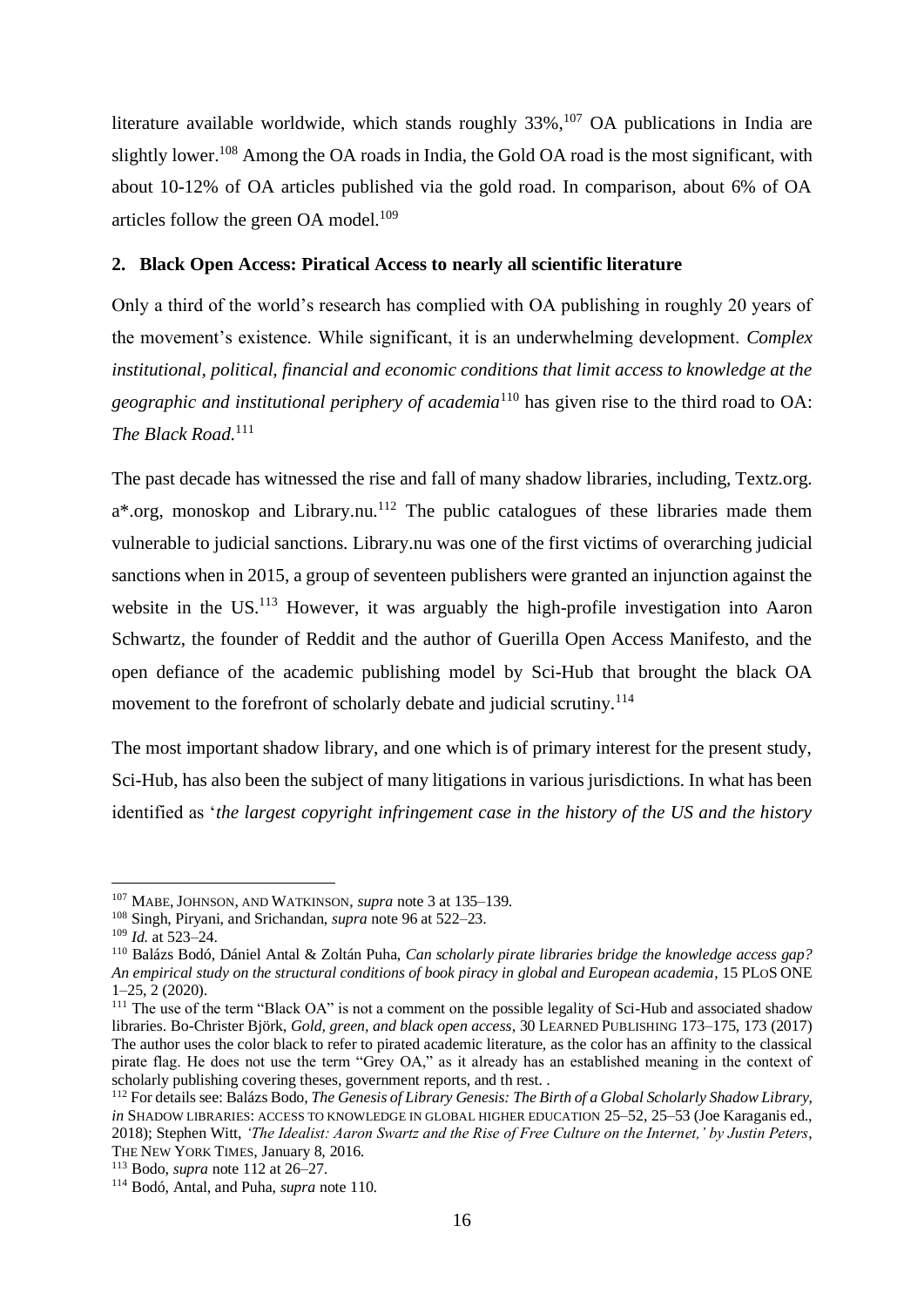literature available worldwide, which stands roughly 33%,[107] OA publications in India are slightly lower.[108] Among the OA roads in India, the Gold OA road is the most significant, with about 10-12% of OA articles published via the gold road. In comparison, about 6% of OA articles follow the green OA model.[109]

## 2. Black Open Access: Piratical Access to nearly all scientific literature

Only a third of the world's research has complied with OA publishing in roughly 20 years of the movement's existence. While significant, it is an underwhelming development. *Complex institutional, political, financial and economic conditions that limit access to knowledge at the geographic and institutional periphery of academia*[110] has given rise to the third road to OA: *The Black Road*.[111]

The past decade has witnessed the rise and fall of many shadow libraries, including, Textz.org. a*.org, monoskop and Library.nu.[112] The public catalogues of these libraries made them vulnerable to judicial sanctions. Library.nu was one of the first victims of overarching judicial sanctions when in 2015, a group of seventeen publishers were granted an injunction against the website in the US.[113] However, it was arguably the high-profile investigation into Aaron Schwartz, the founder of Reddit and the author of Guerilla Open Access Manifesto, and the open defiance of the academic publishing model by Sci-Hub that brought the black OA movement to the forefront of scholarly debate and judicial scrutiny.[114]

The most important shadow library, and one which is of primary interest for the present study, Sci-Hub, has also been the subject of many litigations in various jurisdictions. In what has been identified as '*the largest copyright infringement case in the history of the US and the history*

---

[107] MABE, JOHNSON, AND WATKINSON, *supra* note 3 at 135–139.

[108] Singh, Piryani, and Srichandan, *supra* note 96 at 522–23.

[109] *Id.* at 523–24.

[110] Balázs Bodó, Dániel Antal & Zoltán Puha, *Can scholarly pirate libraries bridge the knowledge access gap? An empirical study on the structural conditions of book piracy in global and European academia*, 15 PLOS ONE 1–25, 2 (2020).

[111] The use of the term "Black OA" is not a comment on the possible legality of Sci-Hub and associated shadow libraries. Bo-Christer Björk, *Gold, green, and black open access*, 30 LEARNED PUBLISHING 173–175, 173 (2017) The author uses the color black to refer to pirated academic literature, as the color has an affinity to the classical pirate flag. He does not use the term "Grey OA," as it already has an established meaning in the context of scholarly publishing covering theses, government reports, and th rest. .

[112] For details see: Balázs Bodo, *The Genesis of Library Genesis: The Birth of a Global Scholarly Shadow Library*, *in* SHADOW LIBRARIES: ACCESS TO KNOWLEDGE IN GLOBAL HIGHER EDUCATION 25–52, 25–53 (Joe Karaganis ed., 2018); Stephen Witt, *'The Idealist: Aaron Swartz and the Rise of Free Culture on the Internet,' by Justin Peters*, THE NEW YORK TIMES, January 8, 2016.

[113] Bodo, *supra* note 112 at 26–27.

[114] Bodó, Antal, and Puha, *supra* note 110.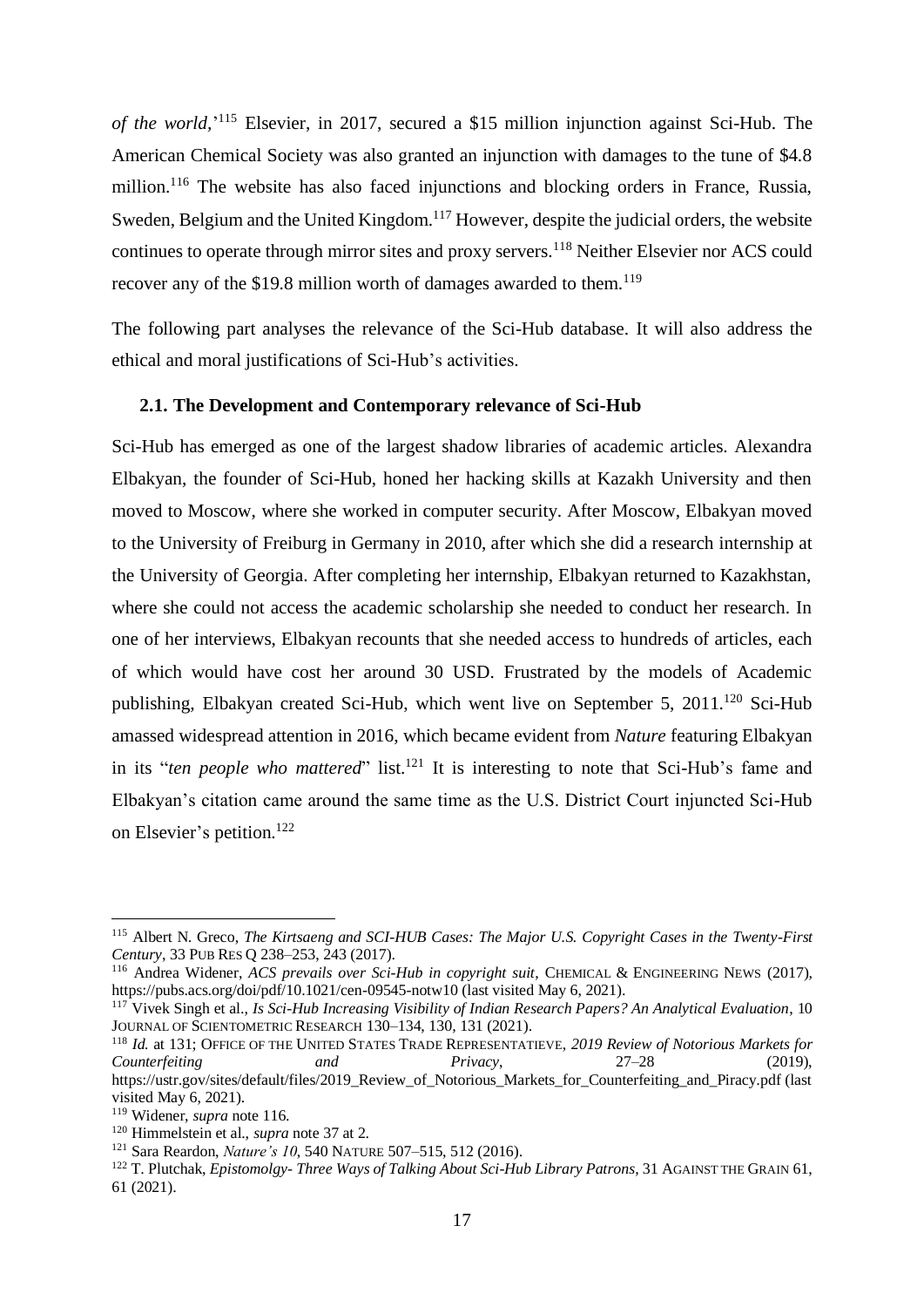*of the world,*'[115] Elsevier, in 2017, secured a $15 million injunction against Sci-Hub. The American Chemical Society was also granted an injunction with damages to the tune of $4.8 million.[116] The website has also faced injunctions and blocking orders in France, Russia, Sweden, Belgium and the United Kingdom.[117] However, despite the judicial orders, the website continues to operate through mirror sites and proxy servers.[118] Neither Elsevier nor ACS could recover any of the $19.8 million worth of damages awarded to them.[119]

The following part analyses the relevance of the Sci-Hub database. It will also address the ethical and moral justifications of Sci-Hub's activities.

### 2.1. The Development and Contemporary relevance of Sci-Hub

Sci-Hub has emerged as one of the largest shadow libraries of academic articles. Alexandra Elbakyan, the founder of Sci-Hub, honed her hacking skills at Kazakh University and then moved to Moscow, where she worked in computer security. After Moscow, Elbakyan moved to the University of Freiburg in Germany in 2010, after which she did a research internship at the University of Georgia. After completing her internship, Elbakyan returned to Kazakhstan, where she could not access the academic scholarship she needed to conduct her research. In one of her interviews, Elbakyan recounts that she needed access to hundreds of articles, each of which would have cost her around 30 USD. Frustrated by the models of Academic publishing, Elbakyan created Sci-Hub, which went live on September 5, 2011.[120] Sci-Hub amassed widespread attention in 2016, which became evident from *Nature* featuring Elbakyan in its "*ten people who mattered*" list.[121] It is interesting to note that Sci-Hub's fame and Elbakyan's citation came around the same time as the U.S. District Court injuncted Sci-Hub on Elsevier's petition.[122]

---

[115] Albert N. Greco, *The Kirtsaeng and SCI-HUB Cases: The Major U.S. Copyright Cases in the Twenty-First Century*, 33 PUB RES Q 238–253, 243 (2017).

[116] Andrea Widener, *ACS prevails over Sci-Hub in copyright suit*, CHEMICAL & ENGINEERING NEWS (2017), https://pubs.acs.org/doi/pdf/10.1021/cen-09545-notw10 (last visited May 6, 2021).

[117] Vivek Singh et al., *Is Sci-Hub Increasing Visibility of Indian Research Papers? An Analytical Evaluation*, 10 JOURNAL OF SCIENTOMETRIC RESEARCH 130–134, 130, 131 (2021).

[118] *Id.* at 131; OFFICE OF THE UNITED STATES TRADE REPRESENTATIEVE, *2019 Review of Notorious Markets for Counterfeiting and Privacy*, 27–28 (2019), https://ustr.gov/sites/default/files/2019_Review_of_Notorious_Markets_for_Counterfeiting_and_Piracy.pdf (last visited May 6, 2021).

[119] Widener, *supra* note 116.

[120] Himmelstein et al., *supra* note 37 at 2.

[121] Sara Reardon, *Nature's 10*, 540 NATURE 507–515, 512 (2016).

[122] T. Plutchak, *Epistomolgy- Three Ways of Talking About Sci-Hub Library Patrons*, 31 AGAINST THE GRAIN 61, 61 (2021).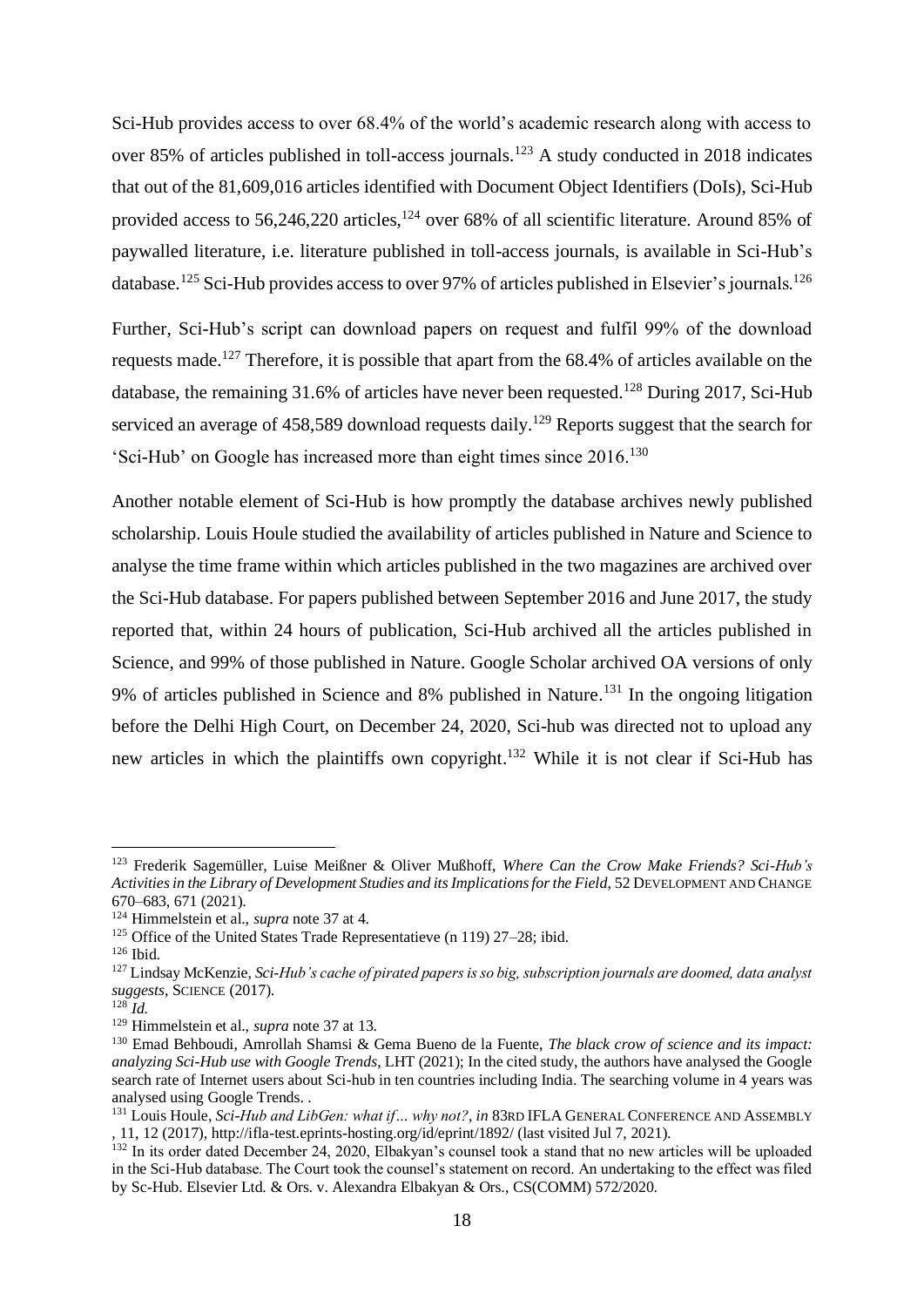Sci-Hub provides access to over 68.4% of the world's academic research along with access to over 85% of articles published in toll-access journals.[123] A study conducted in 2018 indicates that out of the 81,609,016 articles identified with Document Object Identifiers (DoIs), Sci-Hub provided access to 56,246,220 articles,[124] over 68% of all scientific literature. Around 85% of paywalled literature, i.e. literature published in toll-access journals, is available in Sci-Hub's database.[125] Sci-Hub provides access to over 97% of articles published in Elsevier's journals.[126]

Further, Sci-Hub's script can download papers on request and fulfil 99% of the download requests made.[127] Therefore, it is possible that apart from the 68.4% of articles available on the database, the remaining 31.6% of articles have never been requested.[128] During 2017, Sci-Hub serviced an average of 458,589 download requests daily.[129] Reports suggest that the search for 'Sci-Hub' on Google has increased more than eight times since 2016.[130]

Another notable element of Sci-Hub is how promptly the database archives newly published scholarship. Louis Houle studied the availability of articles published in Nature and Science to analyse the time frame within which articles published in the two magazines are archived over the Sci-Hub database. For papers published between September 2016 and June 2017, the study reported that, within 24 hours of publication, Sci-Hub archived all the articles published in Science, and 99% of those published in Nature. Google Scholar archived OA versions of only 9% of articles published in Science and 8% published in Nature.[131] In the ongoing litigation before the Delhi High Court, on December 24, 2020, Sci-hub was directed not to upload any new articles in which the plaintiffs own copyright.[132] While it is not clear if Sci-Hub has

---

[123] Frederik Sagemüller, Luise Meißner & Oliver Mußhoff, *Where Can the Crow Make Friends? Sci-Hub's Activities in the Library of Development Studies and its Implications for the Field*, 52 DEVELOPMENT AND CHANGE 670–683, 671 (2021).

[124] Himmelstein et al., *supra* note 37 at 4.

[125] Office of the United States Trade Representatieve (n 119) 27–28; ibid.

[126] Ibid.

[127] Lindsay McKenzie, *Sci-Hub's cache of pirated papers is so big, subscription journals are doomed, data analyst suggests*, SCIENCE (2017).

[128] *Id.*

[129] Himmelstein et al., *supra* note 37 at 13.

[130] Emad Behboudi, Amrollah Shamsi & Gema Bueno de la Fuente, *The black crow of science and its impact: analyzing Sci-Hub use with Google Trends*, LHT (2021); In the cited study, the authors have analysed the Google search rate of Internet users about Sci-hub in ten countries including India. The searching volume in 4 years was analysed using Google Trends. .

[131] Louis Houle, *Sci-Hub and LibGen: what if... why not?*, *in* 83RD IFLA GENERAL CONFERENCE AND ASSEMBLY , 11, 12 (2017), http://ifla-test.eprints-hosting.org/id/eprint/1892/ (last visited Jul 7, 2021).

[132] In its order dated December 24, 2020, Elbakyan's counsel took a stand that no new articles will be uploaded in the Sci-Hub database. The Court took the counsel's statement on record. An undertaking to the effect was filed by Sc-Hub. Elsevier Ltd. & Ors. v. Alexandra Elbakyan & Ors., CS(COMM) 572/2020.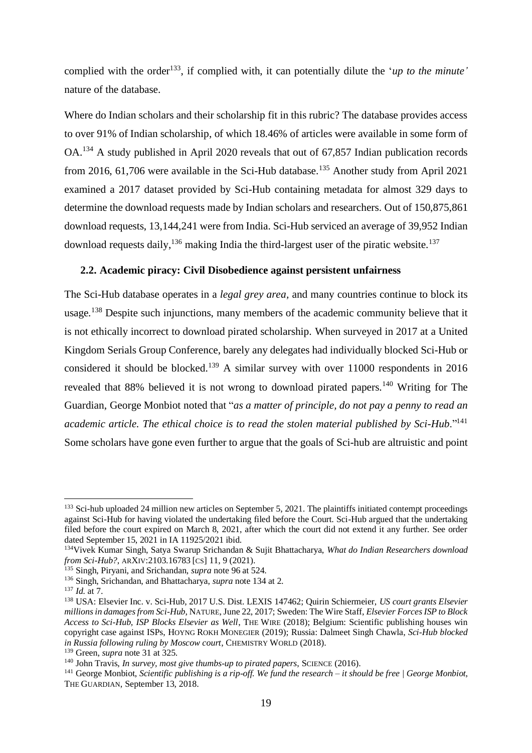complied with the order[133], if complied with, it can potentially dilute the '*up to the minute'* nature of the database.

Where do Indian scholars and their scholarship fit in this rubric? The database provides access to over 91% of Indian scholarship, of which 18.46% of articles were available in some form of OA.[134] A study published in April 2020 reveals that out of 67,857 Indian publication records from 2016, 61,706 were available in the Sci-Hub database.[135] Another study from April 2021 examined a 2017 dataset provided by Sci-Hub containing metadata for almost 329 days to determine the download requests made by Indian scholars and researchers. Out of 150,875,861 download requests, 13,144,241 were from India. Sci-Hub serviced an average of 39,952 Indian download requests daily,[136] making India the third-largest user of the piratic website.[137]

### 2.2. Academic piracy: Civil Disobedience against persistent unfairness

The Sci-Hub database operates in a *legal grey area,* and many countries continue to block its usage.[138] Despite such injunctions, many members of the academic community believe that it is not ethically incorrect to download pirated scholarship. When surveyed in 2017 at a United Kingdom Serials Group Conference, barely any delegates had individually blocked Sci-Hub or considered it should be blocked.[139] A similar survey with over 11000 respondents in 2016 revealed that 88% believed it is not wrong to download pirated papers.[140] Writing for The Guardian, George Monbiot noted that "*as a matter of principle, do not pay a penny to read an academic article. The ethical choice is to read the stolen material published by Sci-Hub*."[141] Some scholars have gone even further to argue that the goals of Sci-hub are altruistic and point

---

[133] Sci-hub uploaded 24 million new articles on September 5, 2021. The plaintiffs initiated contempt proceedings against Sci-Hub for having violated the undertaking filed before the Court. Sci-Hub argued that the undertaking filed before the court expired on March 8, 2021, after which the court did not extend it any further. See order dated September 15, 2021 in IA 11925/2021 ibid.

[134] Vivek Kumar Singh, Satya Swarup Srichandan & Sujit Bhattacharya, *What do Indian Researchers download from Sci-Hub?*, ARXIV:2103.16783 [CS] 11, 9 (2021).

[135] Singh, Piryani, and Srichandan, *supra* note 96 at 524.

[136] Singh, Srichandan, and Bhattacharya, *supra* note 134 at 2.

[137] *Id.* at 7.

[138] USA: Elsevier Inc. v. Sci-Hub, 2017 U.S. Dist. LEXIS 147462; Quirin Schiermeier, *US court grants Elsevier millions in damages from Sci-Hub*, NATURE, June 22, 2017; Sweden: The Wire Staff, *Elsevier Forces ISP to Block Access to Sci-Hub, ISP Blocks Elsevier as Well*, THE WIRE (2018); Belgium: Scientific publishing houses win copyright case against ISPs, HOYNG ROKH MONEGIER (2019); Russia: Dalmeet Singh Chawla, *Sci-Hub blocked in Russia following ruling by Moscow court*, CHEMISTRY WORLD (2018).

[139] Green, *supra* note 31 at 325.

[140] John Travis, *In survey, most give thumbs-up to pirated papers*, SCIENCE (2016).

[141] George Monbiot, *Scientific publishing is a rip-off. We fund the research – it should be free | George Monbiot*, THE GUARDIAN, September 13, 2018.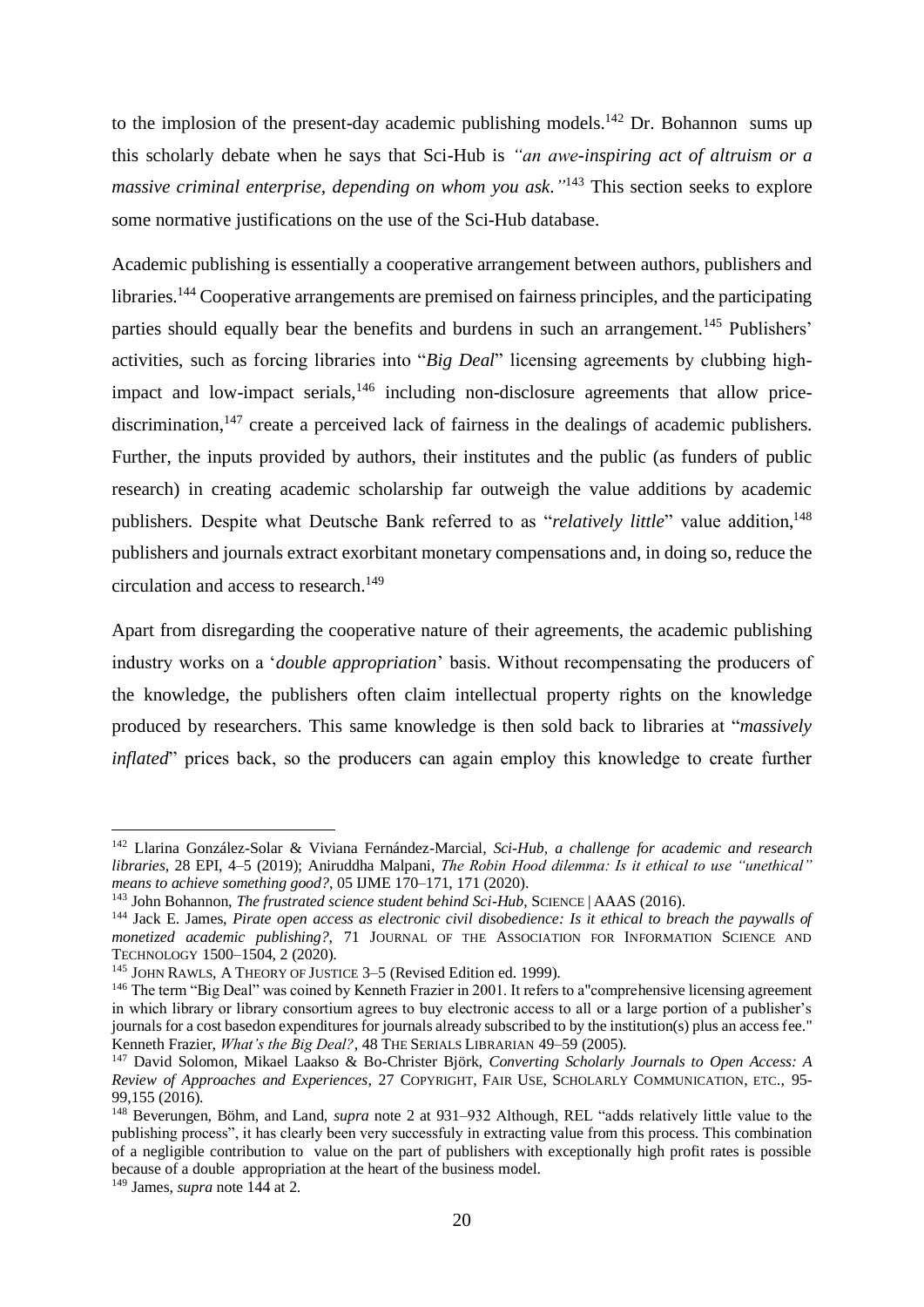to the implosion of the present-day academic publishing models.[142] Dr. Bohannon sums up this scholarly debate when he says that Sci-Hub is *"an awe-inspiring act of altruism or a massive criminal enterprise, depending on whom you ask."*[143] This section seeks to explore some normative justifications on the use of the Sci-Hub database.

Academic publishing is essentially a cooperative arrangement between authors, publishers and libraries.[144] Cooperative arrangements are premised on fairness principles, and the participating parties should equally bear the benefits and burdens in such an arrangement.[145] Publishers' activities, such as forcing libraries into "*Big Deal*" licensing agreements by clubbing high-impact and low-impact serials,[146] including non-disclosure agreements that allow price-discrimination,[147] create a perceived lack of fairness in the dealings of academic publishers. Further, the inputs provided by authors, their institutes and the public (as funders of public research) in creating academic scholarship far outweigh the value additions by academic publishers. Despite what Deutsche Bank referred to as "*relatively little*" value addition,[148] publishers and journals extract exorbitant monetary compensations and, in doing so, reduce the circulation and access to research.[149]

Apart from disregarding the cooperative nature of their agreements, the academic publishing industry works on a '*double appropriation*' basis. Without recompensating the producers of the knowledge, the publishers often claim intellectual property rights on the knowledge produced by researchers. This same knowledge is then sold back to libraries at "*massively inflated*" prices back, so the producers can again employ this knowledge to create further

---

[142] Llarina González-Solar & Viviana Fernández-Marcial, *Sci-Hub, a challenge for academic and research libraries*, 28 EPI, 4–5 (2019); Aniruddha Malpani, *The Robin Hood dilemma: Is it ethical to use "unethical" means to achieve something good?*, 05 IJME 170–171, 171 (2020).

[143] John Bohannon, *The frustrated science student behind Sci-Hub*, SCIENCE | AAAS (2016).

[144] Jack E. James, *Pirate open access as electronic civil disobedience: Is it ethical to breach the paywalls of monetized academic publishing?*, 71 JOURNAL OF THE ASSOCIATION FOR INFORMATION SCIENCE AND TECHNOLOGY 1500–1504, 2 (2020).

[145] JOHN RAWLS, A THEORY OF JUSTICE 3–5 (Revised Edition ed. 1999).

[146] The term "Big Deal" was coined by Kenneth Frazier in 2001. It refers to a"comprehensive licensing agreement in which library or library consortium agrees to buy electronic access to all or a large portion of a publisher's journals for a cost basedon expenditures for journals already subscribed to by the institution(s) plus an access fee." Kenneth Frazier, *What's the Big Deal?*, 48 THE SERIALS LIBRARIAN 49–59 (2005).

[147] David Solomon, Mikael Laakso & Bo-Christer Björk, *Converting Scholarly Journals to Open Access: A Review of Approaches and Experiences*, 27 COPYRIGHT, FAIR USE, SCHOLARLY COMMUNICATION, ETC., 95-99,155 (2016).

[148] Beverungen, Böhm, and Land, *supra* note 2 at 931–932 Although, REL "adds relatively little value to the publishing process", it has clearly been very successfuly in extracting value from this process. This combination of a negligible contribution to value on the part of publishers with exceptionally high profit rates is possible because of a double appropriation at the heart of the business model.

[149] James, *supra* note 144 at 2.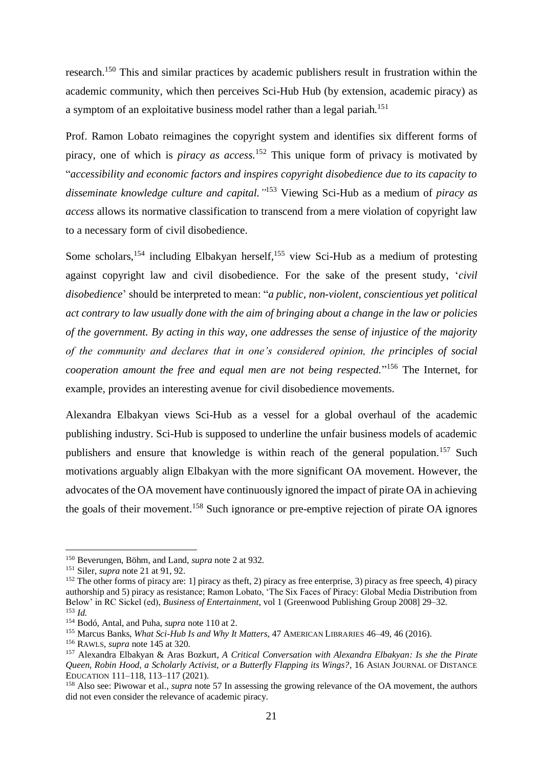research.[150] This and similar practices by academic publishers result in frustration within the academic community, which then perceives Sci-Hub Hub (by extension, academic piracy) as a symptom of an exploitative business model rather than a legal pariah.[151]

Prof. Ramon Lobato reimagines the copyright system and identifies six different forms of piracy, one of which is *piracy as access.*[152] This unique form of privacy is motivated by "*accessibility and economic factors and inspires copyright disobedience due to its capacity to disseminate knowledge culture and capital.*"[153] Viewing Sci-Hub as a medium of *piracy as access* allows its normative classification to transcend from a mere violation of copyright law to a necessary form of civil disobedience.

Some scholars,[154] including Elbakyan herself,[155] view Sci-Hub as a medium of protesting against copyright law and civil disobedience. For the sake of the present study, '*civil disobedience*' should be interpreted to mean: "*a public, non-violent, conscientious yet political act contrary to law usually done with the aim of bringing about a change in the law or policies of the government. By acting in this way, one addresses the sense of injustice of the majority of the community and declares that in one's considered opinion, the principles of social cooperation amount the free and equal men are not being respected.*"[156] The Internet, for example, provides an interesting avenue for civil disobedience movements.

Alexandra Elbakyan views Sci-Hub as a vessel for a global overhaul of the academic publishing industry. Sci-Hub is supposed to underline the unfair business models of academic publishers and ensure that knowledge is within reach of the general population.[157] Such motivations arguably align Elbakyan with the more significant OA movement. However, the advocates of the OA movement have continuously ignored the impact of pirate OA in achieving the goals of their movement.[158] Such ignorance or pre-emptive rejection of pirate OA ignores

---

[150] Beverungen, Böhm, and Land, *supra* note 2 at 932.

[151] Siler, *supra* note 21 at 91, 92.

[152] The other forms of piracy are: 1] piracy as theft, 2) piracy as free enterprise, 3) piracy as free speech, 4) piracy authorship and 5) piracy as resistance; Ramon Lobato, 'The Six Faces of Piracy: Global Media Distribution from Below' in RC Sickel (ed), *Business of Entertainment*, vol 1 (Greenwood Publishing Group 2008] 29–32.

[153] *Id.*

[154] Bodó, Antal, and Puha, *supra* note 110 at 2.

[155] Marcus Banks, *What Sci-Hub Is and Why It Matters*, 47 AMERICAN LIBRARIES 46–49, 46 (2016).

[156] RAWLS, *supra* note 145 at 320.

[157] Alexandra Elbakyan & Aras Bozkurt, *A Critical Conversation with Alexandra Elbakyan: Is she the Pirate Queen, Robin Hood, a Scholarly Activist, or a Butterfly Flapping its Wings?*, 16 ASIAN JOURNAL OF DISTANCE EDUCATION 111–118, 113–117 (2021).

[158] Also see: Piwowar et al., *supra* note 57 In assessing the growing relevance of the OA movement, the authors did not even consider the relevance of academic piracy.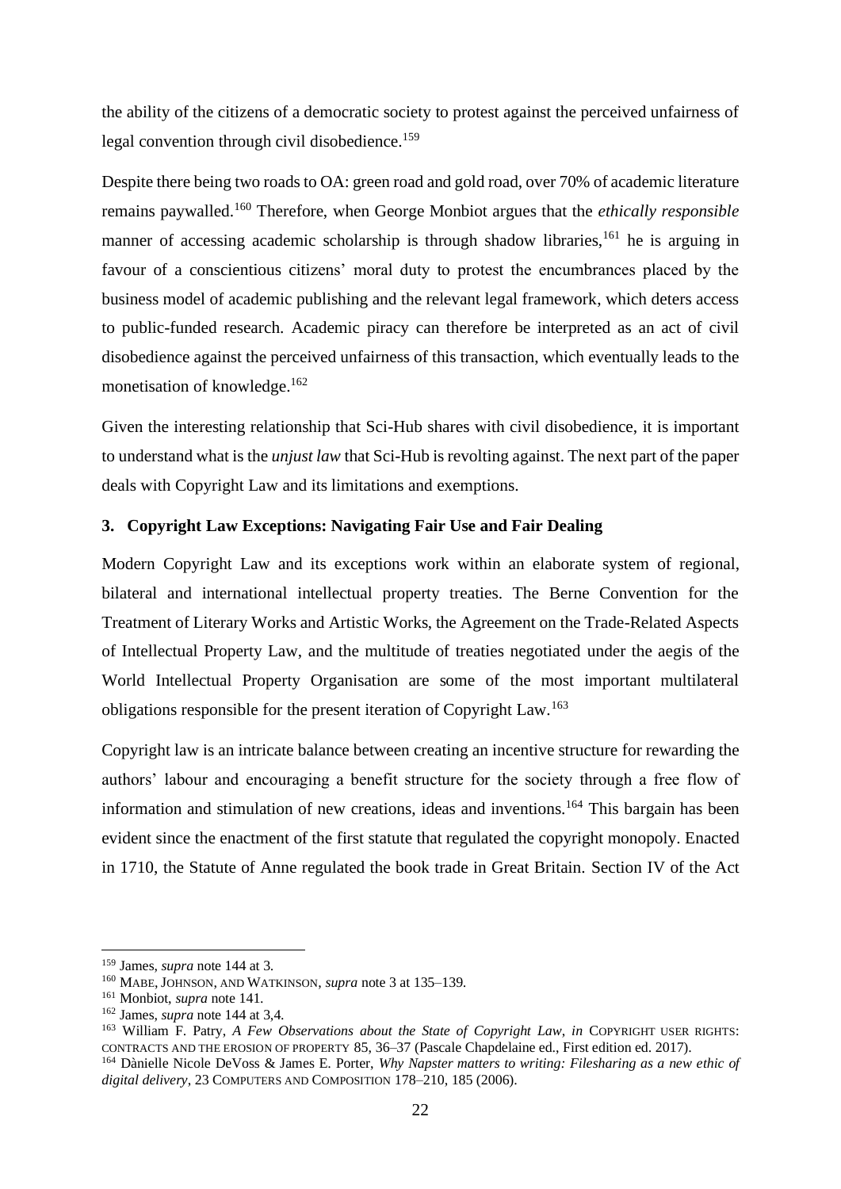the ability of the citizens of a democratic society to protest against the perceived unfairness of legal convention through civil disobedience.[159]

Despite there being two roads to OA: green road and gold road, over 70% of academic literature remains paywalled.[160] Therefore, when George Monbiot argues that the *ethically responsible* manner of accessing academic scholarship is through shadow libraries,[161] he is arguing in favour of a conscientious citizens' moral duty to protest the encumbrances placed by the business model of academic publishing and the relevant legal framework, which deters access to public-funded research. Academic piracy can therefore be interpreted as an act of civil disobedience against the perceived unfairness of this transaction, which eventually leads to the monetisation of knowledge.[162]

Given the interesting relationship that Sci-Hub shares with civil disobedience, it is important to understand what is the *unjust law* that Sci-Hub is revolting against. The next part of the paper deals with Copyright Law and its limitations and exemptions.

### 3. Copyright Law Exceptions: Navigating Fair Use and Fair Dealing

Modern Copyright Law and its exceptions work within an elaborate system of regional, bilateral and international intellectual property treaties. The Berne Convention for the Treatment of Literary Works and Artistic Works, the Agreement on the Trade-Related Aspects of Intellectual Property Law, and the multitude of treaties negotiated under the aegis of the World Intellectual Property Organisation are some of the most important multilateral obligations responsible for the present iteration of Copyright Law.[163]

Copyright law is an intricate balance between creating an incentive structure for rewarding the authors' labour and encouraging a benefit structure for the society through a free flow of information and stimulation of new creations, ideas and inventions.[164] This bargain has been evident since the enactment of the first statute that regulated the copyright monopoly. Enacted in 1710, the Statute of Anne regulated the book trade in Great Britain. Section IV of the Act

---

[159] James, *supra* note 144 at 3.

[160] MABE, JOHNSON, AND WATKINSON, *supra* note 3 at 135–139.

[161] Monbiot, *supra* note 141.

[162] James, *supra* note 144 at 3,4.

[163] William F. Patry, *A Few Observations about the State of Copyright Law*, *in* COPYRIGHT USER RIGHTS: CONTRACTS AND THE EROSION OF PROPERTY 85, 36–37 (Pascale Chapdelaine ed., First edition ed. 2017).

[164] Dànielle Nicole DeVoss & James E. Porter, *Why Napster matters to writing: Filesharing as a new ethic of digital delivery*, 23 COMPUTERS AND COMPOSITION 178–210, 185 (2006).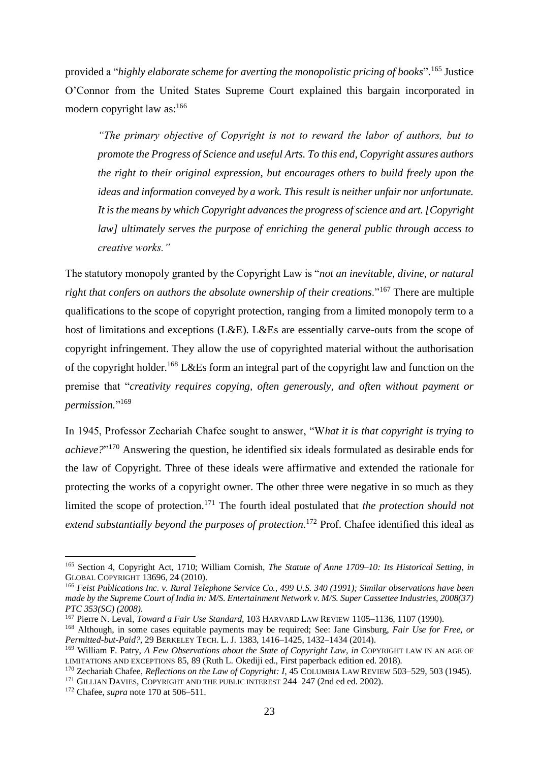provided a "*highly elaborate scheme for averting the monopolistic pricing of books*".[165] Justice O'Connor from the United States Supreme Court explained this bargain incorporated in modern copyright law as:[166]

> *"The primary objective of Copyright is not to reward the labor of authors, but to promote the Progress of Science and useful Arts. To this end, Copyright assures authors the right to their original expression, but encourages others to build freely upon the ideas and information conveyed by a work. This result is neither unfair nor unfortunate. It is the means by which Copyright advances the progress of science and art. [Copyright law] ultimately serves the purpose of enriching the general public through access to creative works."*

The statutory monopoly granted by the Copyright Law is "*not an inevitable, divine, or natural right that confers on authors the absolute ownership of their creations.*"[167] There are multiple qualifications to the scope of copyright protection, ranging from a limited monopoly term to a host of limitations and exceptions (L&E). L&Es are essentially carve-outs from the scope of copyright infringement. They allow the use of copyrighted material without the authorisation of the copyright holder.[168] L&Es form an integral part of the copyright law and function on the premise that "*creativity requires copying, often generously, and often without payment or permission.*"[169]

In 1945, Professor Zechariah Chafee sought to answer, "W*hat it is that copyright is trying to achieve?*"[170] Answering the question, he identified six ideals formulated as desirable ends for the law of Copyright. Three of these ideals were affirmative and extended the rationale for protecting the works of a copyright owner. The other three were negative in so much as they limited the scope of protection.[171] The fourth ideal postulated that *the protection should not extend substantially beyond the purposes of protection.*[172] Prof. Chafee identified this ideal as

---

[165] Section 4, Copyright Act, 1710; William Cornish, *The Statute of Anne 1709–10: Its Historical Setting*, *in* GLOBAL COPYRIGHT 13696, 24 (2010).

[166] *Feist Publications Inc. v. Rural Telephone Service Co., 499 U.S. 340 (1991); Similar observations have been made by the Supreme Court of India in: M/S. Entertainment Network v. M/S. Super Cassette Industries, 2008(37) PTC 353(SC) (2008).*

[167] Pierre N. Leval, *Toward a Fair Use Standard*, 103 HARVARD LAW REVIEW 1105–1136, 1107 (1990).

[168] Although, in some cases equitable payments may be required; See: Jane Ginsburg, *Fair Use for Free, or Permitted-but-Paid?*, 29 BERKELEY TECH. L. J. 1383, 1416–1425, 1432–1434 (2014).

[169] William F. Patry, *A Few Observations about the State of Copyright Law*, *in* COPYRIGHT LAW IN AN AGE OF LIMITATIONS AND EXCEPTIONS 85, 89 (Ruth L. Okediji ed., First paperback edition ed. 2018).

[170] Zechariah Chafee, *Reflections on the Law of Copyright: I*, 45 COLUMBIA LAW REVIEW 503–529, 503 (1945).

[171] GILLIAN DAVIES, COPYRIGHT AND THE PUBLIC INTEREST 244–247 (2nd ed ed. 2002).

[172] Chafee, *supra* note 170 at 506–511.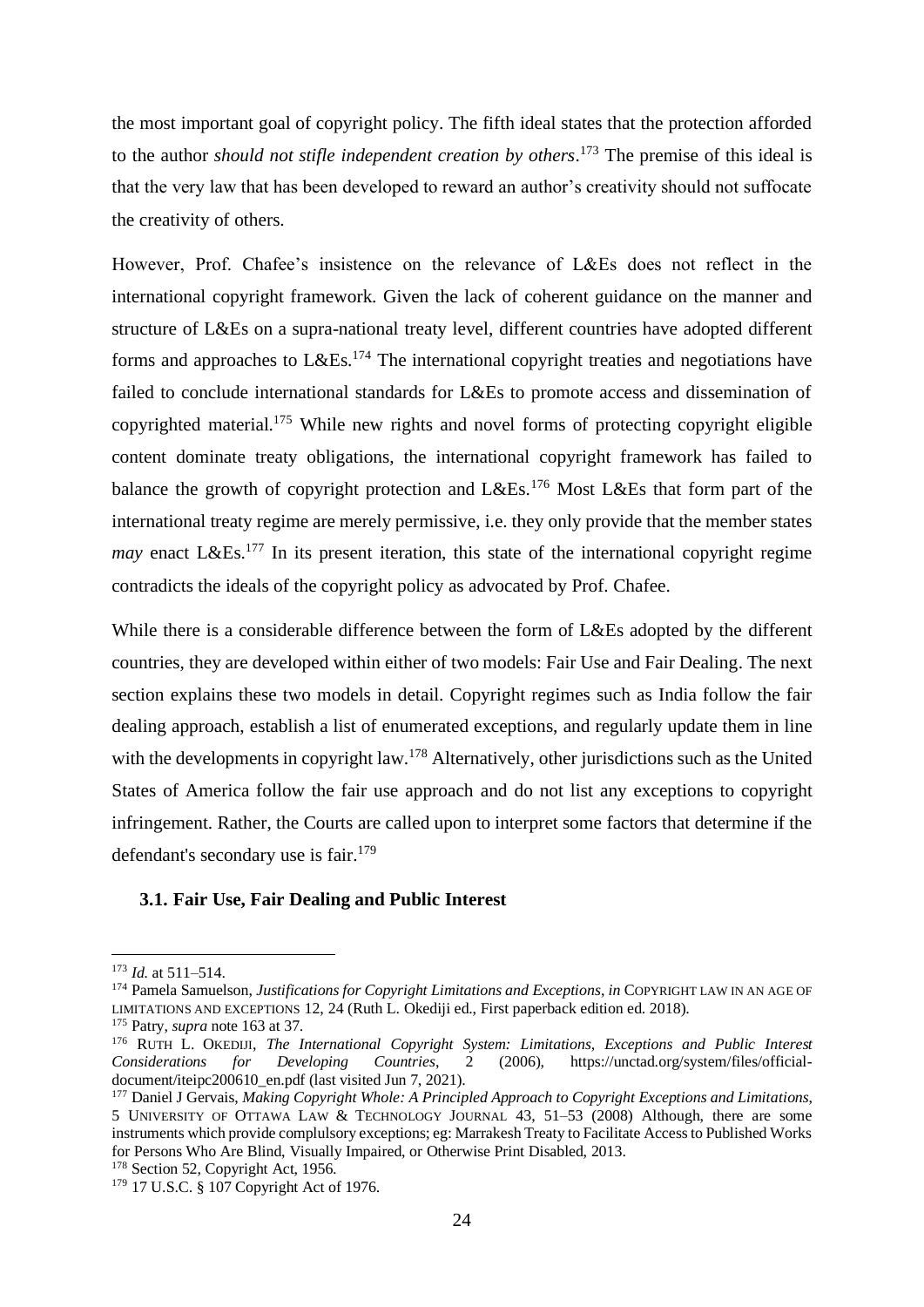the most important goal of copyright policy. The fifth ideal states that the protection afforded to the author *should not stifle independent creation by others*.[173] The premise of this ideal is that the very law that has been developed to reward an author's creativity should not suffocate the creativity of others.

However, Prof. Chafee's insistence on the relevance of L&Es does not reflect in the international copyright framework. Given the lack of coherent guidance on the manner and structure of L&Es on a supra-national treaty level, different countries have adopted different forms and approaches to L&Es.[174] The international copyright treaties and negotiations have failed to conclude international standards for L&Es to promote access and dissemination of copyrighted material.[175] While new rights and novel forms of protecting copyright eligible content dominate treaty obligations, the international copyright framework has failed to balance the growth of copyright protection and L&Es.[176] Most L&Es that form part of the international treaty regime are merely permissive, i.e. they only provide that the member states *may* enact L&Es.[177] In its present iteration, this state of the international copyright regime contradicts the ideals of the copyright policy as advocated by Prof. Chafee.

While there is a considerable difference between the form of L&Es adopted by the different countries, they are developed within either of two models: Fair Use and Fair Dealing. The next section explains these two models in detail. Copyright regimes such as India follow the fair dealing approach, establish a list of enumerated exceptions, and regularly update them in line with the developments in copyright law.[178] Alternatively, other jurisdictions such as the United States of America follow the fair use approach and do not list any exceptions to copyright infringement. Rather, the Courts are called upon to interpret some factors that determine if the defendant's secondary use is fair.[179]

### 3.1. Fair Use, Fair Dealing and Public Interest

---

[173] *Id.* at 511–514.

[174] Pamela Samuelson, *Justifications for Copyright Limitations and Exceptions*, *in* COPYRIGHT LAW IN AN AGE OF LIMITATIONS AND EXCEPTIONS 12, 24 (Ruth L. Okediji ed., First paperback edition ed. 2018).

[175] Patry, *supra* note 163 at 37.

[176] RUTH L. OKEDIJI, *The International Copyright System: Limitations, Exceptions and Public Interest Considerations for Developing Countries*, 2 (2006), https://unctad.org/system/files/official-document/iteipc200610_en.pdf (last visited Jun 7, 2021).

[177] Daniel J Gervais, *Making Copyright Whole: A Principled Approach to Copyright Exceptions and Limitations*, 5 UNIVERSITY OF OTTAWA LAW & TECHNOLOGY JOURNAL 43, 51–53 (2008) Although, there are some instruments which provide complulsory exceptions; eg: Marrakesh Treaty to Facilitate Access to Published Works for Persons Who Are Blind, Visually Impaired, or Otherwise Print Disabled, 2013.

[178] Section 52, Copyright Act, 1956.

[179] 17 U.S.C. § 107 Copyright Act of 1976.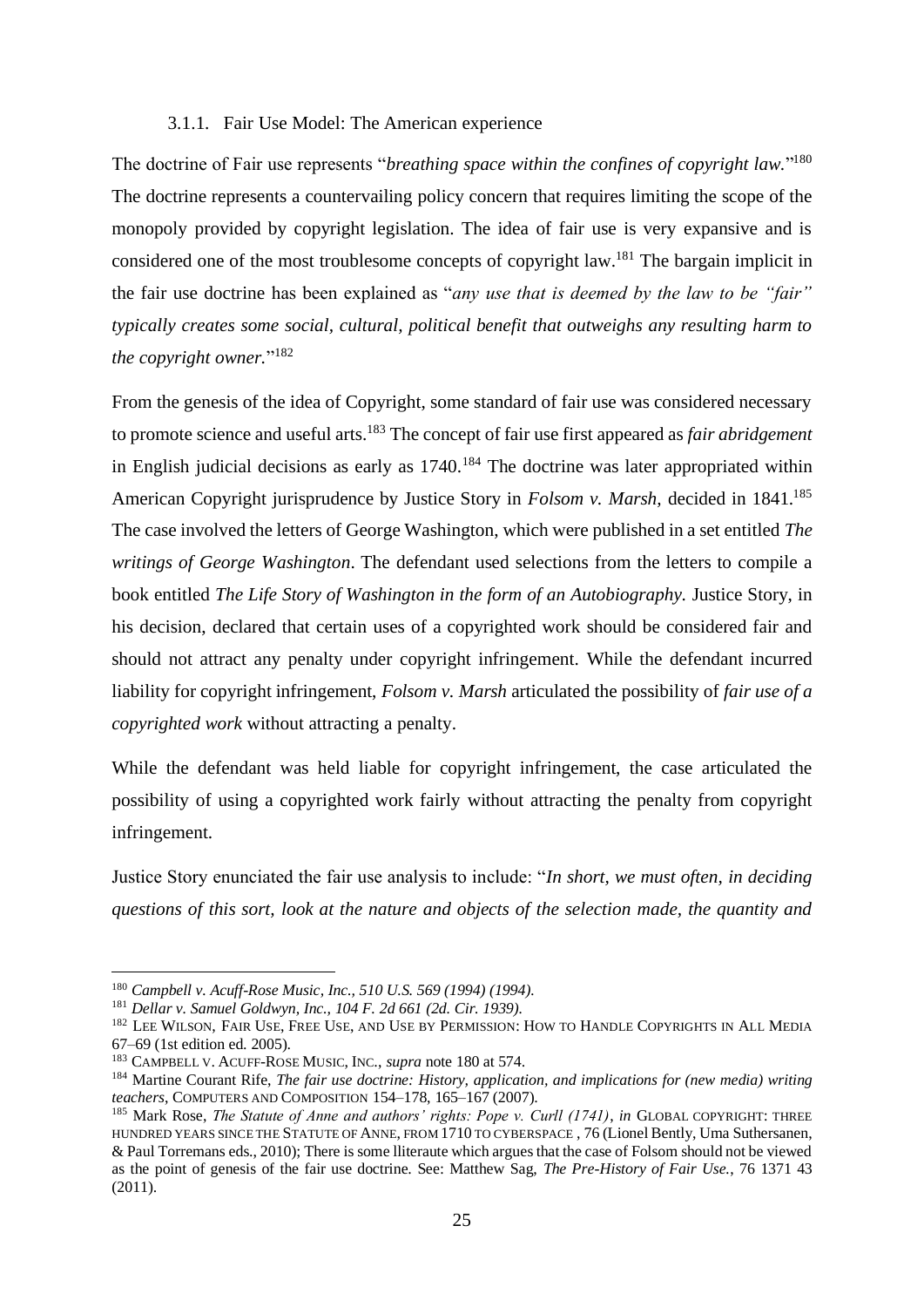### 3.1.1. Fair Use Model: The American experience

The doctrine of Fair use represents "*breathing space within the confines of copyright law.*"[180] The doctrine represents a countervailing policy concern that requires limiting the scope of the monopoly provided by copyright legislation. The idea of fair use is very expansive and is considered one of the most troublesome concepts of copyright law.[181] The bargain implicit in the fair use doctrine has been explained as "*any use that is deemed by the law to be "fair" typically creates some social, cultural, political benefit that outweighs any resulting harm to the copyright owner.*"[182]

From the genesis of the idea of Copyright, some standard of fair use was considered necessary to promote science and useful arts.[183] The concept of fair use first appeared as *fair abridgement* in English judicial decisions as early as 1740.[184] The doctrine was later appropriated within American Copyright jurisprudence by Justice Story in *Folsom v. Marsh*, decided in 1841.[185] The case involved the letters of George Washington, which were published in a set entitled *The writings of George Washington*. The defendant used selections from the letters to compile a book entitled *The Life Story of Washington in the form of an Autobiography.* Justice Story, in his decision, declared that certain uses of a copyrighted work should be considered fair and should not attract any penalty under copyright infringement. While the defendant incurred liability for copyright infringement, *Folsom v. Marsh* articulated the possibility of *fair use of a copyrighted work* without attracting a penalty.

While the defendant was held liable for copyright infringement, the case articulated the possibility of using a copyrighted work fairly without attracting the penalty from copyright infringement.

Justice Story enunciated the fair use analysis to include: "*In short, we must often, in deciding questions of this sort, look at the nature and objects of the selection made, the quantity and*

---

[180] *Campbell v. Acuff-Rose Music, Inc., 510 U.S. 569 (1994) (1994).*

[181] *Dellar v. Samuel Goldwyn, Inc., 104 F. 2d 661 (2d. Cir. 1939).*

[182] LEE WILSON, FAIR USE, FREE USE, AND USE BY PERMISSION: HOW TO HANDLE COPYRIGHTS IN ALL MEDIA 67–69 (1st edition ed. 2005).

[183] CAMPBELL V. ACUFF-ROSE MUSIC, INC., *supra* note 180 at 574.

[184] Martine Courant Rife, *The fair use doctrine: History, application, and implications for (new media) writing teachers*, COMPUTERS AND COMPOSITION 154–178, 165–167 (2007).

[185] Mark Rose, *The Statute of Anne and authors' rights: Pope v. Curll (1741)*, *in* GLOBAL COPYRIGHT: THREE HUNDRED YEARS SINCE THE STATUTE OF ANNE, FROM 1710 TO CYBERSPACE , 76 (Lionel Bently, Uma Suthersanen, & Paul Torremans eds., 2010); There is some lliteraute which argues that the case of Folsom should not be viewed as the point of genesis of the fair use doctrine. See: Matthew Sag, *The Pre-History of Fair Use.*, 76 1371 43 (2011).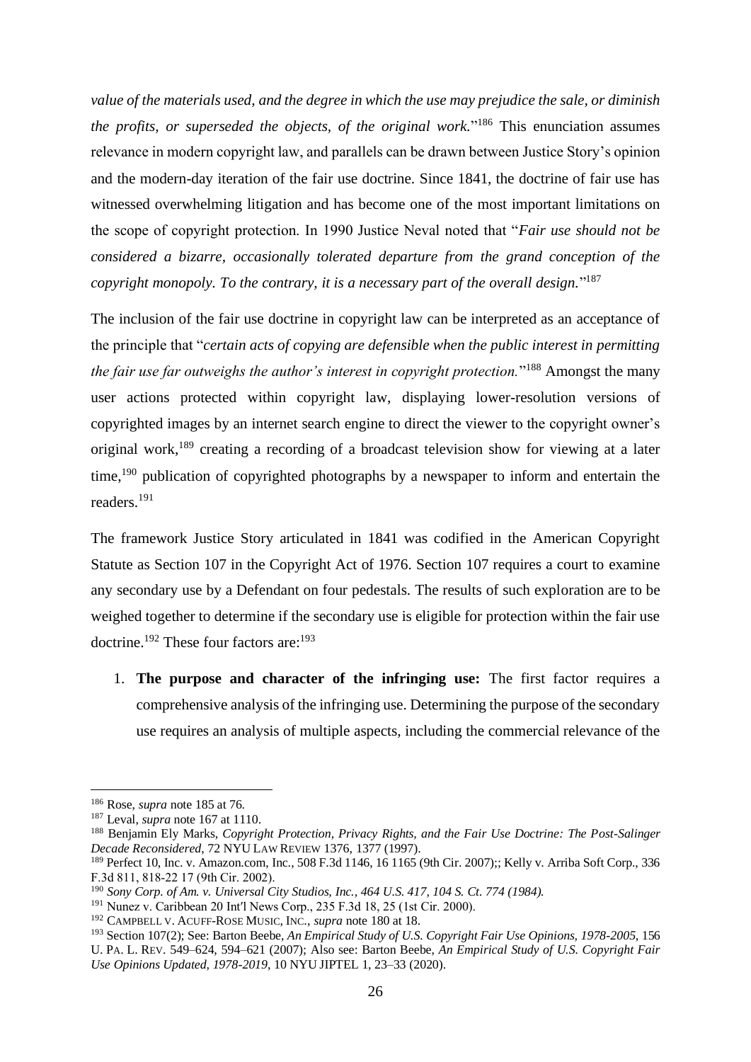*value of the materials used, and the degree in which the use may prejudice the sale, or diminish the profits, or superseded the objects, of the original work.*"[186] This enunciation assumes relevance in modern copyright law, and parallels can be drawn between Justice Story's opinion and the modern-day iteration of the fair use doctrine. Since 1841, the doctrine of fair use has witnessed overwhelming litigation and has become one of the most important limitations on the scope of copyright protection. In 1990 Justice Neval noted that "*Fair use should not be considered a bizarre, occasionally tolerated departure from the grand conception of the copyright monopoly. To the contrary, it is a necessary part of the overall design.*"[187]

The inclusion of the fair use doctrine in copyright law can be interpreted as an acceptance of the principle that "*certain acts of copying are defensible when the public interest in permitting the fair use far outweighs the author's interest in copyright protection.*"[188] Amongst the many user actions protected within copyright law, displaying lower-resolution versions of copyrighted images by an internet search engine to direct the viewer to the copyright owner's original work,[189] creating a recording of a broadcast television show for viewing at a later time,[190] publication of copyrighted photographs by a newspaper to inform and entertain the readers.[191]

The framework Justice Story articulated in 1841 was codified in the American Copyright Statute as Section 107 in the Copyright Act of 1976. Section 107 requires a court to examine any secondary use by a Defendant on four pedestals. The results of such exploration are to be weighed together to determine if the secondary use is eligible for protection within the fair use doctrine.[192] These four factors are:[193]

1. **The purpose and character of the infringing use:** The first factor requires a comprehensive analysis of the infringing use. Determining the purpose of the secondary use requires an analysis of multiple aspects, including the commercial relevance of the

---

[186] Rose, *supra* note 185 at 76.

[187] Leval, *supra* note 167 at 1110.

[188] Benjamin Ely Marks, *Copyright Protection, Privacy Rights, and the Fair Use Doctrine: The Post-Salinger Decade Reconsidered*, 72 NYU LAW REVIEW 1376, 1377 (1997).

[189] Perfect 10, Inc. v. Amazon.com, Inc., 508 F.3d 1146, 16 1165 (9th Cir. 2007);; Kelly v. Arriba Soft Corp., 336 F.3d 811, 818-22 17 (9th Cir. 2002).

[190] *Sony Corp. of Am. v. Universal City Studios, Inc., 464 U.S. 417, 104 S. Ct. 774 (1984).*

[191] Nunez v. Caribbean 20 Int'l News Corp., 235 F.3d 18, 25 (1st Cir. 2000).

[192] CAMPBELL V. ACUFF-ROSE MUSIC, INC., *supra* note 180 at 18.

[193] Section 107(2); See: Barton Beebe, *An Empirical Study of U.S. Copyright Fair Use Opinions, 1978-2005*, 156 U. PA. L. REV. 549–624, 594–621 (2007); Also see: Barton Beebe, *An Empirical Study of U.S. Copyright Fair Use Opinions Updated, 1978-2019*, 10 NYU JIPTEL 1, 23–33 (2020).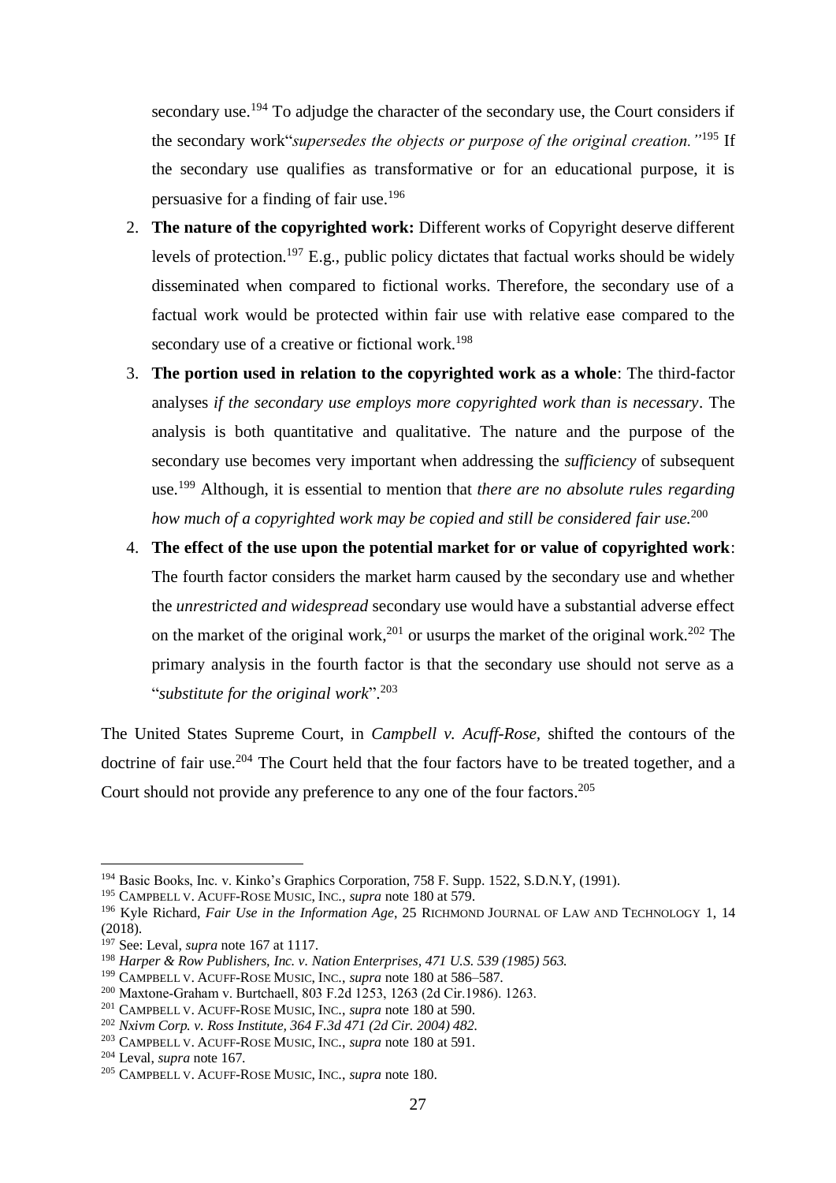secondary use.[194] To adjudge the character of the secondary use, the Court considers if the secondary work"*supersedes the objects or purpose of the original creation."*[195] If the secondary use qualifies as transformative or for an educational purpose, it is persuasive for a finding of fair use.[196]

2. **The nature of the copyrighted work:** Different works of Copyright deserve different levels of protection.[197] E.g., public policy dictates that factual works should be widely disseminated when compared to fictional works. Therefore, the secondary use of a factual work would be protected within fair use with relative ease compared to the secondary use of a creative or fictional work.[198]
3. **The portion used in relation to the copyrighted work as a whole**: The third-factor analyses *if the secondary use employs more copyrighted work than is necessary*. The analysis is both quantitative and qualitative. The nature and the purpose of the secondary use becomes very important when addressing the *sufficiency* of subsequent use.[199] Although, it is essential to mention that *there are no absolute rules regarding how much of a copyrighted work may be copied and still be considered fair use.*[200]
4. **The effect of the use upon the potential market for or value of copyrighted work**: The fourth factor considers the market harm caused by the secondary use and whether the *unrestricted and widespread* secondary use would have a substantial adverse effect on the market of the original work,[201] or usurps the market of the original work.[202] The primary analysis in the fourth factor is that the secondary use should not serve as a "*substitute for the original work*".[203]

The United States Supreme Court, in *Campbell v. Acuff-Rose*, shifted the contours of the doctrine of fair use.[204] The Court held that the four factors have to be treated together, and a Court should not provide any preference to any one of the four factors.[205]

---

[194] Basic Books, Inc. v. Kinko's Graphics Corporation, 758 F. Supp. 1522, S.D.N.Y, (1991).

[195] CAMPBELL V. ACUFF-ROSE MUSIC, INC., *supra* note 180 at 579.

[196] Kyle Richard, *Fair Use in the Information Age*, 25 RICHMOND JOURNAL OF LAW AND TECHNOLOGY 1, 14 (2018).

[197] See: Leval, *supra* note 167 at 1117.

[198] *Harper & Row Publishers, Inc. v. Nation Enterprises, 471 U.S. 539 (1985) 563.*

[199] CAMPBELL V. ACUFF-ROSE MUSIC, INC., *supra* note 180 at 586–587.

[200] Maxtone-Graham v. Burtchaell, 803 F.2d 1253, 1263 (2d Cir.1986). 1263.

[201] CAMPBELL V. ACUFF-ROSE MUSIC, INC., *supra* note 180 at 590.

[202] *Nxivm Corp. v. Ross Institute, 364 F.3d 471 (2d Cir. 2004) 482.*

[203] CAMPBELL V. ACUFF-ROSE MUSIC, INC., *supra* note 180 at 591.

[204] Leval, *supra* note 167.

[205] CAMPBELL V. ACUFF-ROSE MUSIC, INC., *supra* note 180.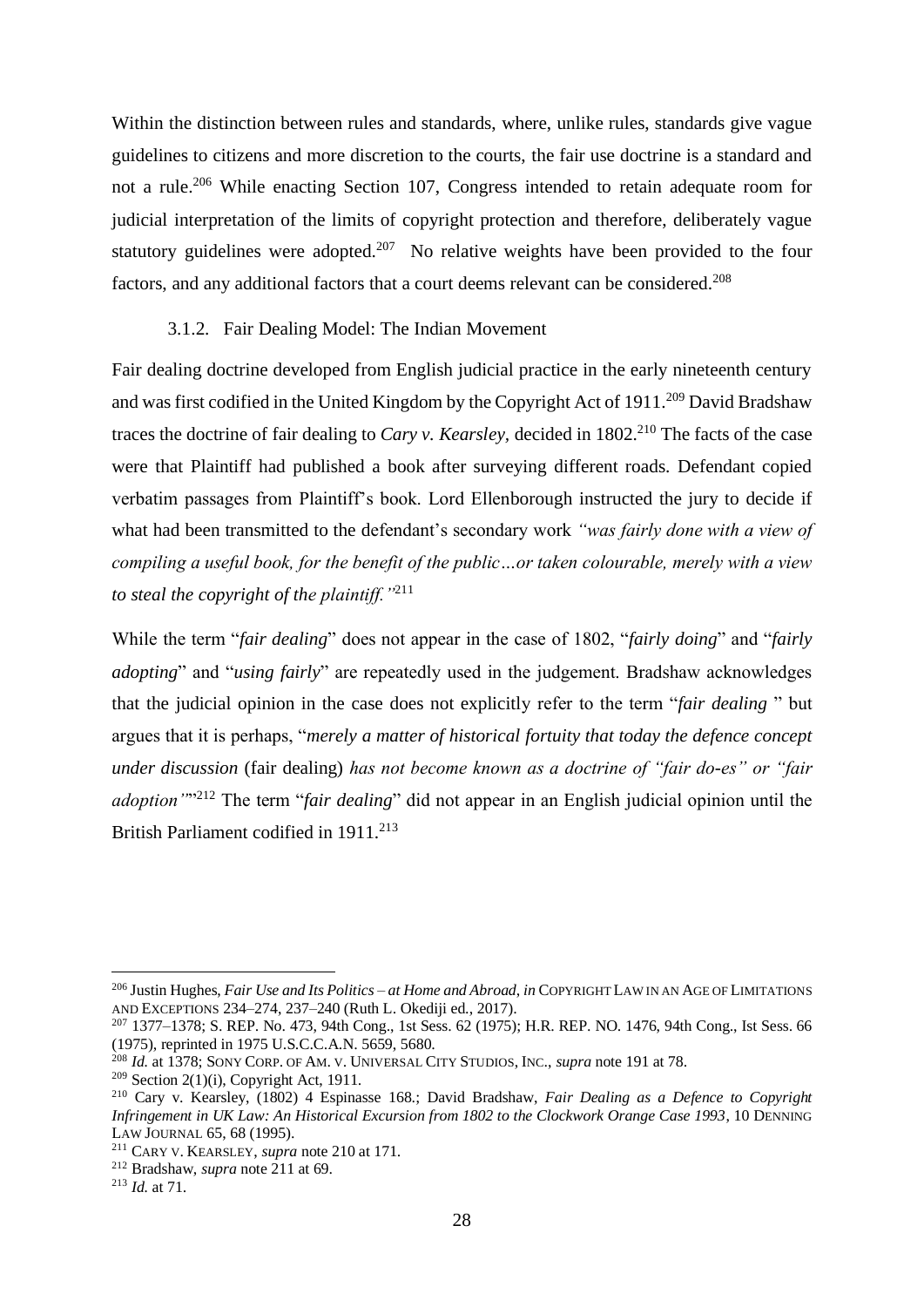Within the distinction between rules and standards, where, unlike rules, standards give vague guidelines to citizens and more discretion to the courts, the fair use doctrine is a standard and not a rule.[206] While enacting Section 107, Congress intended to retain adequate room for judicial interpretation of the limits of copyright protection and therefore, deliberately vague statutory guidelines were adopted.[207] No relative weights have been provided to the four factors, and any additional factors that a court deems relevant can be considered.[208]

### 3.1.2. Fair Dealing Model: The Indian Movement

Fair dealing doctrine developed from English judicial practice in the early nineteenth century and was first codified in the United Kingdom by the Copyright Act of 1911.[209] David Bradshaw traces the doctrine of fair dealing to *Cary v. Kearsley*, decided in 1802.[210] The facts of the case were that Plaintiff had published a book after surveying different roads. Defendant copied verbatim passages from Plaintiff's book. Lord Ellenborough instructed the jury to decide if what had been transmitted to the defendant's secondary work *"was fairly done with a view of compiling a useful book, for the benefit of the public…or taken colourable, merely with a view to steal the copyright of the plaintiff."*[211]

While the term "*fair dealing*" does not appear in the case of 1802, "*fairly doing*" and "*fairly adopting*" and "*using fairly*" are repeatedly used in the judgement. Bradshaw acknowledges that the judicial opinion in the case does not explicitly refer to the term "*fair dealing* " but argues that it is perhaps, "*merely a matter of historical fortuity that today the defence concept under discussion* (fair dealing) *has not become known as a doctrine of "fair do-es" or "fair adoption""*[212] The term "*fair dealing*" did not appear in an English judicial opinion until the British Parliament codified in 1911.[213]

---

[206] Justin Hughes, *Fair Use and Its Politics – at Home and Abroad*, *in* COPYRIGHT LAW IN AN AGE OF LIMITATIONS AND EXCEPTIONS 234–274, 237–240 (Ruth L. Okediji ed., 2017).

[207] 1377–1378; S. REP. No. 473, 94th Cong., 1st Sess. 62 (1975); H.R. REP. NO. 1476, 94th Cong., Ist Sess. 66 (1975), reprinted in 1975 U.S.C.C.A.N. 5659, 5680.

[208] *Id.* at 1378; SONY CORP. OF AM. V. UNIVERSAL CITY STUDIOS, INC., *supra* note 191 at 78.

[209] Section 2(1)(i), Copyright Act, 1911.

[210] Cary v. Kearsley, (1802) 4 Espinasse 168.; David Bradshaw, *Fair Dealing as a Defence to Copyright Infringement in UK Law: An Historical Excursion from 1802 to the Clockwork Orange Case 1993*, 10 DENNING LAW JOURNAL 65, 68 (1995).

[211] CARY V. KEARSLEY, *supra* note 210 at 171.

[212] Bradshaw, *supra* note 211 at 69.

[213] *Id.* at 71.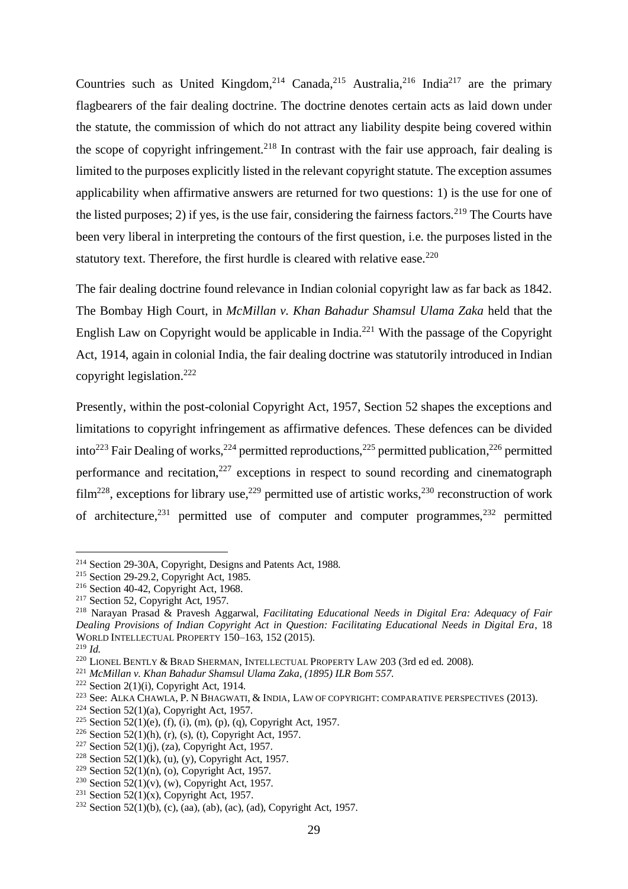Countries such as United Kingdom,[214] Canada,[215] Australia,[216] India[217] are the primary flagbearers of the fair dealing doctrine. The doctrine denotes certain acts as laid down under the statute, the commission of which do not attract any liability despite being covered within the scope of copyright infringement.[218] In contrast with the fair use approach, fair dealing is limited to the purposes explicitly listed in the relevant copyright statute. The exception assumes applicability when affirmative answers are returned for two questions: 1) is the use for one of the listed purposes; 2) if yes, is the use fair, considering the fairness factors.[219] The Courts have been very liberal in interpreting the contours of the first question, i.e. the purposes listed in the statutory text. Therefore, the first hurdle is cleared with relative ease.[220]

The fair dealing doctrine found relevance in Indian colonial copyright law as far back as 1842. The Bombay High Court, in *McMillan v. Khan Bahadur Shamsul Ulama Zaka* held that the English Law on Copyright would be applicable in India.[221] With the passage of the Copyright Act, 1914, again in colonial India, the fair dealing doctrine was statutorily introduced in Indian copyright legislation.[222]

Presently, within the post-colonial Copyright Act, 1957, Section 52 shapes the exceptions and limitations to copyright infringement as affirmative defences. These defences can be divided into[223] Fair Dealing of works,[224] permitted reproductions,[225] permitted publication,[226] permitted performance and recitation,[227] exceptions in respect to sound recording and cinematograph film[228], exceptions for library use,[229] permitted use of artistic works,[230] reconstruction of work of architecture,[231] permitted use of computer and computer programmes,[232] permitted

---

[214] Section 29-30A, Copyright, Designs and Patents Act, 1988.

[215] Section 29-29.2, Copyright Act, 1985.

[216] Section 40-42, Copyright Act, 1968.

[217] Section 52, Copyright Act, 1957.

[218] Narayan Prasad & Pravesh Aggarwal, *Facilitating Educational Needs in Digital Era: Adequacy of Fair Dealing Provisions of Indian Copyright Act in Question: Facilitating Educational Needs in Digital Era*, 18 WORLD INTELLECTUAL PROPERTY 150–163, 152 (2015).

[219] *Id.*

[220] LIONEL BENTLY & BRAD SHERMAN, INTELLECTUAL PROPERTY LAW 203 (3rd ed ed. 2008).

[221] *McMillan v. Khan Bahadur Shamsul Ulama Zaka, (1895) ILR Bom 557.*

[222] Section 2(1)(i), Copyright Act, 1914.

[223] See: ALKA CHAWLA, P. N BHAGWATI, & INDIA, LAW OF COPYRIGHT: COMPARATIVE PERSPECTIVES (2013).

[224] Section 52(1)(a), Copyright Act, 1957.

[225] Section 52(1)(e), (f), (i), (m), (p), (q), Copyright Act, 1957.

[226] Section 52(1)(h), (r), (s), (t), Copyright Act, 1957.

[227] Section 52(1)(j), (za), Copyright Act, 1957.

[228] Section 52(1)(k), (u), (y), Copyright Act, 1957.

[229] Section 52(1)(n), (o), Copyright Act, 1957.

[230] Section 52(1)(v), (w), Copyright Act, 1957.

[231] Section 52(1)(x), Copyright Act, 1957.

[232] Section 52(1)(b), (c), (aa), (ab), (ac), (ad), Copyright Act, 1957.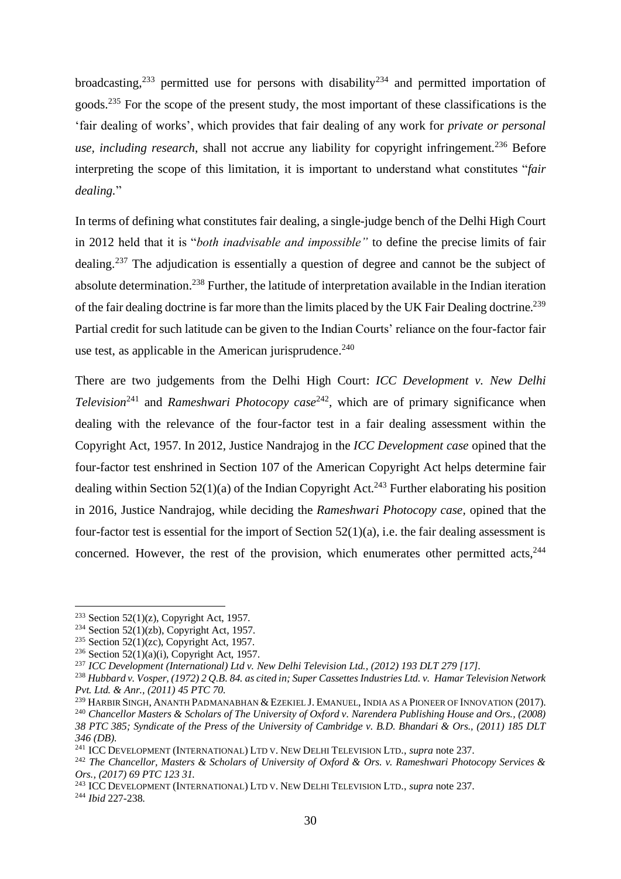broadcasting,[233] permitted use for persons with disability[234] and permitted importation of goods.[235] For the scope of the present study, the most important of these classifications is the 'fair dealing of works', which provides that fair dealing of any work for *private or personal use, including research*, shall not accrue any liability for copyright infringement.[236] Before interpreting the scope of this limitation, it is important to understand what constitutes "*fair dealing.*"

In terms of defining what constitutes fair dealing, a single-judge bench of the Delhi High Court in 2012 held that it is "*both inadvisable and impossible"* to define the precise limits of fair dealing.[237] The adjudication is essentially a question of degree and cannot be the subject of absolute determination.[238] Further, the latitude of interpretation available in the Indian iteration of the fair dealing doctrine is far more than the limits placed by the UK Fair Dealing doctrine.[239] Partial credit for such latitude can be given to the Indian Courts' reliance on the four-factor fair use test, as applicable in the American jurisprudence.[240]

There are two judgements from the Delhi High Court: *ICC Development v. New Delhi Television*[241] and *Rameshwari Photocopy case*[242], which are of primary significance when dealing with the relevance of the four-factor test in a fair dealing assessment within the Copyright Act, 1957. In 2012, Justice Nandrajog in the *ICC Development case* opined that the four-factor test enshrined in Section 107 of the American Copyright Act helps determine fair dealing within Section 52(1)(a) of the Indian Copyright Act.[243] Further elaborating his position in 2016, Justice Nandrajog, while deciding the *Rameshwari Photocopy case*, opined that the four-factor test is essential for the import of Section 52(1)(a), i.e. the fair dealing assessment is concerned. However, the rest of the provision, which enumerates other permitted acts,[244]

---

[233] Section 52(1)(z), Copyright Act, 1957.

[234] Section 52(1)(zb), Copyright Act, 1957.

[235] Section 52(1)(zc), Copyright Act, 1957.

[236] Section 52(1)(a)(i), Copyright Act, 1957.

[237] *ICC Development (International) Ltd v. New Delhi Television Ltd., (2012) 193 DLT 279 [17].*

[238] *Hubbard v. Vosper, (1972) 2 Q.B. 84. as cited in; Super Cassettes Industries Ltd. v. Hamar Television Network Pvt. Ltd. & Anr., (2011) 45 PTC 70.*

[239] HARBIR SINGH, ANANTH PADMANABHAN & EZEKIEL J. EMANUEL, INDIA AS A PIONEER OF INNOVATION (2017).

[240] *Chancellor Masters & Scholars of The University of Oxford v. Narendera Publishing House and Ors., (2008) 38 PTC 385; Syndicate of the Press of the University of Cambridge v. B.D. Bhandari & Ors., (2011) 185 DLT 346 (DB).*

[241] ICC DEVELOPMENT (INTERNATIONAL) LTD V. NEW DELHI TELEVISION LTD., *supra* note 237.

[242] *The Chancellor, Masters & Scholars of University of Oxford & Ors. v. Rameshwari Photocopy Services & Ors., (2017) 69 PTC 123 31.*

[243] ICC DEVELOPMENT (INTERNATIONAL) LTD V. NEW DELHI TELEVISION LTD., *supra* note 237.

[244] *Ibid* 227-238.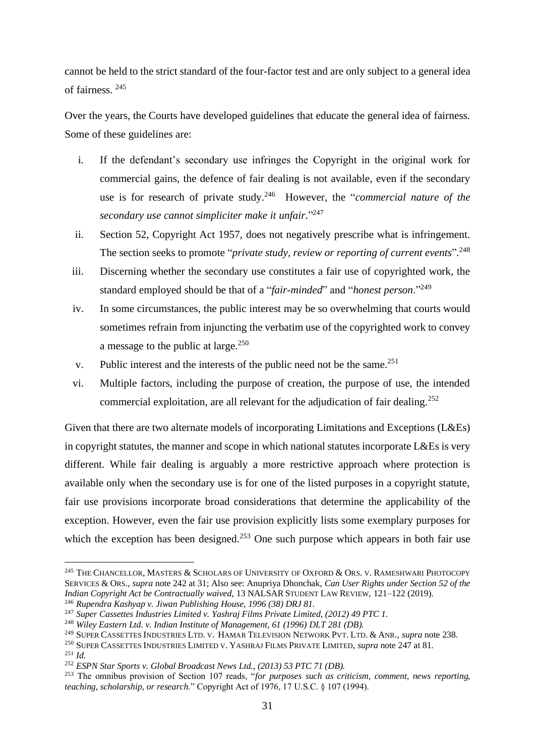cannot be held to the strict standard of the four-factor test and are only subject to a general idea of fairness. [245]

Over the years, the Courts have developed guidelines that educate the general idea of fairness. Some of these guidelines are:

i. If the defendant's secondary use infringes the Copyright in the original work for commercial gains, the defence of fair dealing is not available, even if the secondary use is for research of private study.[246] However, the "*commercial nature of the secondary use cannot simpliciter make it unfair*."[247]

ii. Section 52, Copyright Act 1957, does not negatively prescribe what is infringement. The section seeks to promote "*private study, review or reporting of current events*".[248]

iii. Discerning whether the secondary use constitutes a fair use of copyrighted work, the standard employed should be that of a "*fair-minded*" and "*honest person*."[249]

iv. In some circumstances, the public interest may be so overwhelming that courts would sometimes refrain from injuncting the verbatim use of the copyrighted work to convey a message to the public at large.[250]

v. Public interest and the interests of the public need not be the same.[251]

vi. Multiple factors, including the purpose of creation, the purpose of use, the intended commercial exploitation, are all relevant for the adjudication of fair dealing.[252]

Given that there are two alternate models of incorporating Limitations and Exceptions (L&Es) in copyright statutes, the manner and scope in which national statutes incorporate L&Es is very different. While fair dealing is arguably a more restrictive approach where protection is available only when the secondary use is for one of the listed purposes in a copyright statute, fair use provisions incorporate broad considerations that determine the applicability of the exception. However, even the fair use provision explicitly lists some exemplary purposes for which the exception has been designed.[253] One such purpose which appears in both fair use

---

[245] THE CHANCELLOR, MASTERS & SCHOLARS OF UNIVERSITY OF OXFORD & ORS. V. RAMESHWARI PHOTOCOPY SERVICES & ORS., *supra* note 242 at 31; Also see: Anupriya Dhonchak, *Can User Rights under Section 52 of the Indian Copyright Act be Contractually waived*, 13 NALSAR STUDENT LAW REVIEW, 121–122 (2019).

[246] *Rupendra Kashyap v. Jiwan Publishing House, 1996 (38) DRJ 81.*

[247] *Super Cassettes Industries Limited v. Yashraj Films Private Limited, (2012) 49 PTC 1.*

[248] *Wiley Eastern Ltd. v. Indian Institute of Management, 61 (1996) DLT 281 (DB).*

[249] SUPER CASSETTES INDUSTRIES LTD. V. HAMAR TELEVISION NETWORK PVT. LTD. & ANR., *supra* note 238.

[250] SUPER CASSETTES INDUSTRIES LIMITED V. YASHRAJ FILMS PRIVATE LIMITED, *supra* note 247 at 81.

[251] *Id.*

[252] *ESPN Star Sports v. Global Broadcast News Ltd., (2013) 53 PTC 71 (DB).*

[253] The omnibus provision of Section 107 reads, "*for purposes such as criticism, comment, news reporting, teaching, scholarship, or research.*" Copyright Act of 1976, 17 U.S.C. § 107 (1994).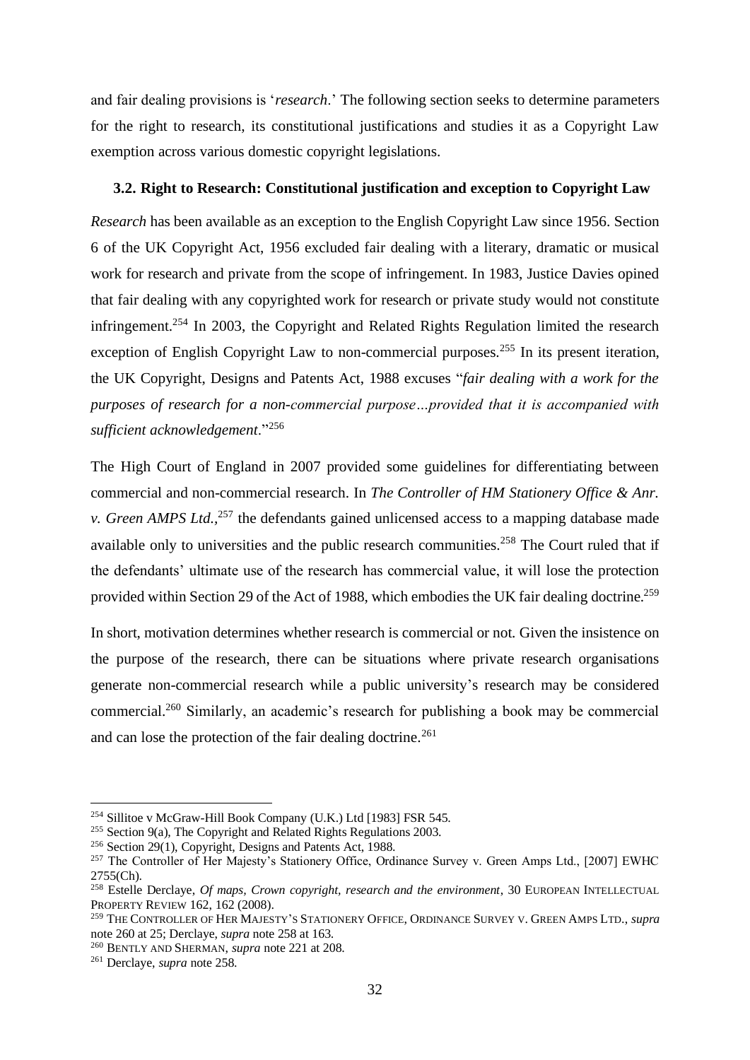and fair dealing provisions is '*research*.' The following section seeks to determine parameters for the right to research, its constitutional justifications and studies it as a Copyright Law exemption across various domestic copyright legislations.

### 3.2. Right to Research: Constitutional justification and exception to Copyright Law

*Research* has been available as an exception to the English Copyright Law since 1956. Section 6 of the UK Copyright Act, 1956 excluded fair dealing with a literary, dramatic or musical work for research and private from the scope of infringement. In 1983, Justice Davies opined that fair dealing with any copyrighted work for research or private study would not constitute infringement.[254] In 2003, the Copyright and Related Rights Regulation limited the research exception of English Copyright Law to non-commercial purposes.[255] In its present iteration, the UK Copyright, Designs and Patents Act, 1988 excuses "*fair dealing with a work for the purposes of research for a non-commercial purpose…provided that it is accompanied with sufficient acknowledgement*."[256]

The High Court of England in 2007 provided some guidelines for differentiating between commercial and non-commercial research. In *The Controller of HM Stationery Office & Anr. v. Green AMPS Ltd.*,[257] the defendants gained unlicensed access to a mapping database made available only to universities and the public research communities.[258] The Court ruled that if the defendants' ultimate use of the research has commercial value, it will lose the protection provided within Section 29 of the Act of 1988, which embodies the UK fair dealing doctrine.[259]

In short, motivation determines whether research is commercial or not. Given the insistence on the purpose of the research, there can be situations where private research organisations generate non-commercial research while a public university's research may be considered commercial.[260] Similarly, an academic's research for publishing a book may be commercial and can lose the protection of the fair dealing doctrine.[261]

---

[254] Sillitoe v McGraw-Hill Book Company (U.K.) Ltd [1983] FSR 545.

[255] Section 9(a), The Copyright and Related Rights Regulations 2003.

[256] Section 29(1), Copyright, Designs and Patents Act, 1988.

[257] The Controller of Her Majesty's Stationery Office, Ordinance Survey v. Green Amps Ltd., [2007] EWHC 2755(Ch).

[258] Estelle Derclaye, *Of maps, Crown copyright, research and the environment*, 30 EUROPEAN INTELLECTUAL PROPERTY REVIEW 162, 162 (2008).

[259] THE CONTROLLER OF HER MAJESTY'S STATIONERY OFFICE, ORDINANCE SURVEY V. GREEN AMPS LTD., *supra* note 260 at 25; Derclaye, *supra* note 258 at 163.

[260] BENTLY AND SHERMAN, *supra* note 221 at 208.

[261] Derclaye, *supra* note 258.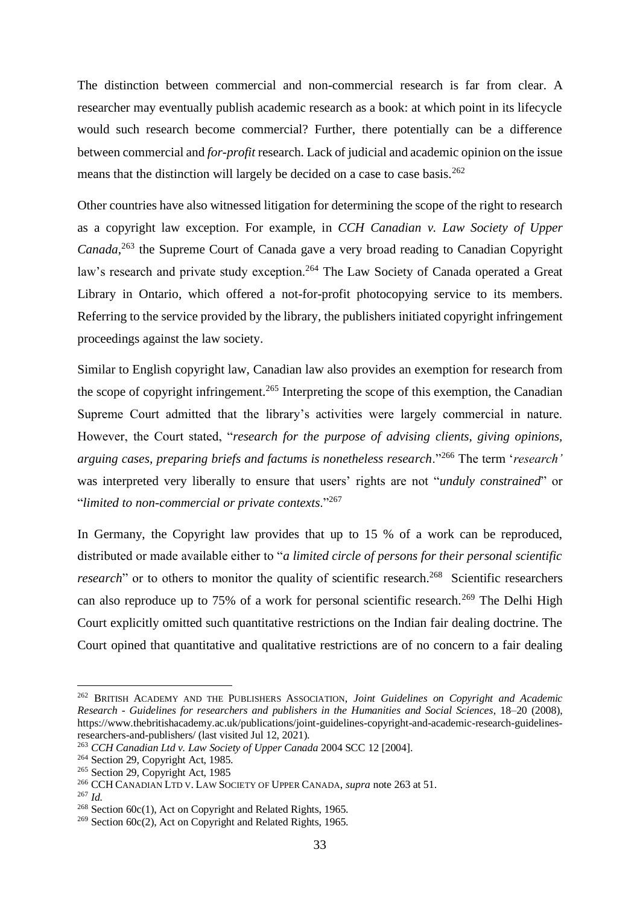The distinction between commercial and non-commercial research is far from clear. A researcher may eventually publish academic research as a book: at which point in its lifecycle would such research become commercial? Further, there potentially can be a difference between commercial and *for-profit* research. Lack of judicial and academic opinion on the issue means that the distinction will largely be decided on a case to case basis.[262]

Other countries have also witnessed litigation for determining the scope of the right to research as a copyright law exception. For example, in *CCH Canadian v. Law Society of Upper Canada*,[263] the Supreme Court of Canada gave a very broad reading to Canadian Copyright law's research and private study exception.[264] The Law Society of Canada operated a Great Library in Ontario, which offered a not-for-profit photocopying service to its members. Referring to the service provided by the library, the publishers initiated copyright infringement proceedings against the law society.

Similar to English copyright law, Canadian law also provides an exemption for research from the scope of copyright infringement.[265] Interpreting the scope of this exemption, the Canadian Supreme Court admitted that the library's activities were largely commercial in nature. However, the Court stated, "*research for the purpose of advising clients, giving opinions, arguing cases, preparing briefs and factums is nonetheless research*."[266] The term '*research'* was interpreted very liberally to ensure that users' rights are not "*unduly constrained*" or "*limited to non-commercial or private contexts*."[267]

In Germany, the Copyright law provides that up to 15 % of a work can be reproduced, distributed or made available either to "*a limited circle of persons for their personal scientific research*" or to others to monitor the quality of scientific research.[268] Scientific researchers can also reproduce up to 75% of a work for personal scientific research.[269] The Delhi High Court explicitly omitted such quantitative restrictions on the Indian fair dealing doctrine. The Court opined that quantitative and qualitative restrictions are of no concern to a fair dealing

---

[262] BRITISH ACADEMY AND THE PUBLISHERS ASSOCIATION, *Joint Guidelines on Copyright and Academic Research - Guidelines for researchers and publishers in the Humanities and Social Sciences*, 18–20 (2008), https://www.thebritishacademy.ac.uk/publications/joint-guidelines-copyright-and-academic-research-guidelines-researchers-and-publishers/ (last visited Jul 12, 2021).

[263] *CCH Canadian Ltd v. Law Society of Upper Canada* 2004 SCC 12 [2004].

[264] Section 29, Copyright Act, 1985.

[265] Section 29, Copyright Act, 1985

[266] CCH CANADIAN LTD V. LAW SOCIETY OF UPPER CANADA, *supra* note 263 at 51.

[267] *Id.*

[268] Section 60c(1), Act on Copyright and Related Rights, 1965.

[269] Section 60c(2), Act on Copyright and Related Rights, 1965.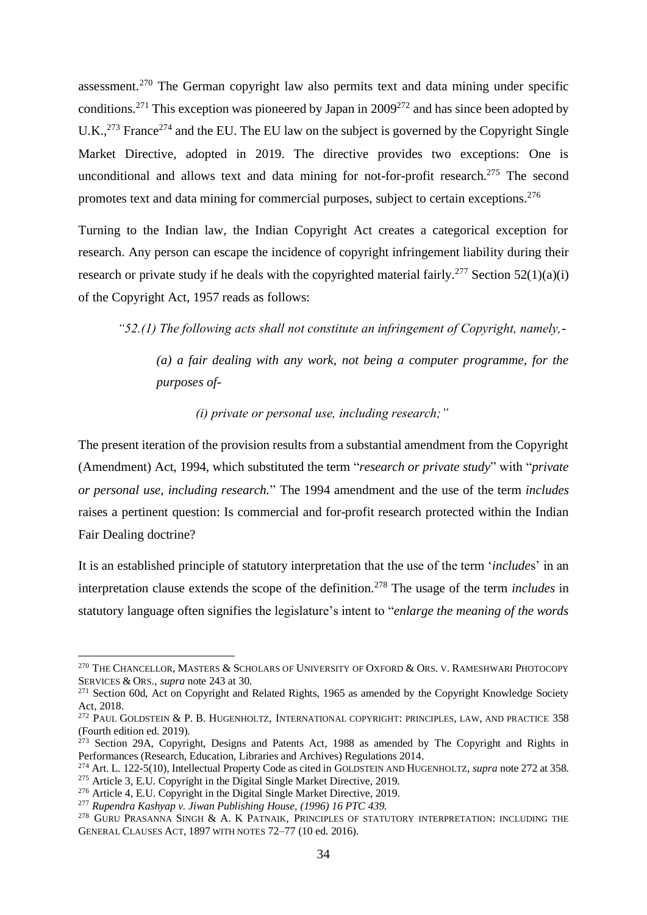assessment.[270] The German copyright law also permits text and data mining under specific conditions.[271] This exception was pioneered by Japan in 2009[272] and has since been adopted by U.K.,[273] France[274] and the EU. The EU law on the subject is governed by the Copyright Single Market Directive, adopted in 2019. The directive provides two exceptions: One is unconditional and allows text and data mining for not-for-profit research.[275] The second promotes text and data mining for commercial purposes, subject to certain exceptions.[276]

Turning to the Indian law, the Indian Copyright Act creates a categorical exception for research. Any person can escape the incidence of copyright infringement liability during their research or private study if he deals with the copyrighted material fairly.[277] Section 52(1)(a)(i) of the Copyright Act, 1957 reads as follows:

> *"52.(1) The following acts shall not constitute an infringement of Copyright, namely,-*
>
> > *(a) a fair dealing with any work, not being a computer programme, for the purposes of-*
> >
> > > *(i) private or personal use, including research;"*

The present iteration of the provision results from a substantial amendment from the Copyright (Amendment) Act, 1994, which substituted the term "*research or private study*" with "*private or personal use, including research.*" The 1994 amendment and the use of the term *includes* raises a pertinent question: Is commercial and for-profit research protected within the Indian Fair Dealing doctrine?

It is an established principle of statutory interpretation that the use of the term '*include*s' in an interpretation clause extends the scope of the definition.[278] The usage of the term *includes* in statutory language often signifies the legislature's intent to "*enlarge the meaning of the words*

---

[270] THE CHANCELLOR, MASTERS & SCHOLARS OF UNIVERSITY OF OXFORD & ORS. V. RAMESHWARI PHOTOCOPY SERVICES & ORS., *supra* note 243 at 30.

[271] Section 60d, Act on Copyright and Related Rights, 1965 as amended by the Copyright Knowledge Society Act, 2018.

[272] PAUL GOLDSTEIN & P. B. HUGENHOLTZ, INTERNATIONAL COPYRIGHT: PRINCIPLES, LAW, AND PRACTICE 358 (Fourth edition ed. 2019).

[273] Section 29A, Copyright, Designs and Patents Act, 1988 as amended by The Copyright and Rights in Performances (Research, Education, Libraries and Archives) Regulations 2014.

[274] Art. L. 122-5(10), Intellectual Property Code as cited in GOLDSTEIN AND HUGENHOLTZ, *supra* note 272 at 358.

[275] Article 3, E.U. Copyright in the Digital Single Market Directive, 2019.

[276] Article 4, E.U. Copyright in the Digital Single Market Directive, 2019.

[277] *Rupendra Kashyap v. Jiwan Publishing House, (1996) 16 PTC 439.*

[278] GURU PRASANNA SINGH & A. K PATNAIK, PRINCIPLES OF STATUTORY INTERPRETATION: INCLUDING THE GENERAL CLAUSES ACT, 1897 WITH NOTES 72–77 (10 ed. 2016).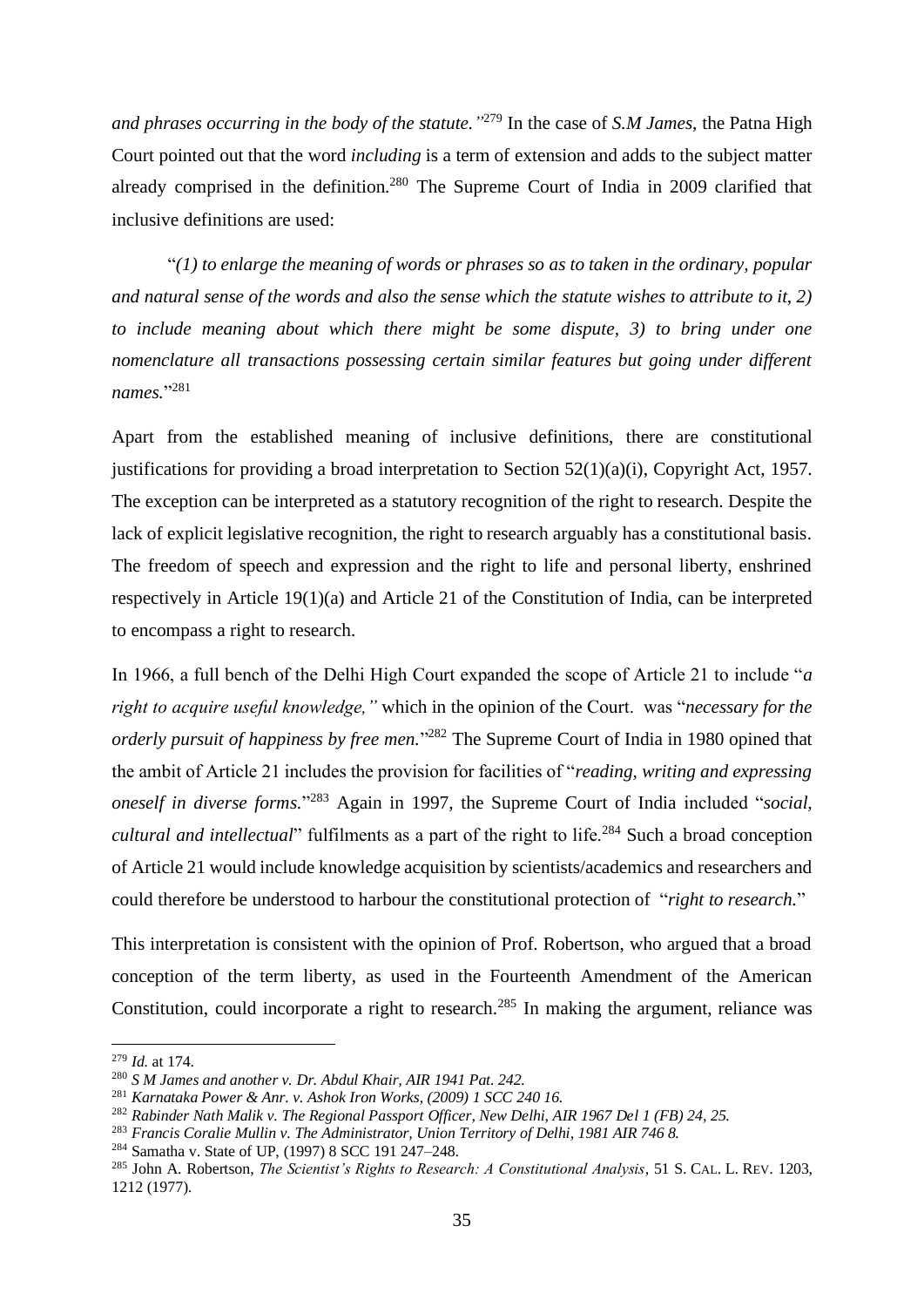*and phrases occurring in the body of the statute."*[279] In the case of *S.M James*, the Patna High Court pointed out that the word *including* is a term of extension and adds to the subject matter already comprised in the definition.[280] The Supreme Court of India in 2009 clarified that inclusive definitions are used:

"*(1) to enlarge the meaning of words or phrases so as to taken in the ordinary, popular and natural sense of the words and also the sense which the statute wishes to attribute to it, 2) to include meaning about which there might be some dispute, 3) to bring under one nomenclature all transactions possessing certain similar features but going under different names.*"[281]

Apart from the established meaning of inclusive definitions, there are constitutional justifications for providing a broad interpretation to Section 52(1)(a)(i), Copyright Act, 1957. The exception can be interpreted as a statutory recognition of the right to research. Despite the lack of explicit legislative recognition, the right to research arguably has a constitutional basis. The freedom of speech and expression and the right to life and personal liberty, enshrined respectively in Article 19(1)(a) and Article 21 of the Constitution of India, can be interpreted to encompass a right to research.

In 1966, a full bench of the Delhi High Court expanded the scope of Article 21 to include "*a right to acquire useful knowledge,"* which in the opinion of the Court. was "*necessary for the orderly pursuit of happiness by free men.*"[282] The Supreme Court of India in 1980 opined that the ambit of Article 21 includes the provision for facilities of "*reading, writing and expressing oneself in diverse forms.*"[283] Again in 1997, the Supreme Court of India included "*social, cultural and intellectual*" fulfilments as a part of the right to life.[284] Such a broad conception of Article 21 would include knowledge acquisition by scientists/academics and researchers and could therefore be understood to harbour the constitutional protection of "*right to research.*"

This interpretation is consistent with the opinion of Prof. Robertson, who argued that a broad conception of the term liberty, as used in the Fourteenth Amendment of the American Constitution, could incorporate a right to research.[285] In making the argument, reliance was

---

[279] *Id.* at 174.

[280] *S M James and another v. Dr. Abdul Khair, AIR 1941 Pat. 242.*

[281] *Karnataka Power & Anr. v. Ashok Iron Works, (2009) 1 SCC 240 16.*

[282] *Rabinder Nath Malik v. The Regional Passport Officer, New Delhi, AIR 1967 Del 1 (FB) 24, 25.*

[283] *Francis Coralie Mullin v. The Administrator, Union Territory of Delhi, 1981 AIR 746 8.*

[284] Samatha v. State of UP, (1997) 8 SCC 191 247–248.

[285] John A. Robertson, *The Scientist's Rights to Research: A Constitutional Analysis*, 51 S. CAL. L. REV. 1203, 1212 (1977).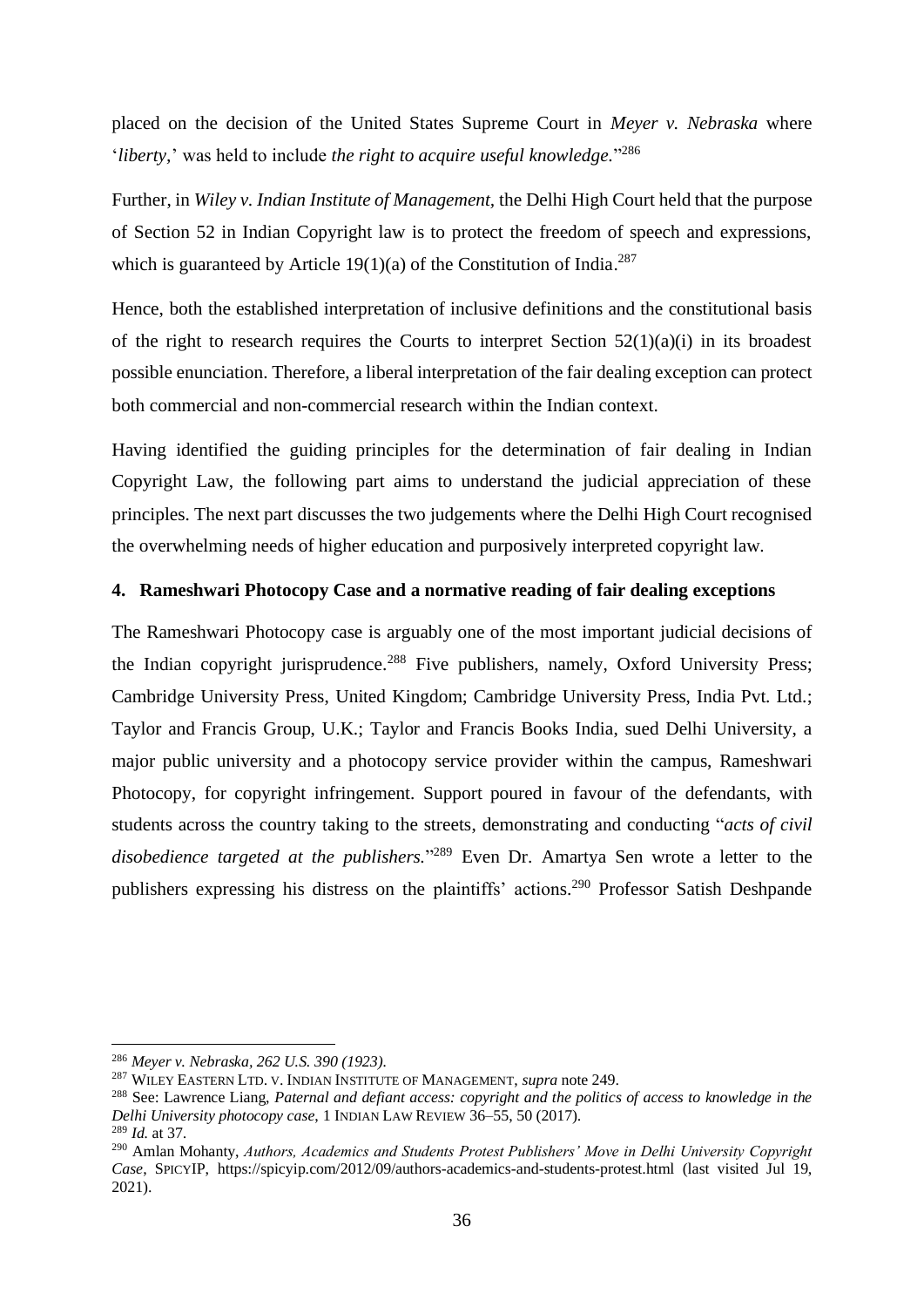placed on the decision of the United States Supreme Court in *Meyer v. Nebraska* where '*liberty,*' was held to include *the right to acquire useful knowledge.*"[286]

Further, in *Wiley v. Indian Institute of Management,* the Delhi High Court held that the purpose of Section 52 in Indian Copyright law is to protect the freedom of speech and expressions, which is guaranteed by Article 19(1)(a) of the Constitution of India.[287]

Hence, both the established interpretation of inclusive definitions and the constitutional basis of the right to research requires the Courts to interpret Section 52(1)(a)(i) in its broadest possible enunciation. Therefore, a liberal interpretation of the fair dealing exception can protect both commercial and non-commercial research within the Indian context.

Having identified the guiding principles for the determination of fair dealing in Indian Copyright Law, the following part aims to understand the judicial appreciation of these principles. The next part discusses the two judgements where the Delhi High Court recognised the overwhelming needs of higher education and purposively interpreted copyright law.

## 4. Rameshwari Photocopy Case and a normative reading of fair dealing exceptions

The Rameshwari Photocopy case is arguably one of the most important judicial decisions of the Indian copyright jurisprudence.[288] Five publishers, namely, Oxford University Press; Cambridge University Press, United Kingdom; Cambridge University Press, India Pvt. Ltd.; Taylor and Francis Group, U.K.; Taylor and Francis Books India, sued Delhi University, a major public university and a photocopy service provider within the campus, Rameshwari Photocopy, for copyright infringement. Support poured in favour of the defendants, with students across the country taking to the streets, demonstrating and conducting "*acts of civil disobedience targeted at the publishers.*"[289] Even Dr. Amartya Sen wrote a letter to the publishers expressing his distress on the plaintiffs' actions.[290] Professor Satish Deshpande

---

[286] *Meyer v. Nebraska, 262 U.S. 390 (1923).*

[287] WILEY EASTERN LTD. V. INDIAN INSTITUTE OF MANAGEMENT, *supra* note 249.

[288] See: Lawrence Liang, *Paternal and defiant access: copyright and the politics of access to knowledge in the Delhi University photocopy case,* 1 INDIAN LAW REVIEW 36–55, 50 (2017).

[289] *Id.* at 37.

[290] Amlan Mohanty, *Authors, Academics and Students Protest Publishers' Move in Delhi University Copyright Case*, SPICYIP, https://spicyip.com/2012/09/authors-academics-and-students-protest.html (last visited Jul 19, 2021).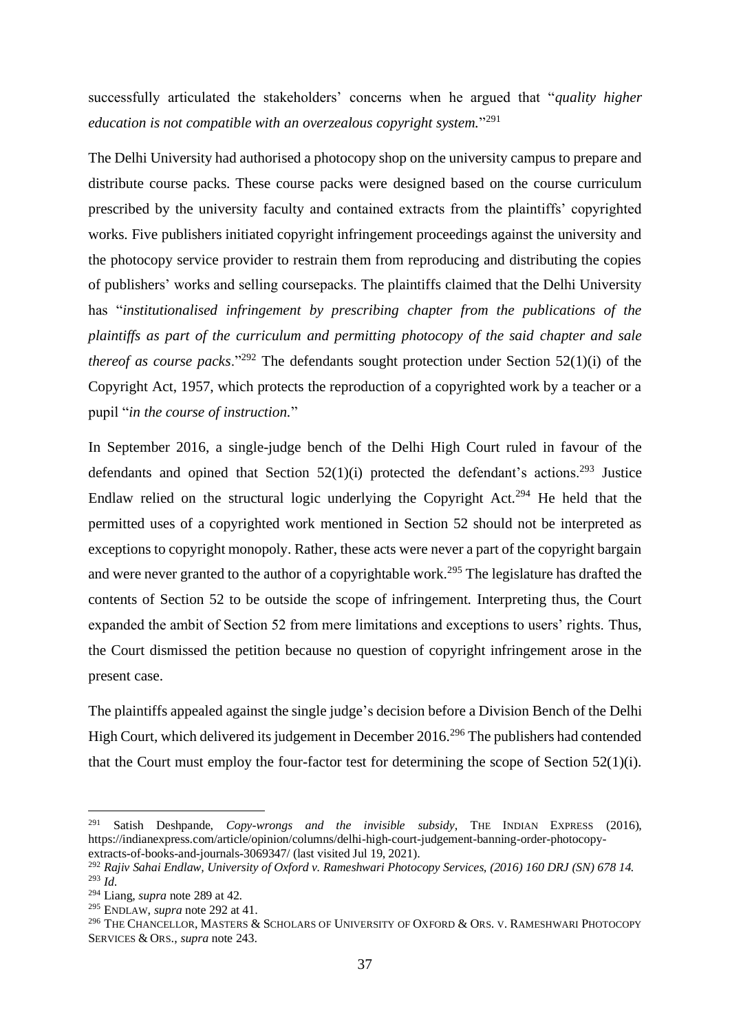successfully articulated the stakeholders' concerns when he argued that "*quality higher education is not compatible with an overzealous copyright system.*"[291]

The Delhi University had authorised a photocopy shop on the university campus to prepare and distribute course packs. These course packs were designed based on the course curriculum prescribed by the university faculty and contained extracts from the plaintiffs' copyrighted works. Five publishers initiated copyright infringement proceedings against the university and the photocopy service provider to restrain them from reproducing and distributing the copies of publishers' works and selling coursepacks. The plaintiffs claimed that the Delhi University has "*institutionalised infringement by prescribing chapter from the publications of the plaintiffs as part of the curriculum and permitting photocopy of the said chapter and sale thereof as course packs*."[292] The defendants sought protection under Section 52(1)(i) of the Copyright Act, 1957, which protects the reproduction of a copyrighted work by a teacher or a pupil "*in the course of instruction.*"

In September 2016, a single-judge bench of the Delhi High Court ruled in favour of the defendants and opined that Section 52(1)(i) protected the defendant's actions.[293] Justice Endlaw relied on the structural logic underlying the Copyright Act.[294] He held that the permitted uses of a copyrighted work mentioned in Section 52 should not be interpreted as exceptions to copyright monopoly. Rather, these acts were never a part of the copyright bargain and were never granted to the author of a copyrightable work.[295] The legislature has drafted the contents of Section 52 to be outside the scope of infringement. Interpreting thus, the Court expanded the ambit of Section 52 from mere limitations and exceptions to users' rights. Thus, the Court dismissed the petition because no question of copyright infringement arose in the present case.

The plaintiffs appealed against the single judge's decision before a Division Bench of the Delhi High Court, which delivered its judgement in December 2016.[296] The publishers had contended that the Court must employ the four-factor test for determining the scope of Section 52(1)(i).

---

[291] Satish Deshpande, *Copy-wrongs and the invisible subsidy*, THE INDIAN EXPRESS (2016), https://indianexpress.com/article/opinion/columns/delhi-high-court-judgement-banning-order-photocopy-extracts-of-books-and-journals-3069347/ (last visited Jul 19, 2021).

[292] *Rajiv Sahai Endlaw, University of Oxford v. Rameshwari Photocopy Services, (2016) 160 DRJ (SN) 678 14.*

[293] *Id.*

[294] Liang, *supra* note 289 at 42.

[295] ENDLAW, *supra* note 292 at 41.

[296] THE CHANCELLOR, MASTERS & SCHOLARS OF UNIVERSITY OF OXFORD & ORS. V. RAMESHWARI PHOTOCOPY SERVICES & ORS., *supra* note 243.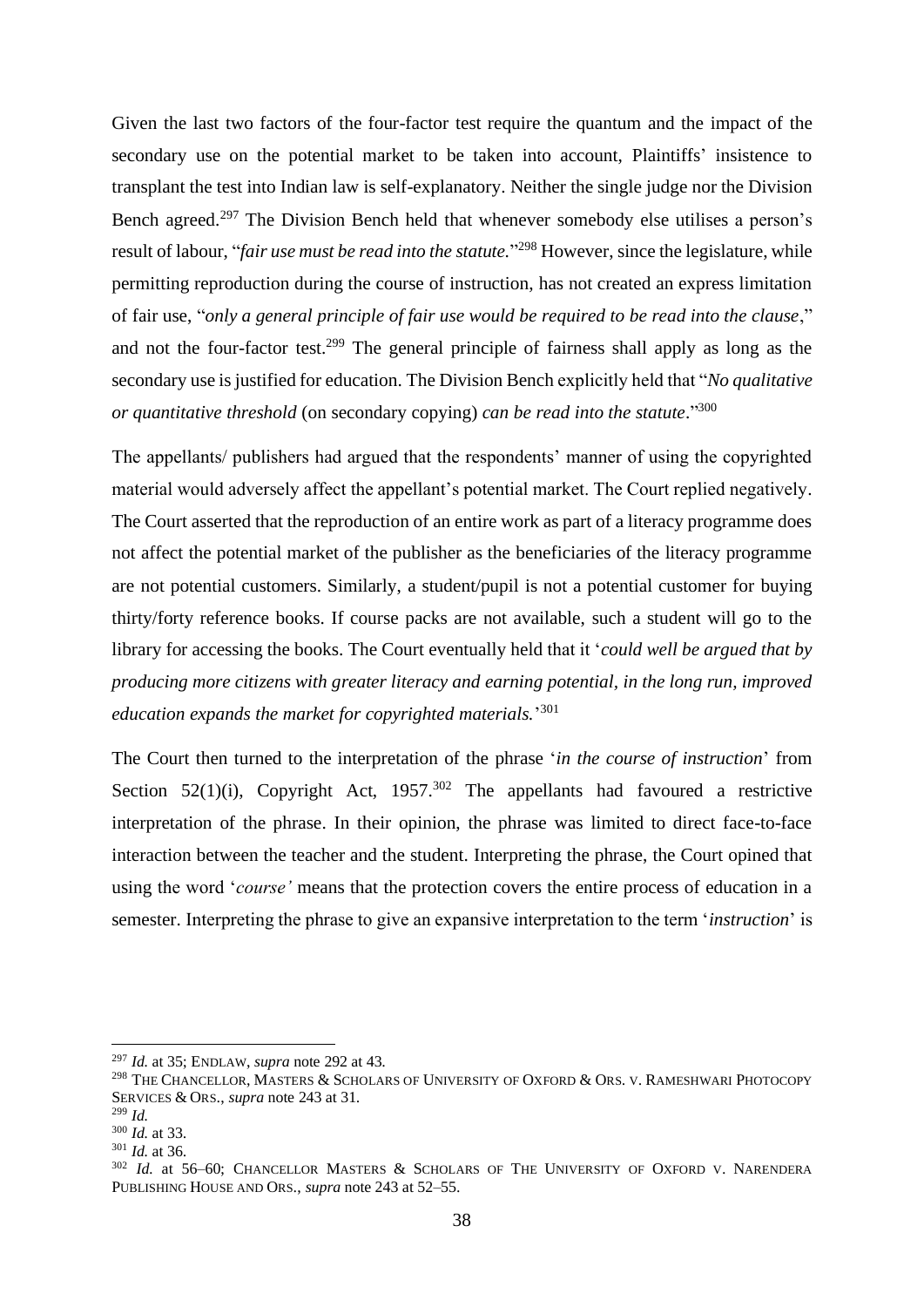Given the last two factors of the four-factor test require the quantum and the impact of the secondary use on the potential market to be taken into account, Plaintiffs' insistence to transplant the test into Indian law is self-explanatory. Neither the single judge nor the Division Bench agreed.[297] The Division Bench held that whenever somebody else utilises a person's result of labour, "*fair use must be read into the statute.*"[298] However, since the legislature, while permitting reproduction during the course of instruction, has not created an express limitation of fair use, "*only a general principle of fair use would be required to be read into the clause*," and not the four-factor test.[299] The general principle of fairness shall apply as long as the secondary use is justified for education. The Division Bench explicitly held that "*No qualitative or quantitative threshold* (on secondary copying) *can be read into the statute*."[300]

The appellants/ publishers had argued that the respondents' manner of using the copyrighted material would adversely affect the appellant's potential market. The Court replied negatively. The Court asserted that the reproduction of an entire work as part of a literacy programme does not affect the potential market of the publisher as the beneficiaries of the literacy programme are not potential customers. Similarly, a student/pupil is not a potential customer for buying thirty/forty reference books. If course packs are not available, such a student will go to the library for accessing the books. The Court eventually held that it '*could well be argued that by producing more citizens with greater literacy and earning potential, in the long run, improved education expands the market for copyrighted materials.*'[301]

The Court then turned to the interpretation of the phrase '*in the course of instruction*' from Section 52(1)(i), Copyright Act, 1957.[302] The appellants had favoured a restrictive interpretation of the phrase. In their opinion, the phrase was limited to direct face-to-face interaction between the teacher and the student. Interpreting the phrase, the Court opined that using the word '*course'* means that the protection covers the entire process of education in a semester. Interpreting the phrase to give an expansive interpretation to the term '*instruction*' is

---

[297] *Id.* at 35; ENDLAW, *supra* note 292 at 43.

[298] THE CHANCELLOR, MASTERS & SCHOLARS OF UNIVERSITY OF OXFORD & ORS. V. RAMESHWARI PHOTOCOPY SERVICES & ORS., *supra* note 243 at 31.

[299] *Id.*

[300] *Id.* at 33.

[301] *Id.* at 36.

[302] *Id.* at 56–60; CHANCELLOR MASTERS & SCHOLARS OF THE UNIVERSITY OF OXFORD V. NARENDERA PUBLISHING HOUSE AND ORS., *supra* note 243 at 52–55.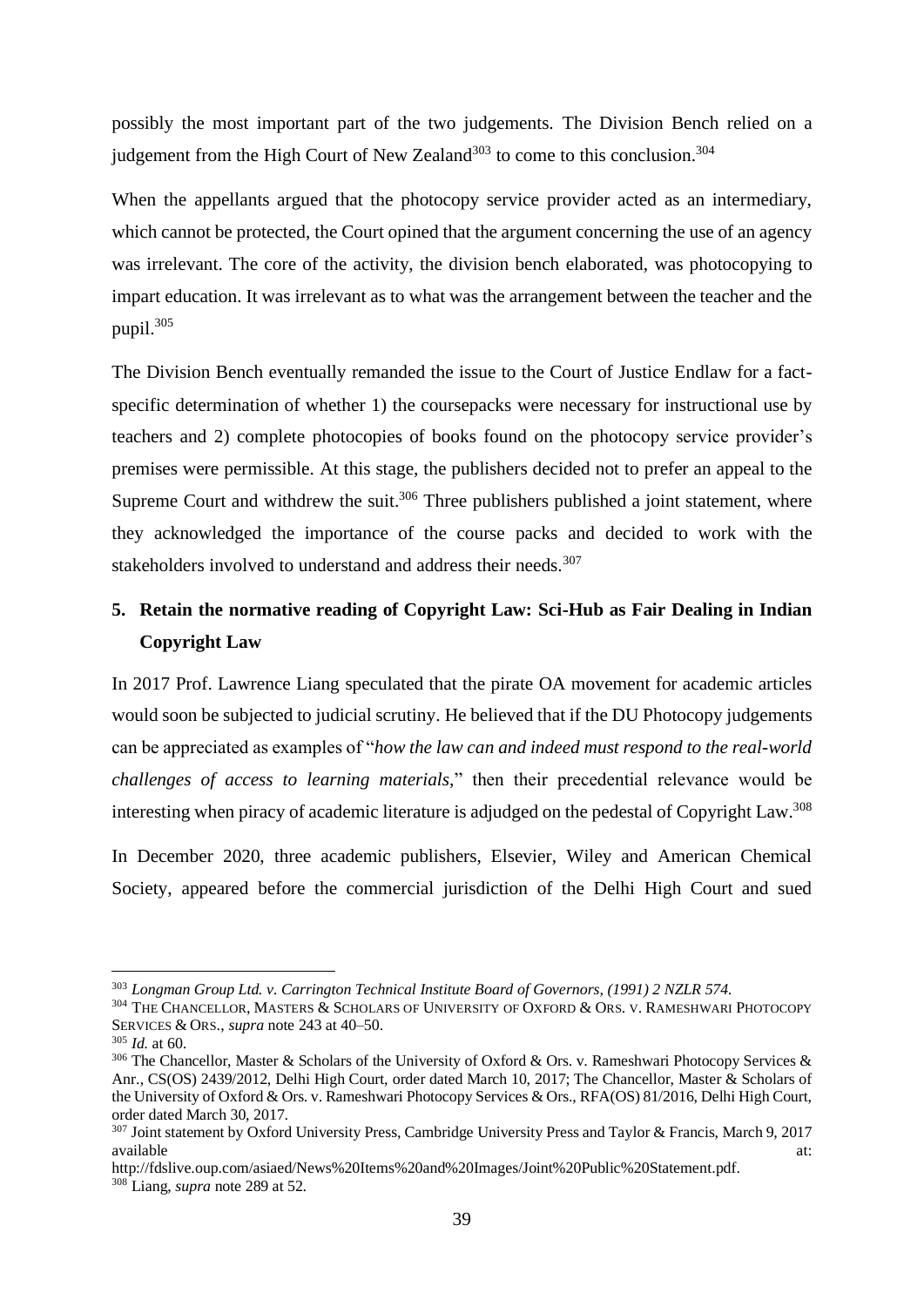possibly the most important part of the two judgements. The Division Bench relied on a judgement from the High Court of New Zealand[303] to come to this conclusion.[304]

When the appellants argued that the photocopy service provider acted as an intermediary, which cannot be protected, the Court opined that the argument concerning the use of an agency was irrelevant. The core of the activity, the division bench elaborated, was photocopying to impart education. It was irrelevant as to what was the arrangement between the teacher and the pupil.[305]

The Division Bench eventually remanded the issue to the Court of Justice Endlaw for a fact-specific determination of whether 1) the coursepacks were necessary for instructional use by teachers and 2) complete photocopies of books found on the photocopy service provider's premises were permissible. At this stage, the publishers decided not to prefer an appeal to the Supreme Court and withdrew the suit.[306] Three publishers published a joint statement, where they acknowledged the importance of the course packs and decided to work with the stakeholders involved to understand and address their needs.[307]

## 5. Retain the normative reading of Copyright Law: Sci-Hub as Fair Dealing in Indian Copyright Law

In 2017 Prof. Lawrence Liang speculated that the pirate OA movement for academic articles would soon be subjected to judicial scrutiny. He believed that if the DU Photocopy judgements can be appreciated as examples of "*how the law can and indeed must respond to the real-world challenges of access to learning materials*," then their precedential relevance would be interesting when piracy of academic literature is adjudged on the pedestal of Copyright Law.[308]

In December 2020, three academic publishers, Elsevier, Wiley and American Chemical Society, appeared before the commercial jurisdiction of the Delhi High Court and sued

---

[303] *Longman Group Ltd. v. Carrington Technical Institute Board of Governors, (1991) 2 NZLR 574.*

[304] THE CHANCELLOR, MASTERS & SCHOLARS OF UNIVERSITY OF OXFORD & ORS. V. RAMESHWARI PHOTOCOPY SERVICES & ORS., *supra* note 243 at 40–50.

[305] *Id.* at 60.

[306] The Chancellor, Master & Scholars of the University of Oxford & Ors. v. Rameshwari Photocopy Services & Anr., CS(OS) 2439/2012, Delhi High Court, order dated March 10, 2017; The Chancellor, Master & Scholars of the University of Oxford & Ors. v. Rameshwari Photocopy Services & Ors., RFA(OS) 81/2016, Delhi High Court, order dated March 30, 2017.

[307] Joint statement by Oxford University Press, Cambridge University Press and Taylor & Francis, March 9, 2017 available at: http://fdslive.oup.com/asiaed/News%20Items%20and%20Images/Joint%20Public%20Statement.pdf.

[308] Liang, *supra* note 289 at 52.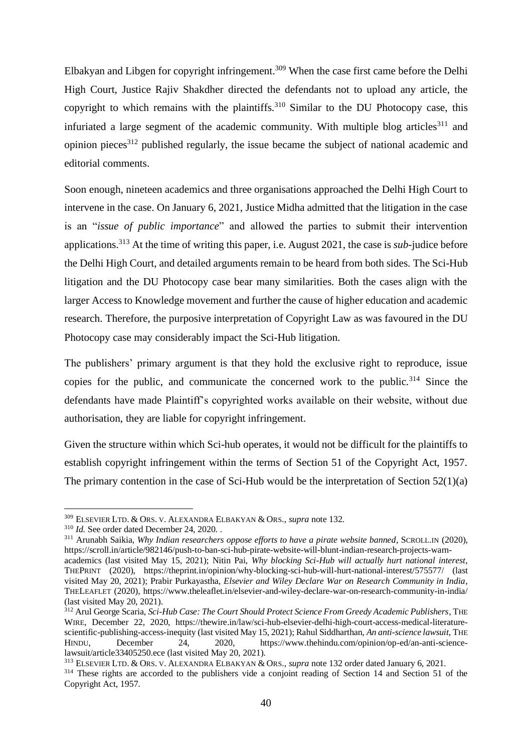Elbakyan and Libgen for copyright infringement.[309] When the case first came before the Delhi High Court, Justice Rajiv Shakdher directed the defendants not to upload any article, the copyright to which remains with the plaintiffs.[310] Similar to the DU Photocopy case, this infuriated a large segment of the academic community. With multiple blog articles[311] and opinion pieces[312] published regularly, the issue became the subject of national academic and editorial comments.

Soon enough, nineteen academics and three organisations approached the Delhi High Court to intervene in the case. On January 6, 2021, Justice Midha admitted that the litigation in the case is an "*issue of public importance*" and allowed the parties to submit their intervention applications.[313] At the time of writing this paper, i.e. August 2021, the case is *sub*-judice before the Delhi High Court, and detailed arguments remain to be heard from both sides. The Sci-Hub litigation and the DU Photocopy case bear many similarities. Both the cases align with the larger Access to Knowledge movement and further the cause of higher education and academic research. Therefore, the purposive interpretation of Copyright Law as was favoured in the DU Photocopy case may considerably impact the Sci-Hub litigation.

The publishers' primary argument is that they hold the exclusive right to reproduce, issue copies for the public, and communicate the concerned work to the public.[314] Since the defendants have made Plaintiff's copyrighted works available on their website, without due authorisation, they are liable for copyright infringement.

Given the structure within which Sci-hub operates, it would not be difficult for the plaintiffs to establish copyright infringement within the terms of Section 51 of the Copyright Act, 1957. The primary contention in the case of Sci-Hub would be the interpretation of Section 52(1)(a)

---

[309] ELSEVIER LTD. & ORS. V. ALEXANDRA ELBAKYAN & ORS., *supra* note 132.

[310] *Id.* See order dated December 24, 2020. .

[311] Arunabh Saikia, *Why Indian researchers oppose efforts to have a pirate website banned*, SCROLL.IN (2020), https://scroll.in/article/982146/push-to-ban-sci-hub-pirate-website-will-blunt-indian-research-projects-warn-academics (last visited May 15, 2021); Nitin Pai, *Why blocking Sci-Hub will actually hurt national interest*, THEPRINT (2020), https://theprint.in/opinion/why-blocking-sci-hub-will-hurt-national-interest/575577/ (last visited May 20, 2021); Prabir Purkayastha, *Elsevier and Wiley Declare War on Research Community in India*, THELEAFLET (2020), https://www.theleaflet.in/elsevier-and-wiley-declare-war-on-research-community-in-india/ (last visited May 20, 2021).

[312] Arul George Scaria, *Sci-Hub Case: The Court Should Protect Science From Greedy Academic Publishers*, THE WIRE, December 22, 2020, https://thewire.in/law/sci-hub-elsevier-delhi-high-court-access-medical-literature-scientific-publishing-access-inequity (last visited May 15, 2021); Rahul Siddharthan, *An anti-science lawsuit*, THE HINDU, December 24, 2020, https://www.thehindu.com/opinion/op-ed/an-anti-science-lawsuit/article33405250.ece (last visited May 20, 2021).

[313] ELSEVIER LTD. & ORS. V. ALEXANDRA ELBAKYAN & ORS., *supra* note 132 order dated January 6, 2021.

[314] These rights are accorded to the publishers vide a conjoint reading of Section 14 and Section 51 of the Copyright Act, 1957.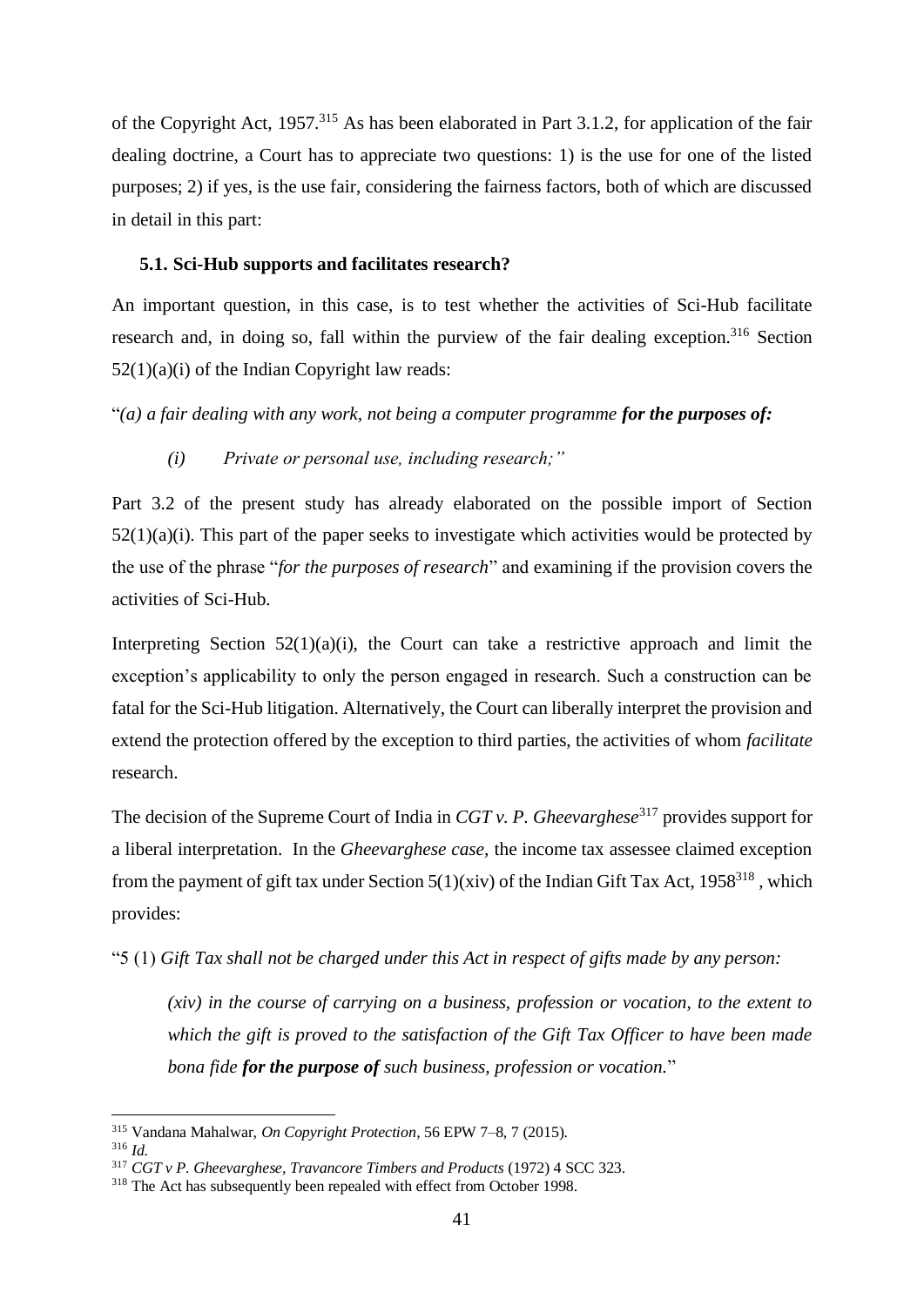of the Copyright Act, 1957.[315] As has been elaborated in Part 3.1.2, for application of the fair dealing doctrine, a Court has to appreciate two questions: 1) is the use for one of the listed purposes; 2) if yes, is the use fair, considering the fairness factors, both of which are discussed in detail in this part:

### 5.1. Sci-Hub supports and facilitates research?

An important question, in this case, is to test whether the activities of Sci-Hub facilitate research and, in doing so, fall within the purview of the fair dealing exception.[316] Section 52(1)(a)(i) of the Indian Copyright law reads:

"*(a) a fair dealing with any work, not being a computer programme* ***for the purposes of:***

*(i) Private or personal use, including research;"*

Part 3.2 of the present study has already elaborated on the possible import of Section 52(1)(a)(i). This part of the paper seeks to investigate which activities would be protected by the use of the phrase "*for the purposes of research*" and examining if the provision covers the activities of Sci-Hub.

Interpreting Section 52(1)(a)(i), the Court can take a restrictive approach and limit the exception's applicability to only the person engaged in research. Such a construction can be fatal for the Sci-Hub litigation. Alternatively, the Court can liberally interpret the provision and extend the protection offered by the exception to third parties, the activities of whom *facilitate* research.

The decision of the Supreme Court of India in *CGT v. P. Gheevarghese*[317] provides support for a liberal interpretation. In the *Gheevarghese case*, the income tax assessee claimed exception from the payment of gift tax under Section 5(1)(xiv) of the Indian Gift Tax Act, 1958[318] , which provides:

"5 (1) *Gift Tax shall not be charged under this Act in respect of gifts made by any person:*

> *(xiv) in the course of carrying on a business, profession or vocation, to the extent to which the gift is proved to the satisfaction of the Gift Tax Officer to have been made bona fide* ***for the purpose of*** *such business, profession or vocation.*"

---

[315] Vandana Mahalwar, *On Copyright Protection*, 56 EPW 7–8, 7 (2015).

[316] *Id.*

[317] *CGT v P. Gheevarghese, Travancore Timbers and Products* (1972) 4 SCC 323.

[318] The Act has subsequently been repealed with effect from October 1998.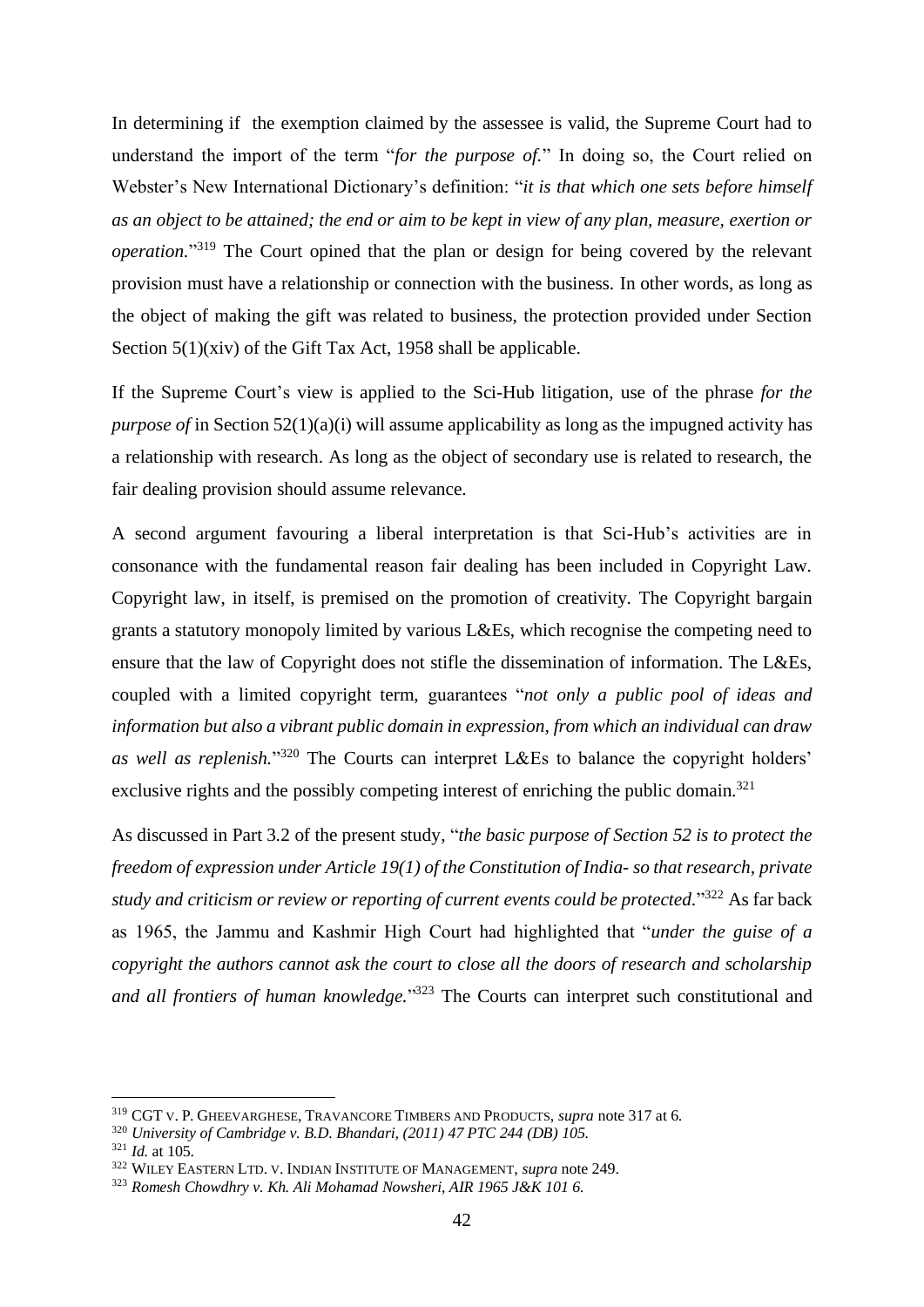In determining if the exemption claimed by the assessee is valid, the Supreme Court had to understand the import of the term "*for the purpose of.*" In doing so, the Court relied on Webster's New International Dictionary's definition: "*it is that which one sets before himself as an object to be attained; the end or aim to be kept in view of any plan, measure, exertion or operation.*"[319] The Court opined that the plan or design for being covered by the relevant provision must have a relationship or connection with the business. In other words, as long as the object of making the gift was related to business, the protection provided under Section Section 5(1)(xiv) of the Gift Tax Act, 1958 shall be applicable.

If the Supreme Court's view is applied to the Sci-Hub litigation, use of the phrase *for the purpose of* in Section 52(1)(a)(i) will assume applicability as long as the impugned activity has a relationship with research. As long as the object of secondary use is related to research, the fair dealing provision should assume relevance.

A second argument favouring a liberal interpretation is that Sci-Hub's activities are in consonance with the fundamental reason fair dealing has been included in Copyright Law. Copyright law, in itself, is premised on the promotion of creativity. The Copyright bargain grants a statutory monopoly limited by various L&Es, which recognise the competing need to ensure that the law of Copyright does not stifle the dissemination of information. The L&Es, coupled with a limited copyright term, guarantees "*not only a public pool of ideas and information but also a vibrant public domain in expression, from which an individual can draw as well as replenish.*"[320] The Courts can interpret L&Es to balance the copyright holders' exclusive rights and the possibly competing interest of enriching the public domain.[321]

As discussed in Part 3.2 of the present study, "*the basic purpose of Section 52 is to protect the freedom of expression under Article 19(1) of the Constitution of India- so that research, private study and criticism or review or reporting of current events could be protected.*"[322] As far back as 1965, the Jammu and Kashmir High Court had highlighted that "*under the guise of a copyright the authors cannot ask the court to close all the doors of research and scholarship and all frontiers of human knowledge.*"[323] The Courts can interpret such constitutional and

---

[319] CGT v. P. Gheevarghese, Travancore Timbers and Products, *supra* note 317 at 6.

[320] *University of Cambridge v. B.D. Bhandari, (2011) 47 PTC 244 (DB) 105.*

[321] *Id.* at 105.

[322] Wiley Eastern Ltd. v. Indian Institute of Management, *supra* note 249.

[323] *Romesh Chowdhry v. Kh. Ali Mohamad Nowsheri, AIR 1965 J&K 101 6.*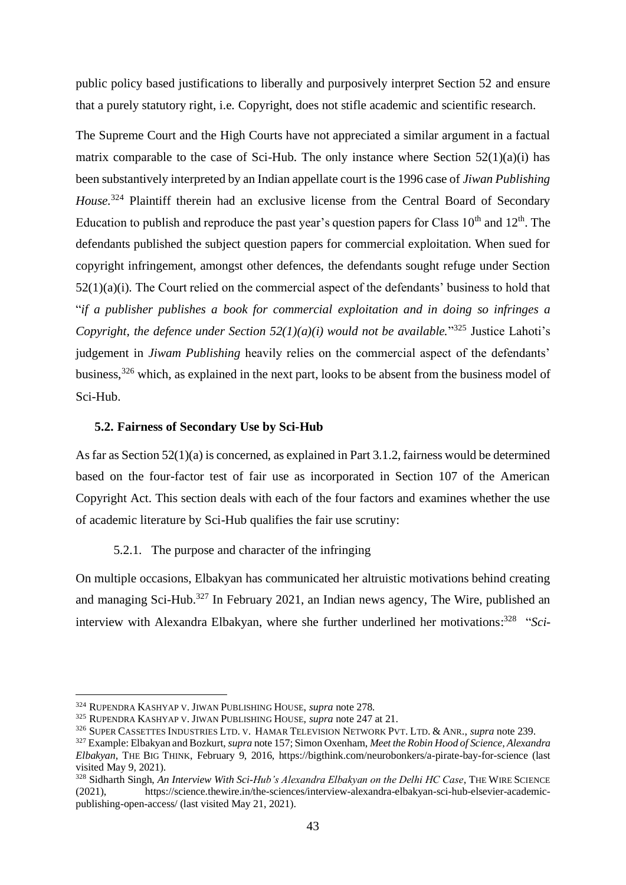public policy based justifications to liberally and purposively interpret Section 52 and ensure that a purely statutory right, i.e. Copyright, does not stifle academic and scientific research.

The Supreme Court and the High Courts have not appreciated a similar argument in a factual matrix comparable to the case of Sci-Hub. The only instance where Section 52(1)(a)(i) has been substantively interpreted by an Indian appellate court is the 1996 case of *Jiwan Publishing House.*[324] Plaintiff therein had an exclusive license from the Central Board of Secondary Education to publish and reproduce the past year's question papers for Class $10^{th}$ and $12^{th}$. The defendants published the subject question papers for commercial exploitation. When sued for copyright infringement, amongst other defences, the defendants sought refuge under Section 52(1)(a)(i). The Court relied on the commercial aspect of the defendants' business to hold that "*if a publisher publishes a book for commercial exploitation and in doing so infringes a Copyright, the defence under Section 52(1)(a)(i) would not be available.*"[325] Justice Lahoti's judgement in *Jiwam Publishing* heavily relies on the commercial aspect of the defendants' business,[326] which, as explained in the next part, looks to be absent from the business model of Sci-Hub.

### 5.2. Fairness of Secondary Use by Sci-Hub

As far as Section 52(1)(a) is concerned, as explained in Part 3.1.2, fairness would be determined based on the four-factor test of fair use as incorporated in Section 107 of the American Copyright Act. This section deals with each of the four factors and examines whether the use of academic literature by Sci-Hub qualifies the fair use scrutiny:

#### 5.2.1. The purpose and character of the infringing

On multiple occasions, Elbakyan has communicated her altruistic motivations behind creating and managing Sci-Hub.[327] In February 2021, an Indian news agency, The Wire, published an interview with Alexandra Elbakyan, where she further underlined her motivations:[328] "*Sci-*

---

[324] RUPENDRA KASHYAP V. JIWAN PUBLISHING HOUSE, *supra* note 278.

[325] RUPENDRA KASHYAP V. JIWAN PUBLISHING HOUSE, *supra* note 247 at 21.

[326] SUPER CASSETTES INDUSTRIES LTD. V. HAMAR TELEVISION NETWORK PVT. LTD. & ANR., *supra* note 239.

[327] Example: Elbakyan and Bozkurt, *supra* note 157; Simon Oxenham, *Meet the Robin Hood of Science, Alexandra Elbakyan*, THE BIG THINK, February 9, 2016, https://bigthink.com/neurobonkers/a-pirate-bay-for-science (last visited May 9, 2021).

[328] Sidharth Singh, *An Interview With Sci-Hub's Alexandra Elbakyan on the Delhi HC Case*, THE WIRE SCIENCE (2021), https://science.thewire.in/the-sciences/interview-alexandra-elbakyan-sci-hub-elsevier-academic-publishing-open-access/ (last visited May 21, 2021).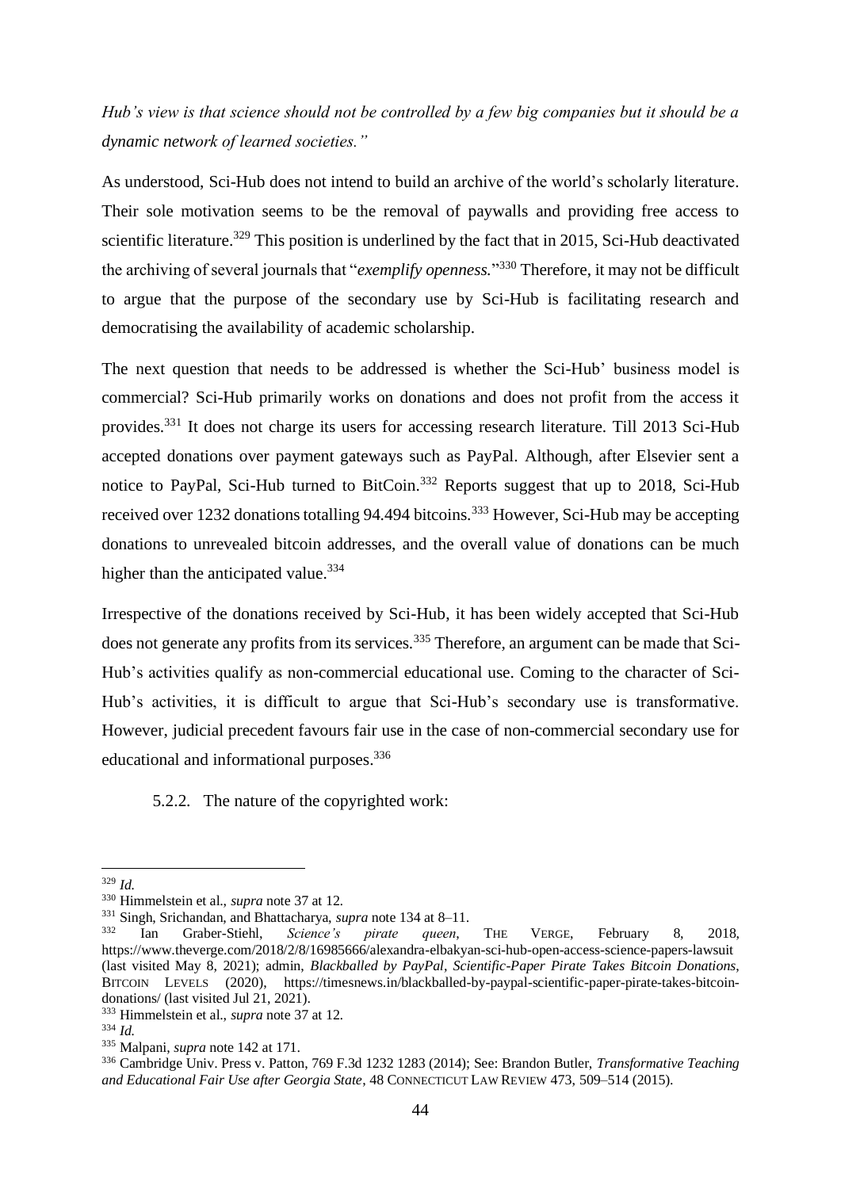*Hub's view is that science should not be controlled by a few big companies but it should be a dynamic network of learned societies."*

As understood, Sci-Hub does not intend to build an archive of the world's scholarly literature. Their sole motivation seems to be the removal of paywalls and providing free access to scientific literature.[329] This position is underlined by the fact that in 2015, Sci-Hub deactivated the archiving of several journals that "*exemplify openness.*"[330] Therefore, it may not be difficult to argue that the purpose of the secondary use by Sci-Hub is facilitating research and democratising the availability of academic scholarship.

The next question that needs to be addressed is whether the Sci-Hub' business model is commercial? Sci-Hub primarily works on donations and does not profit from the access it provides.[331] It does not charge its users for accessing research literature. Till 2013 Sci-Hub accepted donations over payment gateways such as PayPal. Although, after Elsevier sent a notice to PayPal, Sci-Hub turned to BitCoin.[332] Reports suggest that up to 2018, Sci-Hub received over 1232 donations totalling 94.494 bitcoins.[333] However, Sci-Hub may be accepting donations to unrevealed bitcoin addresses, and the overall value of donations can be much higher than the anticipated value.[334]

Irrespective of the donations received by Sci-Hub, it has been widely accepted that Sci-Hub does not generate any profits from its services.[335] Therefore, an argument can be made that Sci-Hub's activities qualify as non-commercial educational use. Coming to the character of Sci-Hub's activities, it is difficult to argue that Sci-Hub's secondary use is transformative. However, judicial precedent favours fair use in the case of non-commercial secondary use for educational and informational purposes.[336]

### 5.2.2. The nature of the copyrighted work:

---

[329] *Id.*

[330] Himmelstein et al., *supra* note 37 at 12.

[331] Singh, Srichandan, and Bhattacharya, *supra* note 134 at 8–11.

[332] Ian Graber-Stiehl, *Science's pirate queen*, THE VERGE, February 8, 2018, https://www.theverge.com/2018/2/8/16985666/alexandra-elbakyan-sci-hub-open-access-science-papers-lawsuit (last visited May 8, 2021); admin, *Blackballed by PayPal, Scientific-Paper Pirate Takes Bitcoin Donations*, BITCOIN LEVELS (2020), https://timesnews.in/blackballed-by-paypal-scientific-paper-pirate-takes-bitcoin-donations/ (last visited Jul 21, 2021).

[333] Himmelstein et al., *supra* note 37 at 12.

[334] *Id.*

[335] Malpani, *supra* note 142 at 171.

[336] Cambridge Univ. Press v. Patton, 769 F.3d 1232 1283 (2014); See: Brandon Butler, *Transformative Teaching and Educational Fair Use after Georgia State*, 48 CONNECTICUT LAW REVIEW 473, 509–514 (2015).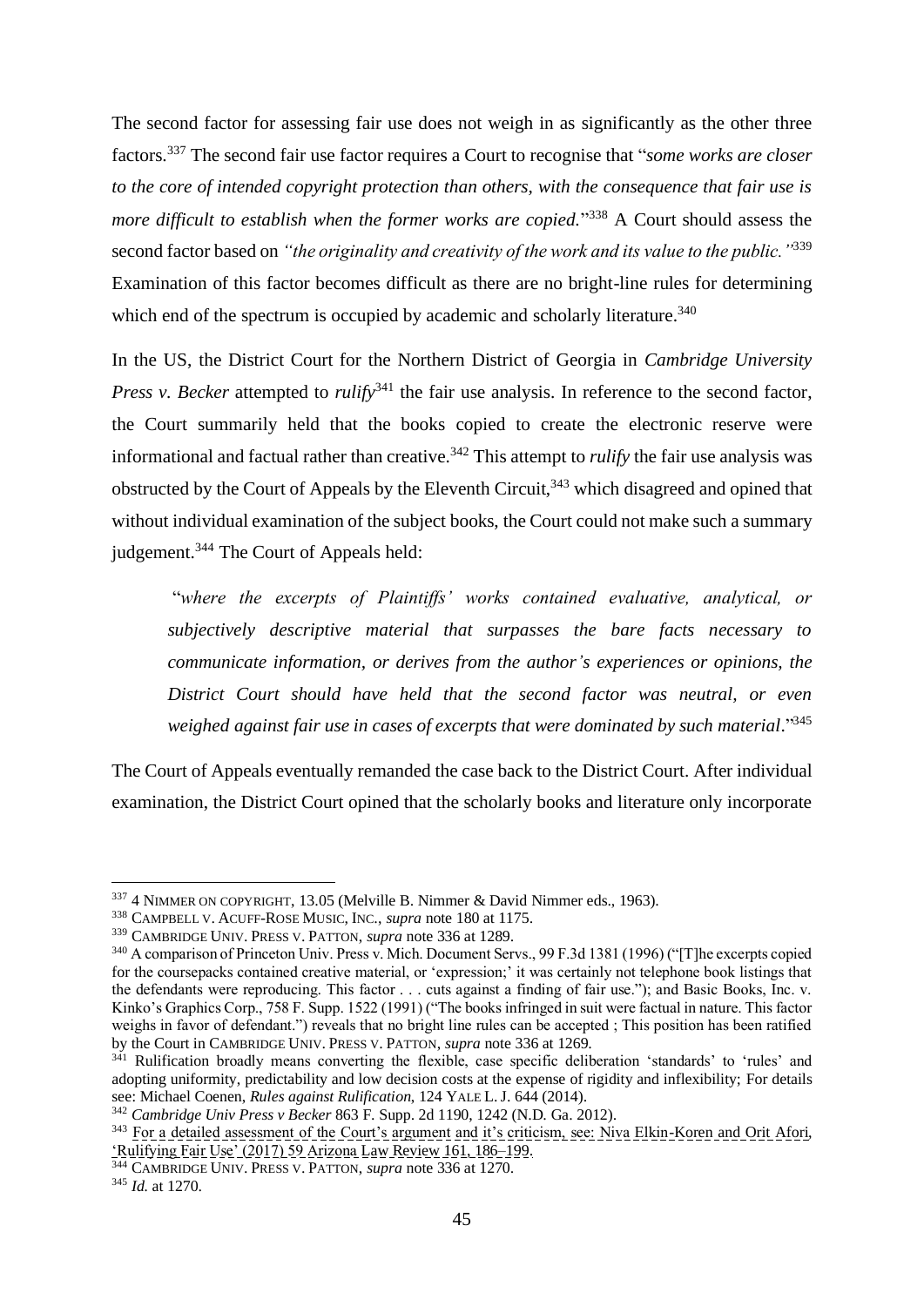The second factor for assessing fair use does not weigh in as significantly as the other three factors.[337] The second fair use factor requires a Court to recognise that "*some works are closer to the core of intended copyright protection than others, with the consequence that fair use is more difficult to establish when the former works are copied.*"[338] A Court should assess the second factor based on *"the originality and creativity of the work and its value to the public."*[339] Examination of this factor becomes difficult as there are no bright-line rules for determining which end of the spectrum is occupied by academic and scholarly literature.[340]

In the US, the District Court for the Northern District of Georgia in *Cambridge University Press v. Becker* attempted to *rulify*[341] the fair use analysis. In reference to the second factor, the Court summarily held that the books copied to create the electronic reserve were informational and factual rather than creative.[342] This attempt to *rulify* the fair use analysis was obstructed by the Court of Appeals by the Eleventh Circuit,[343] which disagreed and opined that without individual examination of the subject books, the Court could not make such a summary judgement.[344] The Court of Appeals held:

> "*where the excerpts of Plaintiffs' works contained evaluative, analytical, or subjectively descriptive material that surpasses the bare facts necessary to communicate information, or derives from the author's experiences or opinions, the District Court should have held that the second factor was neutral, or even weighed against fair use in cases of excerpts that were dominated by such material*."[345]

The Court of Appeals eventually remanded the case back to the District Court. After individual examination, the District Court opined that the scholarly books and literature only incorporate

---

[337] 4 NIMMER ON COPYRIGHT, 13.05 (Melville B. Nimmer & David Nimmer eds., 1963).

[338] CAMPBELL V. ACUFF-ROSE MUSIC, INC., *supra* note 180 at 1175.

[339] CAMBRIDGE UNIV. PRESS V. PATTON, *supra* note 336 at 1289.

[340] A comparison of Princeton Univ. Press v. Mich. Document Servs., 99 F.3d 1381 (1996) ("[T]he excerpts copied for the coursepacks contained creative material, or 'expression;' it was certainly not telephone book listings that the defendants were reproducing. This factor . . . cuts against a finding of fair use."); and Basic Books, Inc. v. Kinko's Graphics Corp., 758 F. Supp. 1522 (1991) ("The books infringed in suit were factual in nature. This factor weighs in favor of defendant.") reveals that no bright line rules can be accepted ; This position has been ratified by the Court in CAMBRIDGE UNIV. PRESS V. PATTON, *supra* note 336 at 1269.

[341] Rulification broadly means converting the flexible, case specific deliberation 'standards' to 'rules' and adopting uniformity, predictability and low decision costs at the expense of rigidity and inflexibility; For details see: Michael Coenen, *Rules against Rulification*, 124 YALE L. J. 644 (2014).

[342] *Cambridge Univ Press v Becker* 863 F. Supp. 2d 1190, 1242 (N.D. Ga. 2012).

[343] For a detailed assessment of the Court's argument and it's criticism, see: Niva Elkin-Koren and Orit Afori, 'Rulifying Fair Use' (2017) 59 Arizona Law Review 161, 186–199.

[344] CAMBRIDGE UNIV. PRESS V. PATTON, *supra* note 336 at 1270.

[345] *Id.* at 1270.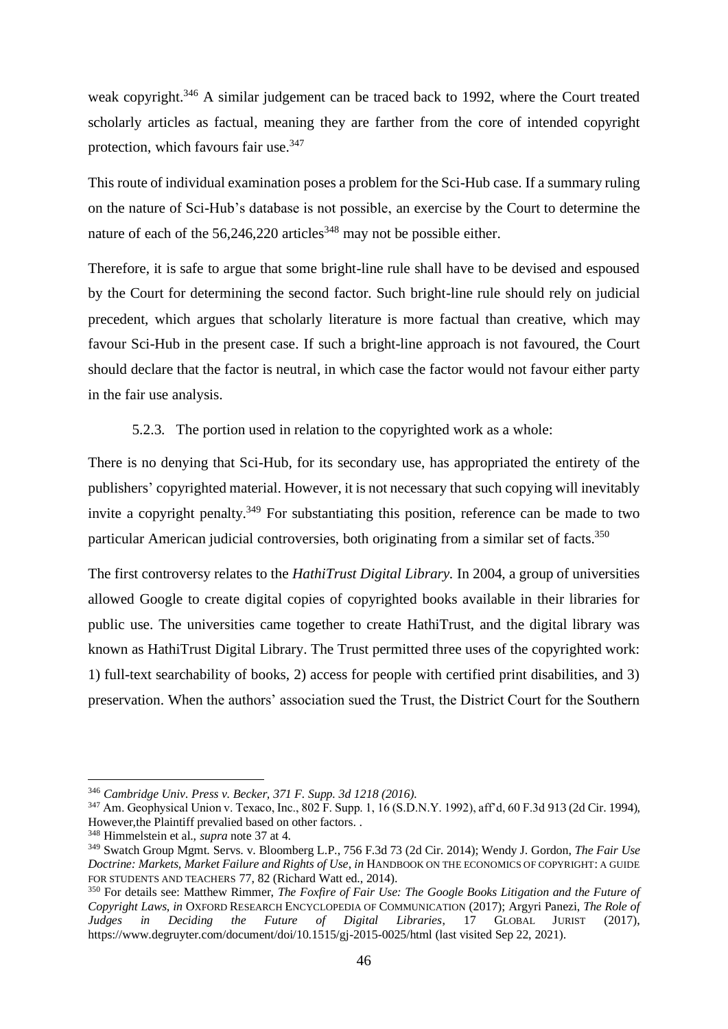weak copyright.[346] A similar judgement can be traced back to 1992, where the Court treated scholarly articles as factual, meaning they are farther from the core of intended copyright protection, which favours fair use.[347]

This route of individual examination poses a problem for the Sci-Hub case. If a summary ruling on the nature of Sci-Hub's database is not possible, an exercise by the Court to determine the nature of each of the 56,246,220 articles[348] may not be possible either.

Therefore, it is safe to argue that some bright-line rule shall have to be devised and espoused by the Court for determining the second factor. Such bright-line rule should rely on judicial precedent, which argues that scholarly literature is more factual than creative, which may favour Sci-Hub in the present case. If such a bright-line approach is not favoured, the Court should declare that the factor is neutral, in which case the factor would not favour either party in the fair use analysis.

### 5.2.3. The portion used in relation to the copyrighted work as a whole:

There is no denying that Sci-Hub, for its secondary use, has appropriated the entirety of the publishers' copyrighted material. However, it is not necessary that such copying will inevitably invite a copyright penalty.[349] For substantiating this position, reference can be made to two particular American judicial controversies, both originating from a similar set of facts.[350]

The first controversy relates to the *HathiTrust Digital Library.* In 2004, a group of universities allowed Google to create digital copies of copyrighted books available in their libraries for public use. The universities came together to create HathiTrust, and the digital library was known as HathiTrust Digital Library. The Trust permitted three uses of the copyrighted work: 1) full-text searchability of books, 2) access for people with certified print disabilities, and 3) preservation. When the authors' association sued the Trust, the District Court for the Southern

---

[346] *Cambridge Univ. Press v. Becker, 371 F. Supp. 3d 1218 (2016).*

[347] Am. Geophysical Union v. Texaco, Inc., 802 F. Supp. 1, 16 (S.D.N.Y. 1992), aff'd, 60 F.3d 913 (2d Cir. 1994), However,the Plaintiff prevalied based on other factors. .

[348] Himmelstein et al., *supra* note 37 at 4.

[349] Swatch Group Mgmt. Servs. v. Bloomberg L.P., 756 F.3d 73 (2d Cir. 2014); Wendy J. Gordon, *The Fair Use Doctrine: Markets, Market Failure and Rights of Use*, *in* HANDBOOK ON THE ECONOMICS OF COPYRIGHT: A GUIDE FOR STUDENTS AND TEACHERS 77, 82 (Richard Watt ed., 2014).

[350] For details see: Matthew Rimmer, *The Foxfire of Fair Use: The Google Books Litigation and the Future of Copyright Laws*, *in* OXFORD RESEARCH ENCYCLOPEDIA OF COMMUNICATION (2017); Argyri Panezi, *The Role of Judges in Deciding the Future of Digital Libraries*, 17 GLOBAL JURIST (2017), https://www.degruyter.com/document/doi/10.1515/gj-2015-0025/html (last visited Sep 22, 2021).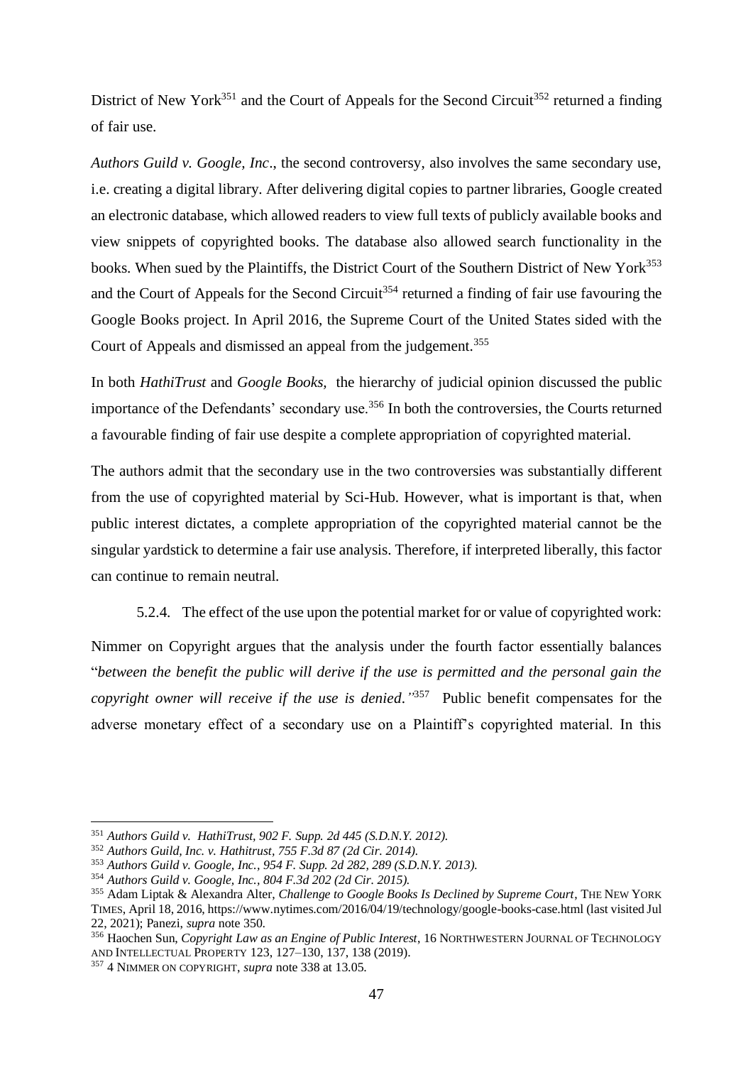District of New York[351] and the Court of Appeals for the Second Circuit[352] returned a finding of fair use.

*Authors Guild v. Google, Inc*., the second controversy, also involves the same secondary use, i.e. creating a digital library. After delivering digital copies to partner libraries, Google created an electronic database, which allowed readers to view full texts of publicly available books and view snippets of copyrighted books. The database also allowed search functionality in the books. When sued by the Plaintiffs, the District Court of the Southern District of New York[353] and the Court of Appeals for the Second Circuit[354] returned a finding of fair use favouring the Google Books project. In April 2016, the Supreme Court of the United States sided with the Court of Appeals and dismissed an appeal from the judgement.[355]

In both *HathiTrust* and *Google Books,* the hierarchy of judicial opinion discussed the public importance of the Defendants' secondary use.[356] In both the controversies, the Courts returned a favourable finding of fair use despite a complete appropriation of copyrighted material.

The authors admit that the secondary use in the two controversies was substantially different from the use of copyrighted material by Sci-Hub. However, what is important is that, when public interest dictates, a complete appropriation of the copyrighted material cannot be the singular yardstick to determine a fair use analysis. Therefore, if interpreted liberally, this factor can continue to remain neutral.

#### 5.2.4. The effect of the use upon the potential market for or value of copyrighted work:

Nimmer on Copyright argues that the analysis under the fourth factor essentially balances "*between the benefit the public will derive if the use is permitted and the personal gain the copyright owner will receive if the use is denied*."[357] Public benefit compensates for the adverse monetary effect of a secondary use on a Plaintiff's copyrighted material. In this

---

[351] *Authors Guild v. HathiTrust, 902 F. Supp. 2d 445 (S.D.N.Y. 2012).*

[352] *Authors Guild, Inc. v. Hathitrust, 755 F.3d 87 (2d Cir. 2014).*

[353] *Authors Guild v. Google, Inc., 954 F. Supp. 2d 282, 289 (S.D.N.Y. 2013).*

[354] *Authors Guild v. Google, Inc., 804 F.3d 202 (2d Cir. 2015).*

[355] Adam Liptak & Alexandra Alter, *Challenge to Google Books Is Declined by Supreme Court*, THE NEW YORK TIMES, April 18, 2016, https://www.nytimes.com/2016/04/19/technology/google-books-case.html (last visited Jul 22, 2021); Panezi, *supra* note 350.

[356] Haochen Sun, *Copyright Law as an Engine of Public Interest*, 16 NORTHWESTERN JOURNAL OF TECHNOLOGY AND INTELLECTUAL PROPERTY 123, 127–130, 137, 138 (2019).

[357] 4 NIMMER ON COPYRIGHT, *supra* note 338 at 13.05.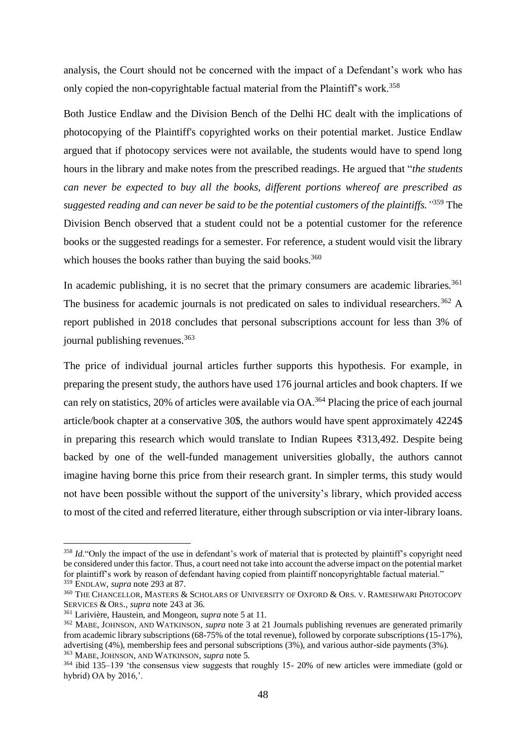analysis, the Court should not be concerned with the impact of a Defendant's work who has only copied the non-copyrightable factual material from the Plaintiff's work.[358]

Both Justice Endlaw and the Division Bench of the Delhi HC dealt with the implications of photocopying of the Plaintiff's copyrighted works on their potential market. Justice Endlaw argued that if photocopy services were not available, the students would have to spend long hours in the library and make notes from the prescribed readings. He argued that "*the students can never be expected to buy all the books, different portions whereof are prescribed as suggested reading and can never be said to be the potential customers of the plaintiffs.*"[359] The Division Bench observed that a student could not be a potential customer for the reference books or the suggested readings for a semester. For reference, a student would visit the library which houses the books rather than buying the said books.[360]

In academic publishing, it is no secret that the primary consumers are academic libraries.[361] The business for academic journals is not predicated on sales to individual researchers.[362] A report published in 2018 concludes that personal subscriptions account for less than 3% of journal publishing revenues.[363]

The price of individual journal articles further supports this hypothesis. For example, in preparing the present study, the authors have used 176 journal articles and book chapters. If we can rely on statistics, 20% of articles were available via OA.[364] Placing the price of each journal article/book chapter at a conservative 30$, the authors would have spent approximately 4224$ in preparing this research which would translate to Indian Rupees ₹313,492. Despite being backed by one of the well-funded management universities globally, the authors cannot imagine having borne this price from their research grant. In simpler terms, this study would not have been possible without the support of the university's library, which provided access to most of the cited and referred literature, either through subscription or via inter-library loans.

---

[358] *Id.*"Only the impact of the use in defendant's work of material that is protected by plaintiff's copyright need be considered under this factor. Thus, a court need not take into account the adverse impact on the potential market for plaintiff's work by reason of defendant having copied from plaintiff noncopyrightable factual material."

[359] ENDLAW, *supra* note 293 at 87.

[360] THE CHANCELLOR, MASTERS & SCHOLARS OF UNIVERSITY OF OXFORD & ORS. V. RAMESHWARI PHOTOCOPY SERVICES & ORS., *supra* note 243 at 36.

[361] Larivière, Haustein, and Mongeon, *supra* note 5 at 11.

[362] MABE, JOHNSON, AND WATKINSON, *supra* note 3 at 21 Journals publishing revenues are generated primarily from academic library subscriptions (68-75% of the total revenue), followed by corporate subscriptions (15-17%), advertising (4%), membership fees and personal subscriptions (3%), and various author-side payments (3%).

[363] MABE, JOHNSON, AND WATKINSON, *supra* note 5.

[364] ibid 135–139 'the consensus view suggests that roughly 15- 20% of new articles were immediate (gold or hybrid) OA by 2016,'.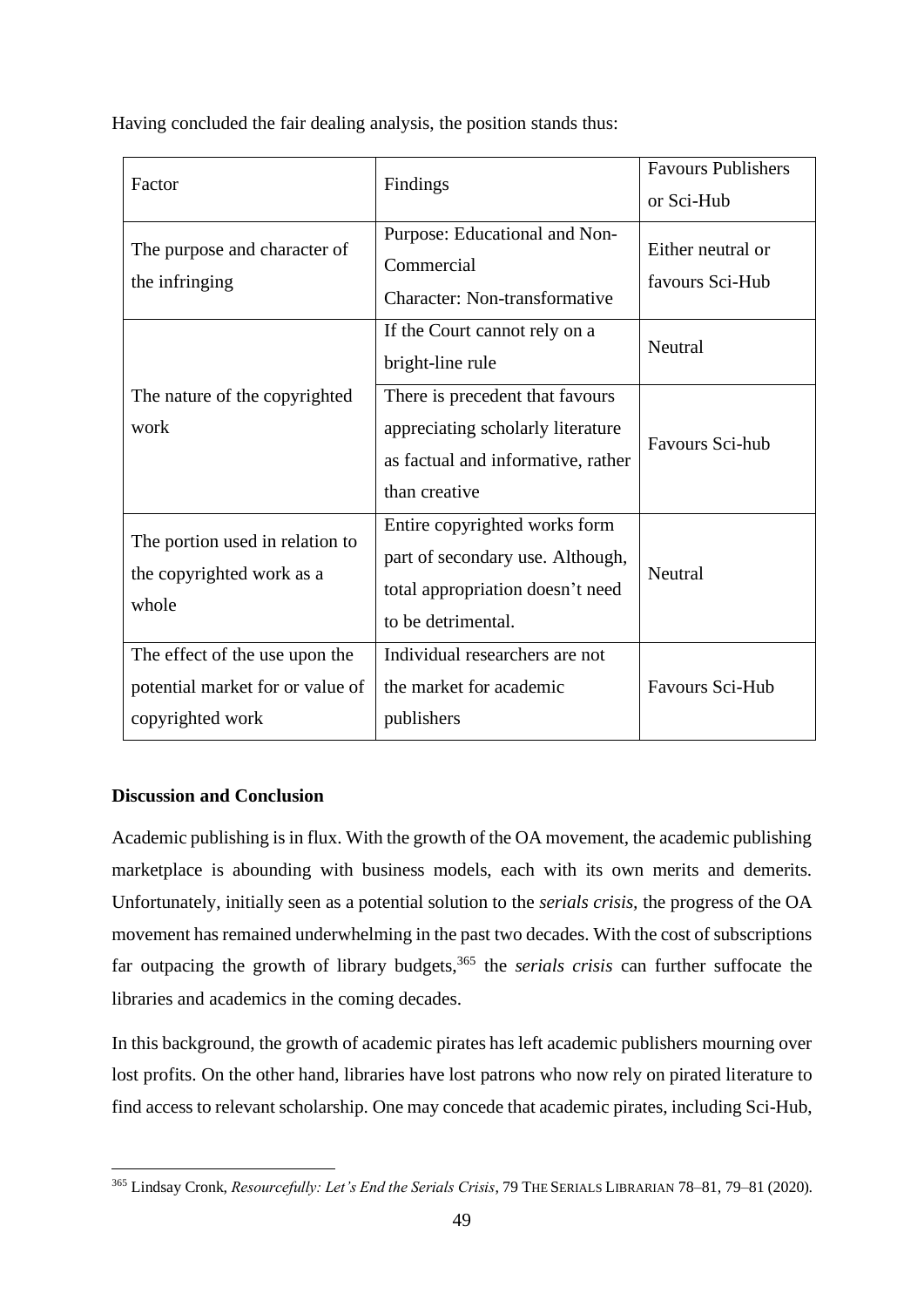Having concluded the fair dealing analysis, the position stands thus:

| Factor | Findings | Favours Publishers or Sci-Hub |
|---|---|---|
| The purpose and character of the infringing | Purpose: Educational and Non-Commercial<br>Character: Non-transformative | Either neutral or favours Sci-Hub |
| The nature of the copyrighted work | If the Court cannot rely on a bright-line rule | Neutral |
| | There is precedent that favours appreciating scholarly literature as factual and informative, rather than creative | Favours Sci-hub |
| The portion used in relation to the copyrighted work as a whole | Entire copyrighted works form part of secondary use. Although, total appropriation doesn't need to be detrimental. | Neutral |
| The effect of the use upon the potential market for or value of copyrighted work | Individual researchers are not the market for academic publishers | Favours Sci-Hub |

**Discussion and Conclusion**

Academic publishing is in flux. With the growth of the OA movement, the academic publishing marketplace is abounding with business models, each with its own merits and demerits. Unfortunately, initially seen as a potential solution to the *serials crisis,* the progress of the OA movement has remained underwhelming in the past two decades. With the cost of subscriptions far outpacing the growth of library budgets,[365] the *serials crisis* can further suffocate the libraries and academics in the coming decades.

In this background, the growth of academic pirates has left academic publishers mourning over lost profits. On the other hand, libraries have lost patrons who now rely on pirated literature to find access to relevant scholarship. One may concede that academic pirates, including Sci-Hub,

[365] Lindsay Cronk, *Resourcefully: Let's End the Serials Crisis*, 79 THE SERIALS LIBRARIAN 78–81, 79–81 (2020).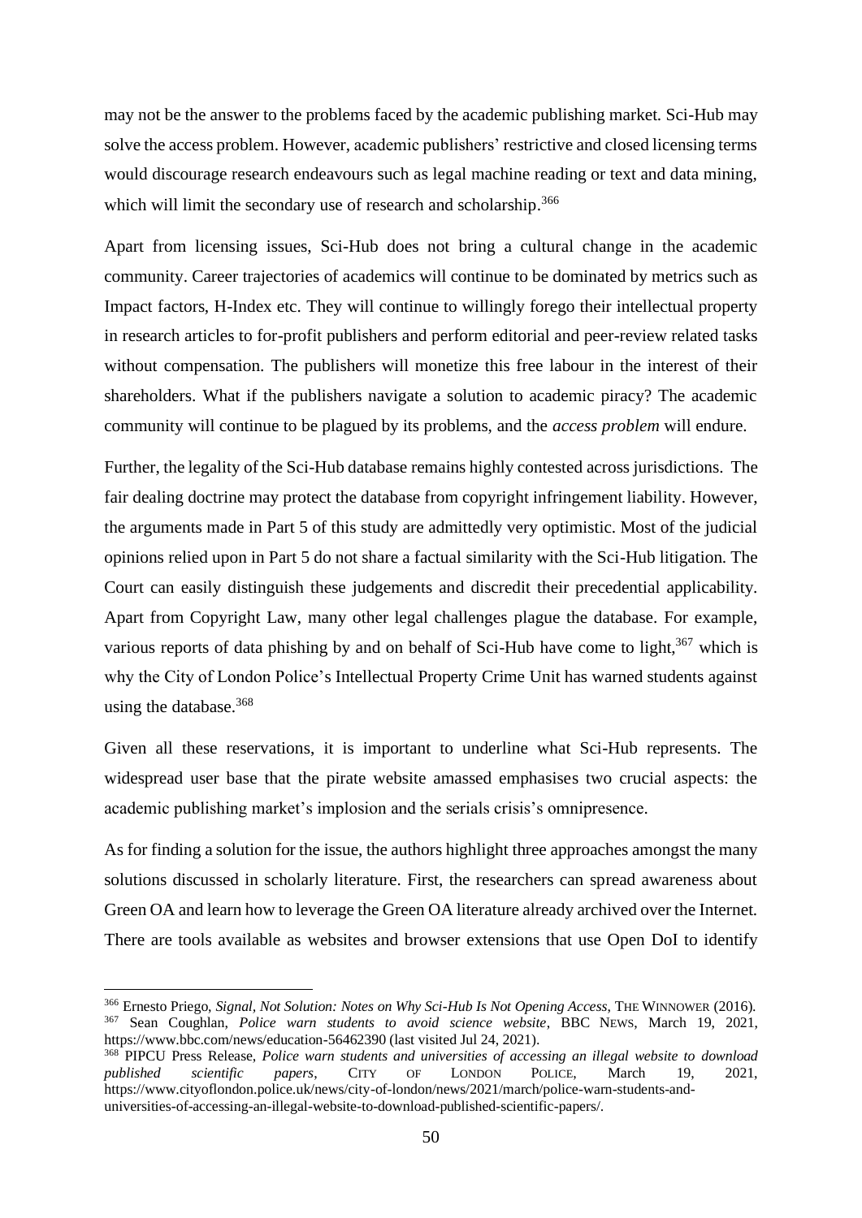may not be the answer to the problems faced by the academic publishing market. Sci-Hub may solve the access problem. However, academic publishers' restrictive and closed licensing terms would discourage research endeavours such as legal machine reading or text and data mining, which will limit the secondary use of research and scholarship.[366]

Apart from licensing issues, Sci-Hub does not bring a cultural change in the academic community. Career trajectories of academics will continue to be dominated by metrics such as Impact factors, H-Index etc. They will continue to willingly forego their intellectual property in research articles to for-profit publishers and perform editorial and peer-review related tasks without compensation. The publishers will monetize this free labour in the interest of their shareholders. What if the publishers navigate a solution to academic piracy? The academic community will continue to be plagued by its problems, and the *access problem* will endure.

Further, the legality of the Sci-Hub database remains highly contested across jurisdictions. The fair dealing doctrine may protect the database from copyright infringement liability. However, the arguments made in Part 5 of this study are admittedly very optimistic. Most of the judicial opinions relied upon in Part 5 do not share a factual similarity with the Sci-Hub litigation. The Court can easily distinguish these judgements and discredit their precedential applicability. Apart from Copyright Law, many other legal challenges plague the database. For example, various reports of data phishing by and on behalf of Sci-Hub have come to light,[367] which is why the City of London Police's Intellectual Property Crime Unit has warned students against using the database.[368]

Given all these reservations, it is important to underline what Sci-Hub represents. The widespread user base that the pirate website amassed emphasises two crucial aspects: the academic publishing market's implosion and the serials crisis's omnipresence.

As for finding a solution for the issue, the authors highlight three approaches amongst the many solutions discussed in scholarly literature. First, the researchers can spread awareness about Green OA and learn how to leverage the Green OA literature already archived over the Internet. There are tools available as websites and browser extensions that use Open DoI to identify

---

[366] Ernesto Priego, *Signal, Not Solution: Notes on Why Sci-Hub Is Not Opening Access*, THE WINNOWER (2016).

[367] Sean Coughlan, *Police warn students to avoid science website*, BBC NEWS, March 19, 2021, https://www.bbc.com/news/education-56462390 (last visited Jul 24, 2021).

[368] PIPCU Press Release, *Police warn students and universities of accessing an illegal website to download published scientific papers*, CITY OF LONDON POLICE, March 19, 2021, https://www.cityoflondon.police.uk/news/city-of-london/news/2021/march/police-warn-students-and-universities-of-accessing-an-illegal-website-to-download-published-scientific-papers/.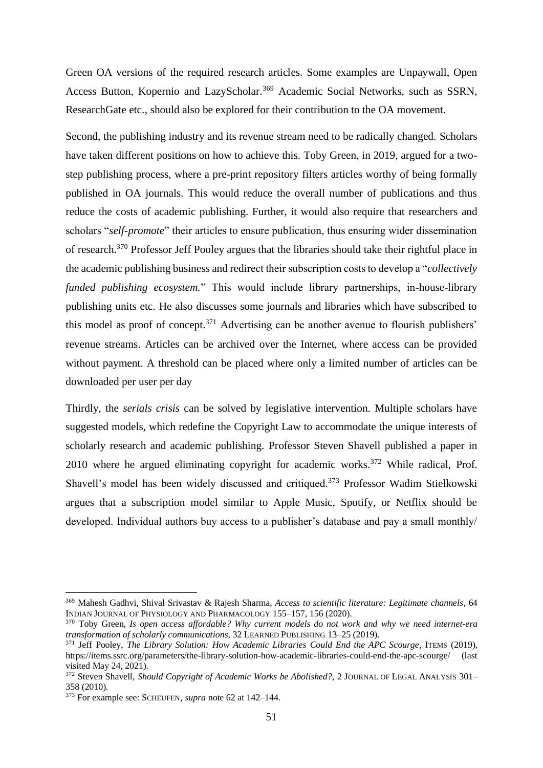Green OA versions of the required research articles. Some examples are Unpaywall, Open Access Button, Kopernio and LazyScholar.[369] Academic Social Networks, such as SSRN, ResearchGate etc., should also be explored for their contribution to the OA movement.

Second, the publishing industry and its revenue stream need to be radically changed. Scholars have taken different positions on how to achieve this. Toby Green, in 2019, argued for a two-step publishing process, where a pre-print repository filters articles worthy of being formally published in OA journals. This would reduce the overall number of publications and thus reduce the costs of academic publishing. Further, it would also require that researchers and scholars "*self-promote*" their articles to ensure publication, thus ensuring wider dissemination of research.[370] Professor Jeff Pooley argues that the libraries should take their rightful place in the academic publishing business and redirect their subscription costs to develop a "*collectively funded publishing ecosystem.*" This would include library partnerships, in-house-library publishing units etc. He also discusses some journals and libraries which have subscribed to this model as proof of concept.[371] Advertising can be another avenue to flourish publishers' revenue streams. Articles can be archived over the Internet, where access can be provided without payment. A threshold can be placed where only a limited number of articles can be downloaded per user per day

Thirdly, the *serials crisis* can be solved by legislative intervention. Multiple scholars have suggested models, which redefine the Copyright Law to accommodate the unique interests of scholarly research and academic publishing. Professor Steven Shavell published a paper in 2010 where he argued eliminating copyright for academic works.[372] While radical, Prof. Shavell's model has been widely discussed and critiqued.[373] Professor Wadim Stielkowski argues that a subscription model similar to Apple Music, Spotify, or Netflix should be developed. Individual authors buy access to a publisher's database and pay a small monthly/

---

[369] Mahesh Gadhvi, Shival Srivastav & Rajesh Sharma, *Access to scientific literature: Legitimate channels*, 64 INDIAN JOURNAL OF PHYSIOLOGY AND PHARMACOLOGY 155–157, 156 (2020).

[370] Toby Green, *Is open access affordable? Why current models do not work and why we need internet-era transformation of scholarly communications*, 32 LEARNED PUBLISHING 13–25 (2019).

[371] Jeff Pooley, *The Library Solution: How Academic Libraries Could End the APC Scourge*, ITEMS (2019), https://items.ssrc.org/parameters/the-library-solution-how-academic-libraries-could-end-the-apc-scourge/ (last visited May 24, 2021).

[372] Steven Shavell, *Should Copyright of Academic Works be Abolished?*, 2 JOURNAL OF LEGAL ANALYSIS 301–358 (2010).

[373] For example see: SCHEUFEN, *supra* note 62 at 142–144.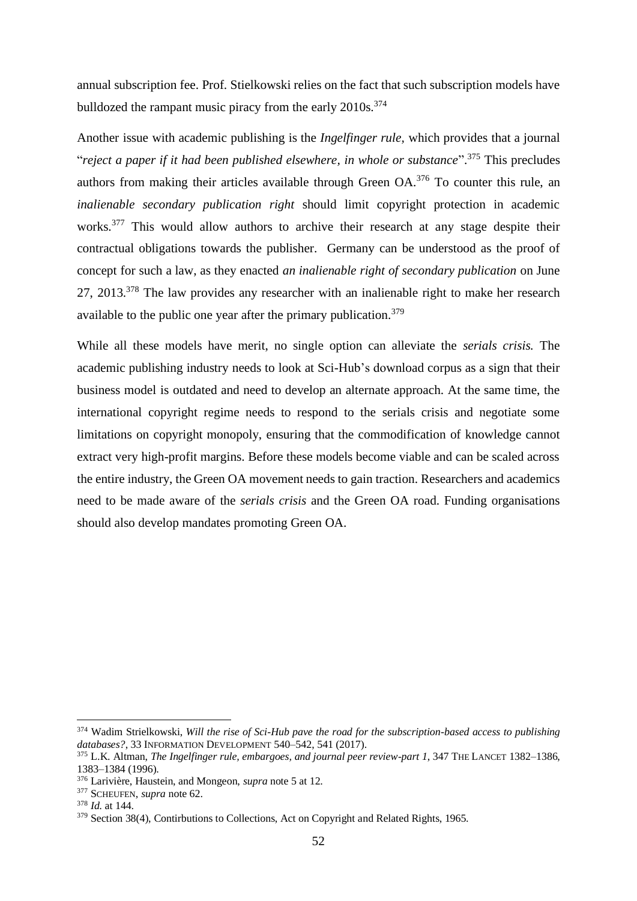annual subscription fee. Prof. Stielkowski relies on the fact that such subscription models have bulldozed the rampant music piracy from the early 2010s.[374]

Another issue with academic publishing is the *Ingelfinger rule*, which provides that a journal "*reject a paper if it had been published elsewhere, in whole or substance*".[375] This precludes authors from making their articles available through Green OA.[376] To counter this rule, an *inalienable secondary publication right* should limit copyright protection in academic works.[377] This would allow authors to archive their research at any stage despite their contractual obligations towards the publisher. Germany can be understood as the proof of concept for such a law, as they enacted *an inalienable right of secondary publication* on June 27, 2013.[378] The law provides any researcher with an inalienable right to make her research available to the public one year after the primary publication.[379]

While all these models have merit, no single option can alleviate the *serials crisis.* The academic publishing industry needs to look at Sci-Hub's download corpus as a sign that their business model is outdated and need to develop an alternate approach. At the same time, the international copyright regime needs to respond to the serials crisis and negotiate some limitations on copyright monopoly, ensuring that the commodification of knowledge cannot extract very high-profit margins. Before these models become viable and can be scaled across the entire industry, the Green OA movement needs to gain traction. Researchers and academics need to be made aware of the *serials crisis* and the Green OA road. Funding organisations should also develop mandates promoting Green OA.

---

[374] Wadim Strielkowski, *Will the rise of Sci-Hub pave the road for the subscription-based access to publishing databases?*, 33 INFORMATION DEVELOPMENT 540–542, 541 (2017).

[375] L.K. Altman, *The Ingelfinger rule, embargoes, and journal peer review-part 1*, 347 THE LANCET 1382–1386, 1383–1384 (1996).

[376] Larivière, Haustein, and Mongeon, *supra* note 5 at 12.

[377] SCHEUFEN, *supra* note 62.

[378] *Id.* at 144.

[379] Section 38(4), Contirbutions to Collections, Act on Copyright and Related Rights, 1965.